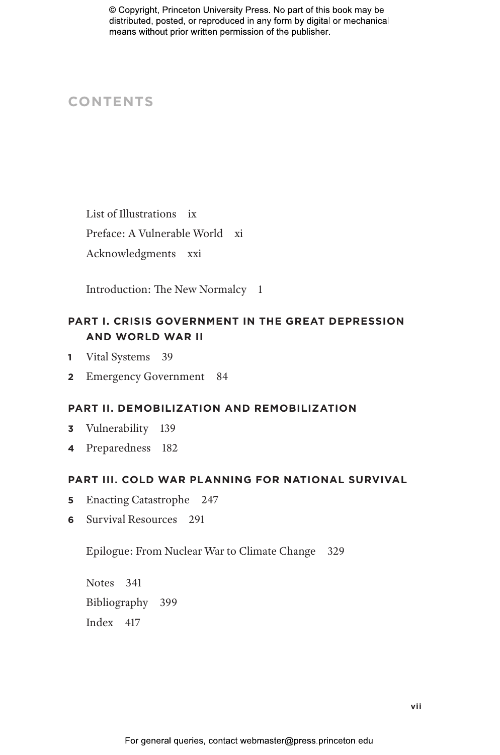# CONTENTS

List of Illustrations ix

Preface: A Vulnerable World xi

Acknowledgments xxi

Introduction: The New Normalcy 1

## PART I. CRISIS GOVERNMENT IN THE GREAT DEPRESSION AND WORLD WAR II

**1** Vital Systems 39

**2** Emergency Government 84

## PART II. DEMOBILIZATION AND REMOBILIZATION

**3** Vulnerability 139

**4** Preparedness 182

## PART III. COLD WAR PLANNING FOR NATIONAL SURVIVAL

**5** Enacting Catastrophe 247

**6** Survival Resources 291

Epilogue: From Nuclear War to Climate Change 329

Notes 341

Bibliography 399

Index 417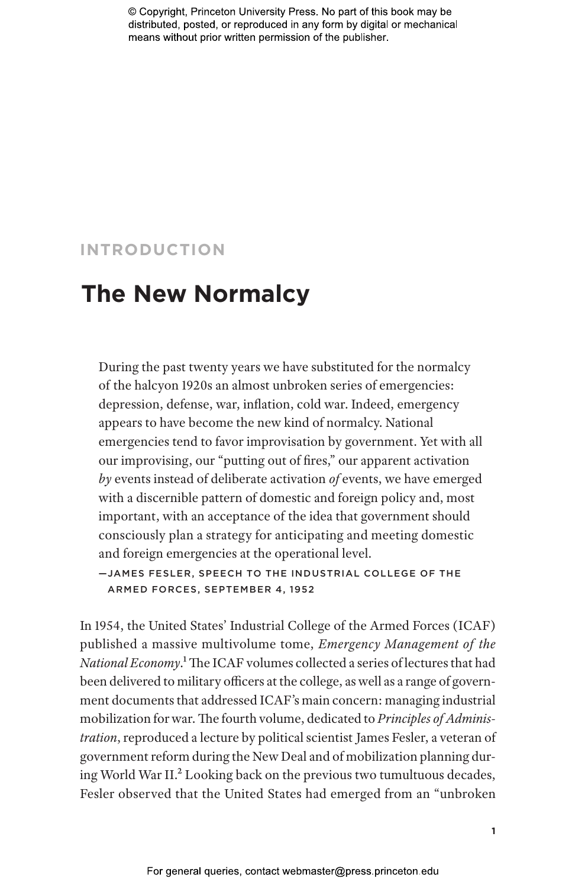# INTRODUCTION

## The New Normalcy

> During the past twenty years we have substituted for the normalcy of the halcyon 1920s an almost unbroken series of emergencies: depression, defense, war, inflation, cold war. Indeed, emergency appears to have become the new kind of normalcy. National emergencies tend to favor improvisation by government. Yet with all our improvising, our "putting out of fires," our apparent activation *by* events instead of deliberate activation *of* events, we have emerged with a discernible pattern of domestic and foreign policy and, most important, with an acceptance of the idea that government should consciously plan a strategy for anticipating and meeting domestic and foreign emergencies at the operational level.
>
> —JAMES FESLER, SPEECH TO THE INDUSTRIAL COLLEGE OF THE ARMED FORCES, SEPTEMBER 4, 1952

In 1954, the United States' Industrial College of the Armed Forces (ICAF) published a massive multivolume tome, *Emergency Management of the National Economy*.[1] The ICAF volumes collected a series of lectures that had been delivered to military officers at the college, as well as a range of government documents that addressed ICAF's main concern: managing industrial mobilization for war. The fourth volume, dedicated to *Principles of Administration*, reproduced a lecture by political scientist James Fesler, a veteran of government reform during the New Deal and of mobilization planning during World War II.[2] Looking back on the previous two tumultuous decades, Fesler observed that the United States had emerged from an "unbroken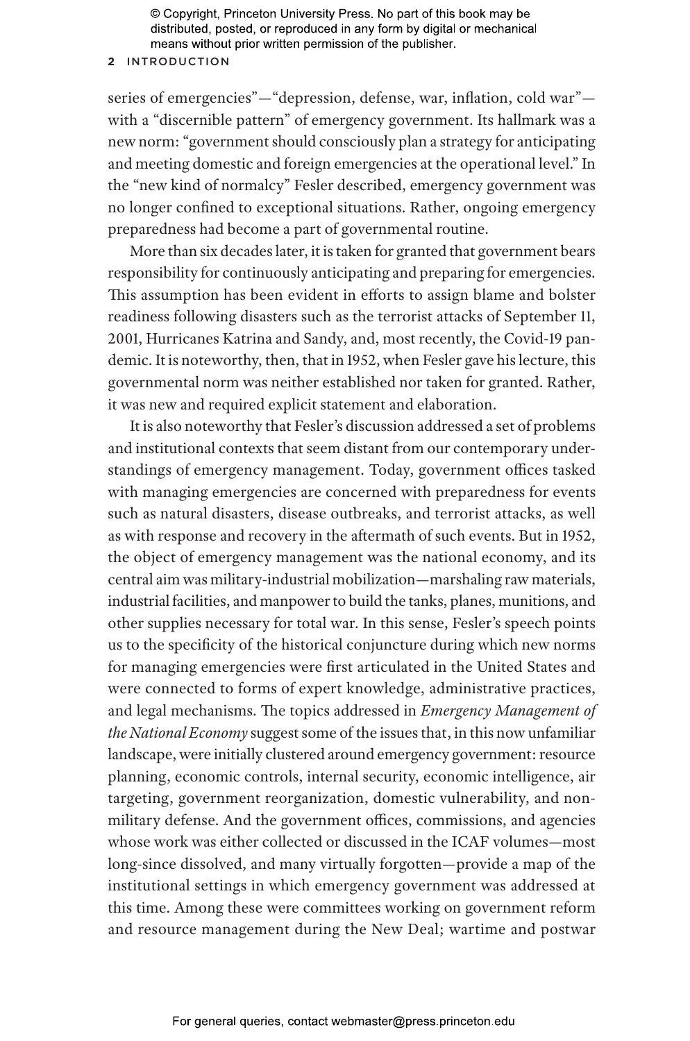series of emergencies"—"depression, defense, war, inflation, cold war"—with a "discernible pattern" of emergency government. Its hallmark was a new norm: "government should consciously plan a strategy for anticipating and meeting domestic and foreign emergencies at the operational level." In the "new kind of normalcy" Fesler described, emergency government was no longer confined to exceptional situations. Rather, ongoing emergency preparedness had become a part of governmental routine.

More than six decades later, it is taken for granted that government bears responsibility for continuously anticipating and preparing for emergencies. This assumption has been evident in efforts to assign blame and bolster readiness following disasters such as the terrorist attacks of September 11, 2001, Hurricanes Katrina and Sandy, and, most recently, the Covid-19 pandemic. It is noteworthy, then, that in 1952, when Fesler gave his lecture, this governmental norm was neither established nor taken for granted. Rather, it was new and required explicit statement and elaboration.

It is also noteworthy that Fesler's discussion addressed a set of problems and institutional contexts that seem distant from our contemporary understandings of emergency management. Today, government offices tasked with managing emergencies are concerned with preparedness for events such as natural disasters, disease outbreaks, and terrorist attacks, as well as with response and recovery in the aftermath of such events. But in 1952, the object of emergency management was the national economy, and its central aim was military-industrial mobilization—marshaling raw materials, industrial facilities, and manpower to build the tanks, planes, munitions, and other supplies necessary for total war. In this sense, Fesler's speech points us to the specificity of the historical conjuncture during which new norms for managing emergencies were first articulated in the United States and were connected to forms of expert knowledge, administrative practices, and legal mechanisms. The topics addressed in *Emergency Management of the National Economy* suggest some of the issues that, in this now unfamiliar landscape, were initially clustered around emergency government: resource planning, economic controls, internal security, economic intelligence, air targeting, government reorganization, domestic vulnerability, and nonmilitary defense. And the government offices, commissions, and agencies whose work was either collected or discussed in the ICAF volumes—most long-since dissolved, and many virtually forgotten—provide a map of the institutional settings in which emergency government was addressed at this time. Among these were committees working on government reform and resource management during the New Deal; wartime and postwar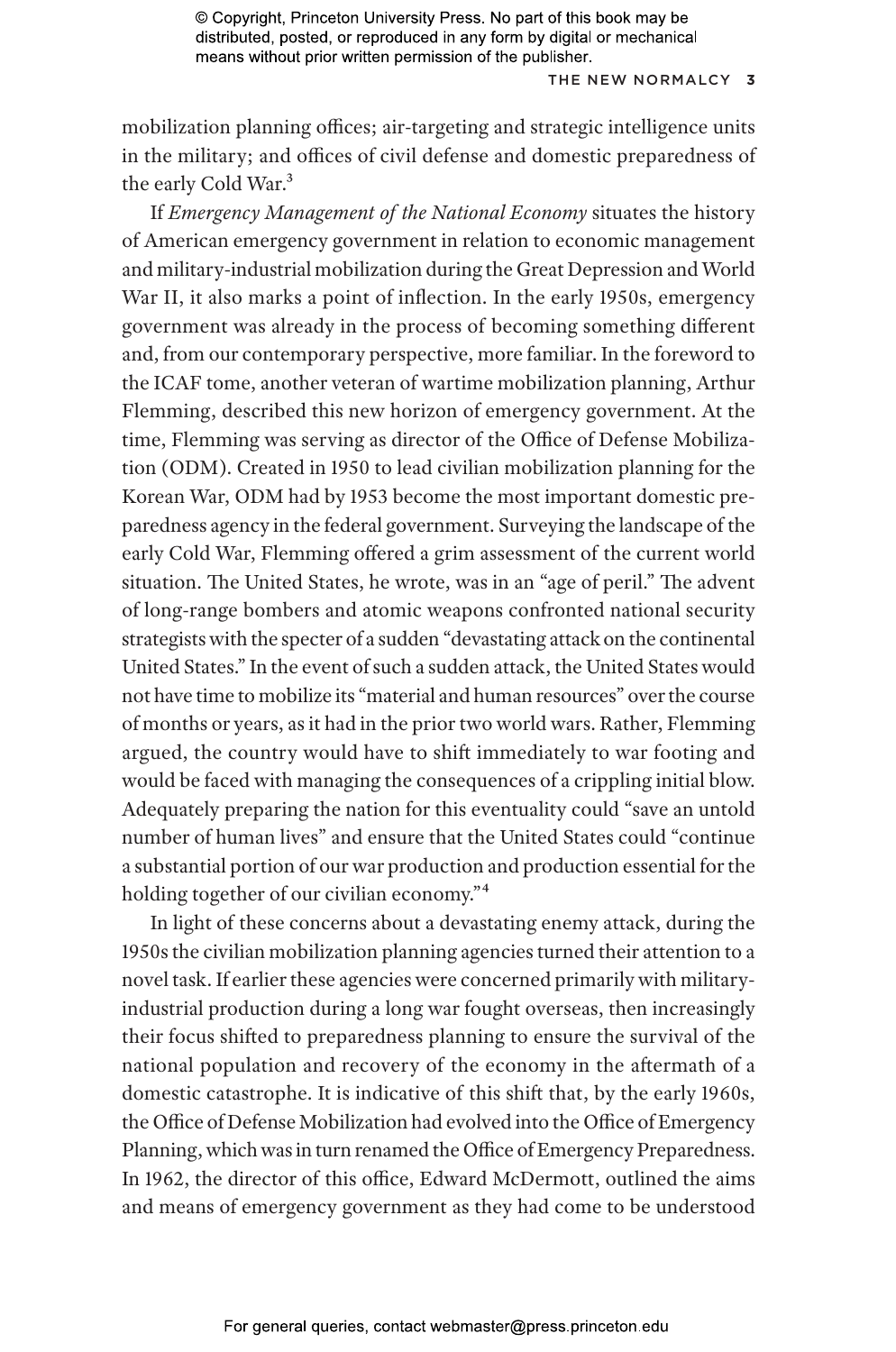mobilization planning offices; air-targeting and strategic intelligence units in the military; and offices of civil defense and domestic preparedness of the early Cold War.[3]

If *Emergency Management of the National Economy* situates the history of American emergency government in relation to economic management and military-industrial mobilization during the Great Depression and World War II, it also marks a point of inflection. In the early 1950s, emergency government was already in the process of becoming something different and, from our contemporary perspective, more familiar. In the foreword to the ICAF tome, another veteran of wartime mobilization planning, Arthur Flemming, described this new horizon of emergency government. At the time, Flemming was serving as director of the Office of Defense Mobilization (ODM). Created in 1950 to lead civilian mobilization planning for the Korean War, ODM had by 1953 become the most important domestic preparedness agency in the federal government. Surveying the landscape of the early Cold War, Flemming offered a grim assessment of the current world situation. The United States, he wrote, was in an "age of peril." The advent of long-range bombers and atomic weapons confronted national security strategists with the specter of a sudden "devastating attack on the continental United States." In the event of such a sudden attack, the United States would not have time to mobilize its "material and human resources" over the course of months or years, as it had in the prior two world wars. Rather, Flemming argued, the country would have to shift immediately to war footing and would be faced with managing the consequences of a crippling initial blow. Adequately preparing the nation for this eventuality could "save an untold number of human lives" and ensure that the United States could "continue a substantial portion of our war production and production essential for the holding together of our civilian economy."[4]

In light of these concerns about a devastating enemy attack, during the 1950s the civilian mobilization planning agencies turned their attention to a novel task. If earlier these agencies were concerned primarily with military-industrial production during a long war fought overseas, then increasingly their focus shifted to preparedness planning to ensure the survival of the national population and recovery of the economy in the aftermath of a domestic catastrophe. It is indicative of this shift that, by the early 1960s, the Office of Defense Mobilization had evolved into the Office of Emergency Planning, which was in turn renamed the Office of Emergency Preparedness. In 1962, the director of this office, Edward McDermott, outlined the aims and means of emergency government as they had come to be understood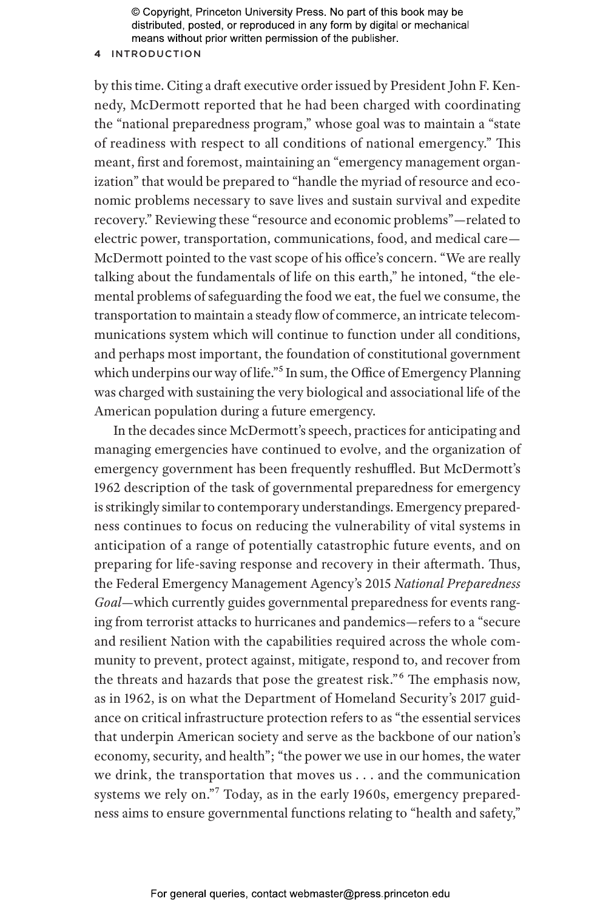by this time. Citing a draft executive order issued by President John F. Kennedy, McDermott reported that he had been charged with coordinating the "national preparedness program," whose goal was to maintain a "state of readiness with respect to all conditions of national emergency." This meant, first and foremost, maintaining an "emergency management organization" that would be prepared to "handle the myriad of resource and economic problems necessary to save lives and sustain survival and expedite recovery." Reviewing these "resource and economic problems"—related to electric power, transportation, communications, food, and medical care—McDermott pointed to the vast scope of his office's concern. "We are really talking about the fundamentals of life on this earth," he intoned, "the elemental problems of safeguarding the food we eat, the fuel we consume, the transportation to maintain a steady flow of commerce, an intricate telecommunications system which will continue to function under all conditions, and perhaps most important, the foundation of constitutional government which underpins our way of life."[5] In sum, the Office of Emergency Planning was charged with sustaining the very biological and associational life of the American population during a future emergency.

In the decades since McDermott's speech, practices for anticipating and managing emergencies have continued to evolve, and the organization of emergency government has been frequently reshuffled. But McDermott's 1962 description of the task of governmental preparedness for emergency is strikingly similar to contemporary understandings. Emergency preparedness continues to focus on reducing the vulnerability of vital systems in anticipation of a range of potentially catastrophic future events, and on preparing for life-saving response and recovery in their aftermath. Thus, the Federal Emergency Management Agency's 2015 *National Preparedness Goal*—which currently guides governmental preparedness for events ranging from terrorist attacks to hurricanes and pandemics—refers to a "secure and resilient Nation with the capabilities required across the whole community to prevent, protect against, mitigate, respond to, and recover from the threats and hazards that pose the greatest risk."[6] The emphasis now, as in 1962, is on what the Department of Homeland Security's 2017 guidance on critical infrastructure protection refers to as "the essential services that underpin American society and serve as the backbone of our nation's economy, security, and health"; "the power we use in our homes, the water we drink, the transportation that moves us . . . and the communication systems we rely on."[7] Today, as in the early 1960s, emergency preparedness aims to ensure governmental functions relating to "health and safety,"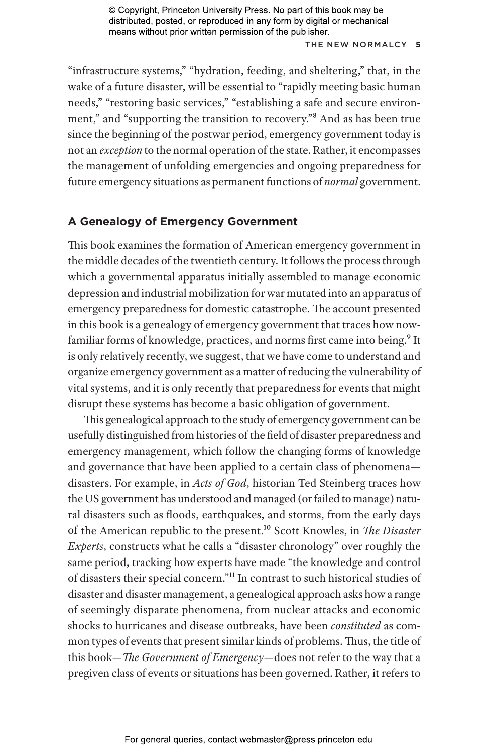"infrastructure systems," "hydration, feeding, and sheltering," that, in the wake of a future disaster, will be essential to "rapidly meeting basic human needs," "restoring basic services," "establishing a safe and secure environment," and "supporting the transition to recovery."[8] And as has been true since the beginning of the postwar period, emergency government today is not an *exception* to the normal operation of the state. Rather, it encompasses the management of unfolding emergencies and ongoing preparedness for future emergency situations as permanent functions of *normal* government.

## A Genealogy of Emergency Government

This book examines the formation of American emergency government in the middle decades of the twentieth century. It follows the process through which a governmental apparatus initially assembled to manage economic depression and industrial mobilization for war mutated into an apparatus of emergency preparedness for domestic catastrophe. The account presented in this book is a genealogy of emergency government that traces how now-familiar forms of knowledge, practices, and norms first came into being.[9] It is only relatively recently, we suggest, that we have come to understand and organize emergency government as a matter of reducing the vulnerability of vital systems, and it is only recently that preparedness for events that might disrupt these systems has become a basic obligation of government.

This genealogical approach to the study of emergency government can be usefully distinguished from histories of the field of disaster preparedness and emergency management, which follow the changing forms of knowledge and governance that have been applied to a certain class of phenomena—disasters. For example, in *Acts of God*, historian Ted Steinberg traces how the US government has understood and managed (or failed to manage) natural disasters such as floods, earthquakes, and storms, from the early days of the American republic to the present.[10] Scott Knowles, in *The Disaster Experts*, constructs what he calls a "disaster chronology" over roughly the same period, tracking how experts have made "the knowledge and control of disasters their special concern."[11] In contrast to such historical studies of disaster and disaster management, a genealogical approach asks how a range of seemingly disparate phenomena, from nuclear attacks and economic shocks to hurricanes and disease outbreaks, have been *constituted* as common types of events that present similar kinds of problems. Thus, the title of this book—*The Government of Emergency*—does not refer to the way that a pregiven class of events or situations has been governed. Rather, it refers to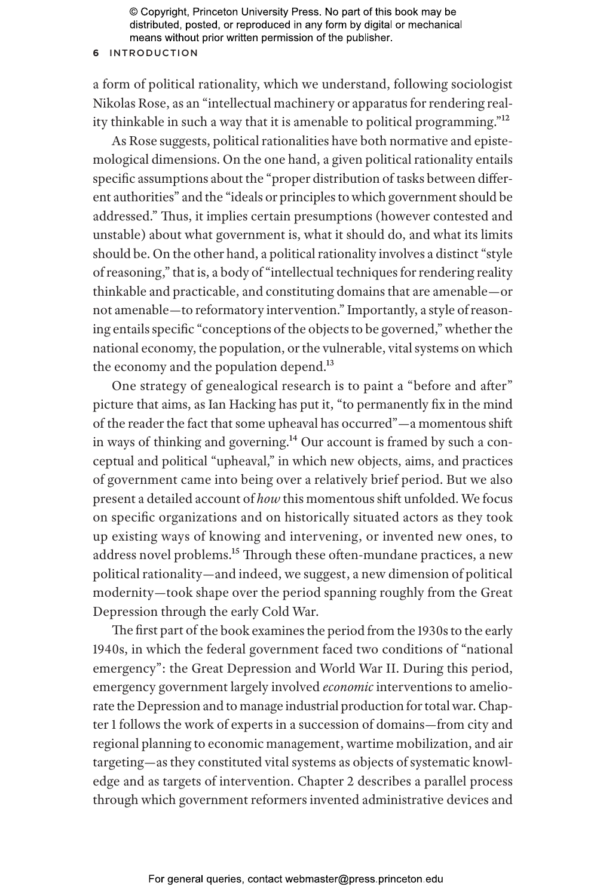a form of political rationality, which we understand, following sociologist Nikolas Rose, as an "intellectual machinery or apparatus for rendering reality thinkable in such a way that it is amenable to political programming."[12]

As Rose suggests, political rationalities have both normative and epistemological dimensions. On the one hand, a given political rationality entails specific assumptions about the "proper distribution of tasks between different authorities" and the "ideals or principles to which government should be addressed." Thus, it implies certain presumptions (however contested and unstable) about what government is, what it should do, and what its limits should be. On the other hand, a political rationality involves a distinct "style of reasoning," that is, a body of "intellectual techniques for rendering reality thinkable and practicable, and constituting domains that are amenable—or not amenable—to reformatory intervention." Importantly, a style of reasoning entails specific "conceptions of the objects to be governed," whether the national economy, the population, or the vulnerable, vital systems on which the economy and the population depend.[13]

One strategy of genealogical research is to paint a "before and after" picture that aims, as Ian Hacking has put it, "to permanently fix in the mind of the reader the fact that some upheaval has occurred"—a momentous shift in ways of thinking and governing.[14] Our account is framed by such a conceptual and political "upheaval," in which new objects, aims, and practices of government came into being over a relatively brief period. But we also present a detailed account of *how* this momentous shift unfolded. We focus on specific organizations and on historically situated actors as they took up existing ways of knowing and intervening, or invented new ones, to address novel problems.[15] Through these often-mundane practices, a new political rationality—and indeed, we suggest, a new dimension of political modernity—took shape over the period spanning roughly from the Great Depression through the early Cold War.

The first part of the book examines the period from the 1930s to the early 1940s, in which the federal government faced two conditions of "national emergency": the Great Depression and World War II. During this period, emergency government largely involved *economic* interventions to ameliorate the Depression and to manage industrial production for total war. Chapter 1 follows the work of experts in a succession of domains—from city and regional planning to economic management, wartime mobilization, and air targeting—as they constituted vital systems as objects of systematic knowledge and as targets of intervention. Chapter 2 describes a parallel process through which government reformers invented administrative devices and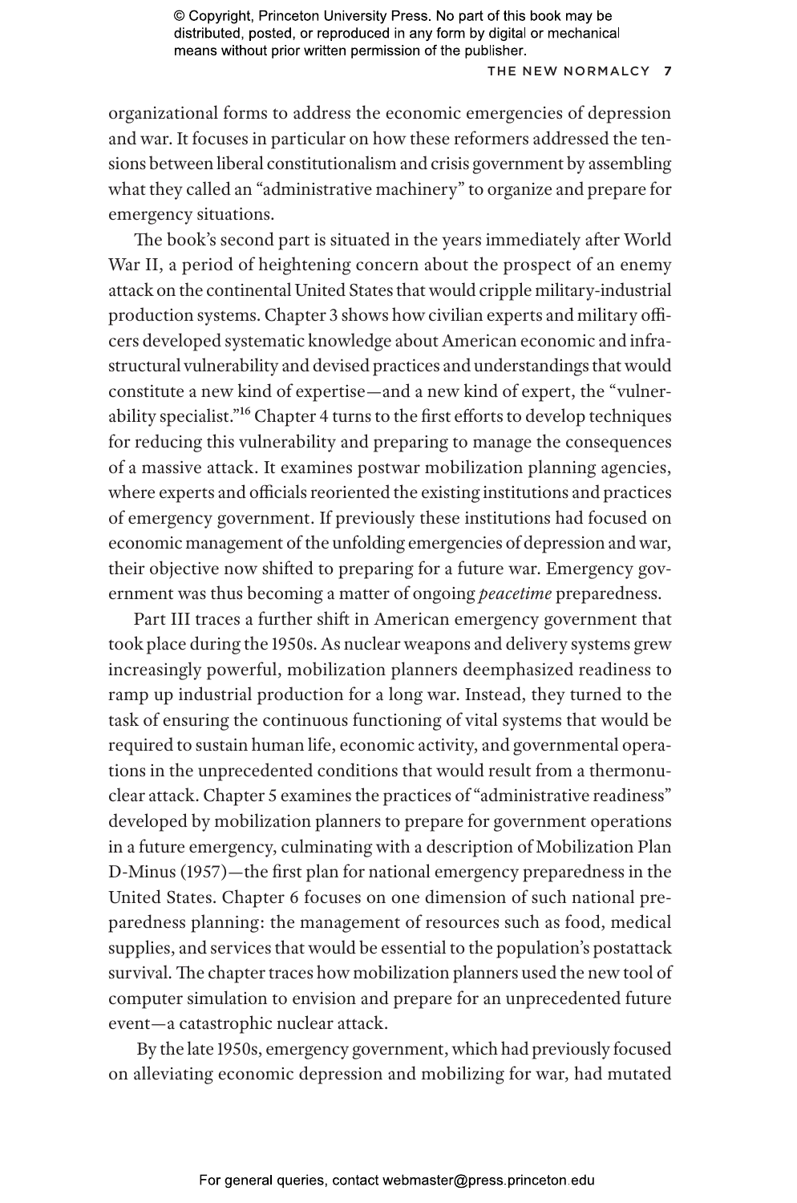organizational forms to address the economic emergencies of depression and war. It focuses in particular on how these reformers addressed the tensions between liberal constitutionalism and crisis government by assembling what they called an "administrative machinery" to organize and prepare for emergency situations.

The book's second part is situated in the years immediately after World War II, a period of heightening concern about the prospect of an enemy attack on the continental United States that would cripple military-industrial production systems. Chapter 3 shows how civilian experts and military officers developed systematic knowledge about American economic and infrastructural vulnerability and devised practices and understandings that would constitute a new kind of expertise—and a new kind of expert, the "vulnerability specialist."[16] Chapter 4 turns to the first efforts to develop techniques for reducing this vulnerability and preparing to manage the consequences of a massive attack. It examines postwar mobilization planning agencies, where experts and officials reoriented the existing institutions and practices of emergency government. If previously these institutions had focused on economic management of the unfolding emergencies of depression and war, their objective now shifted to preparing for a future war. Emergency government was thus becoming a matter of ongoing *peacetime* preparedness.

Part III traces a further shift in American emergency government that took place during the 1950s. As nuclear weapons and delivery systems grew increasingly powerful, mobilization planners deemphasized readiness to ramp up industrial production for a long war. Instead, they turned to the task of ensuring the continuous functioning of vital systems that would be required to sustain human life, economic activity, and governmental operations in the unprecedented conditions that would result from a thermonuclear attack. Chapter 5 examines the practices of "administrative readiness" developed by mobilization planners to prepare for government operations in a future emergency, culminating with a description of Mobilization Plan D-Minus (1957)—the first plan for national emergency preparedness in the United States. Chapter 6 focuses on one dimension of such national preparedness planning: the management of resources such as food, medical supplies, and services that would be essential to the population's postattack survival. The chapter traces how mobilization planners used the new tool of computer simulation to envision and prepare for an unprecedented future event—a catastrophic nuclear attack.

By the late 1950s, emergency government, which had previously focused on alleviating economic depression and mobilizing for war, had mutated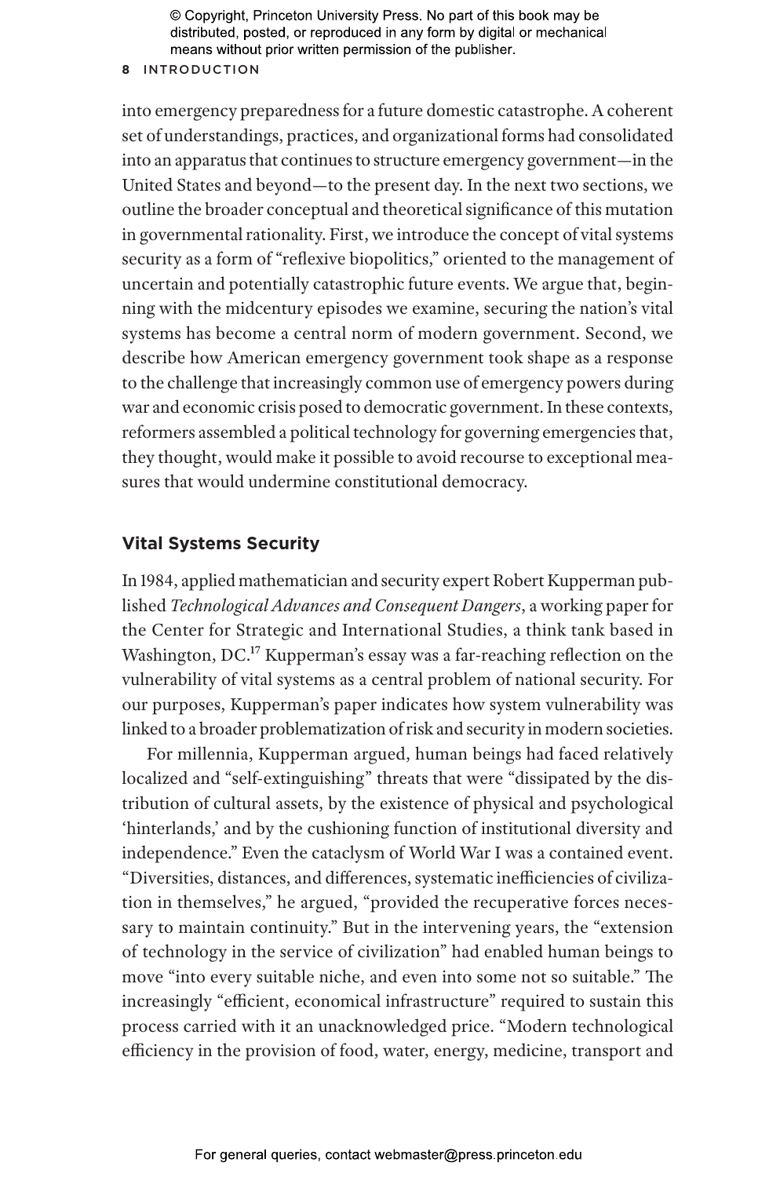into emergency preparedness for a future domestic catastrophe. A coherent set of understandings, practices, and organizational forms had consolidated into an apparatus that continues to structure emergency government—in the United States and beyond—to the present day. In the next two sections, we outline the broader conceptual and theoretical significance of this mutation in governmental rationality. First, we introduce the concept of vital systems security as a form of "reflexive biopolitics," oriented to the management of uncertain and potentially catastrophic future events. We argue that, beginning with the midcentury episodes we examine, securing the nation's vital systems has become a central norm of modern government. Second, we describe how American emergency government took shape as a response to the challenge that increasingly common use of emergency powers during war and economic crisis posed to democratic government. In these contexts, reformers assembled a political technology for governing emergencies that, they thought, would make it possible to avoid recourse to exceptional measures that would undermine constitutional democracy.

## Vital Systems Security

In 1984, applied mathematician and security expert Robert Kupperman published *Technological Advances and Consequent Dangers*, a working paper for the Center for Strategic and International Studies, a think tank based in Washington, DC.[17] Kupperman's essay was a far-reaching reflection on the vulnerability of vital systems as a central problem of national security. For our purposes, Kupperman's paper indicates how system vulnerability was linked to a broader problematization of risk and security in modern societies.

For millennia, Kupperman argued, human beings had faced relatively localized and "self-extinguishing" threats that were "dissipated by the distribution of cultural assets, by the existence of physical and psychological 'hinterlands,' and by the cushioning function of institutional diversity and independence." Even the cataclysm of World War I was a contained event. "Diversities, distances, and differences, systematic inefficiencies of civilization in themselves," he argued, "provided the recuperative forces necessary to maintain continuity." But in the intervening years, the "extension of technology in the service of civilization" had enabled human beings to move "into every suitable niche, and even into some not so suitable." The increasingly "efficient, economical infrastructure" required to sustain this process carried with it an unacknowledged price. "Modern technological efficiency in the provision of food, water, energy, medicine, transport and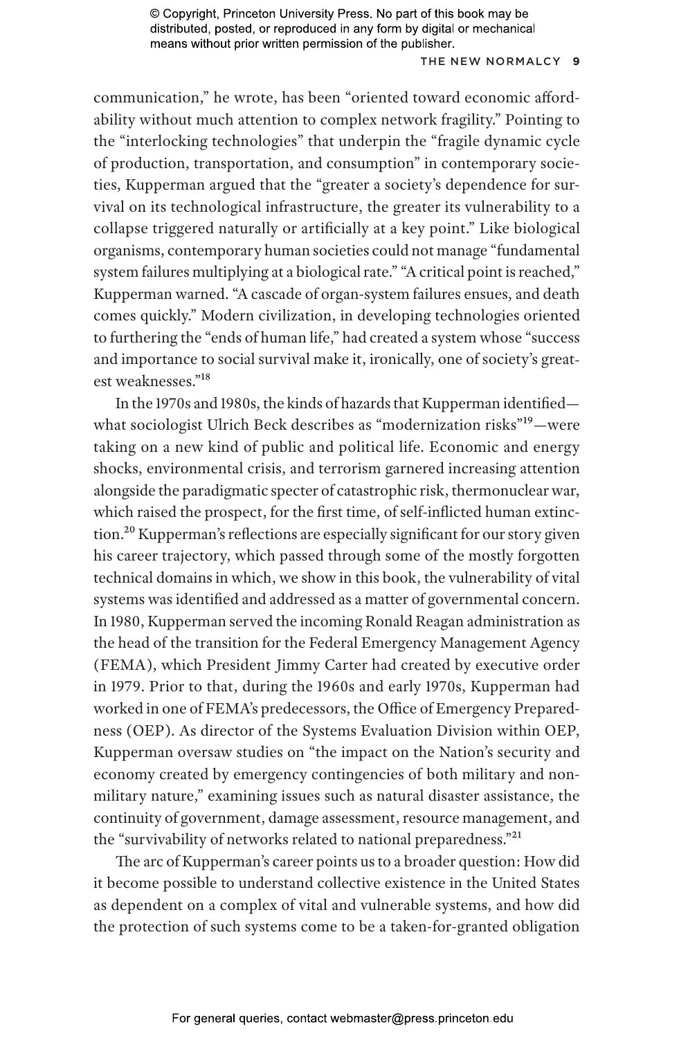communication," he wrote, has been "oriented toward economic affordability without much attention to complex network fragility." Pointing to the "interlocking technologies" that underpin the "fragile dynamic cycle of production, transportation, and consumption" in contemporary societies, Kupperman argued that the "greater a society's dependence for survival on its technological infrastructure, the greater its vulnerability to a collapse triggered naturally or artificially at a key point." Like biological organisms, contemporary human societies could not manage "fundamental system failures multiplying at a biological rate." "A critical point is reached," Kupperman warned. "A cascade of organ-system failures ensues, and death comes quickly." Modern civilization, in developing technologies oriented to furthering the "ends of human life," had created a system whose "success and importance to social survival make it, ironically, one of society's greatest weaknesses."[18]

In the 1970s and 1980s, the kinds of hazards that Kupperman identified—what sociologist Ulrich Beck describes as "modernization risks"[19]—were taking on a new kind of public and political life. Economic and energy shocks, environmental crisis, and terrorism garnered increasing attention alongside the paradigmatic specter of catastrophic risk, thermonuclear war, which raised the prospect, for the first time, of self-inflicted human extinction.[20] Kupperman's reflections are especially significant for our story given his career trajectory, which passed through some of the mostly forgotten technical domains in which, we show in this book, the vulnerability of vital systems was identified and addressed as a matter of governmental concern. In 1980, Kupperman served the incoming Ronald Reagan administration as the head of the transition for the Federal Emergency Management Agency (FEMA), which President Jimmy Carter had created by executive order in 1979. Prior to that, during the 1960s and early 1970s, Kupperman had worked in one of FEMA's predecessors, the Office of Emergency Preparedness (OEP). As director of the Systems Evaluation Division within OEP, Kupperman oversaw studies on "the impact on the Nation's security and economy created by emergency contingencies of both military and nonmilitary nature," examining issues such as natural disaster assistance, the continuity of government, damage assessment, resource management, and the "survivability of networks related to national preparedness."[21]

The arc of Kupperman's career points us to a broader question: How did it become possible to understand collective existence in the United States as dependent on a complex of vital and vulnerable systems, and how did the protection of such systems come to be a taken-for-granted obligation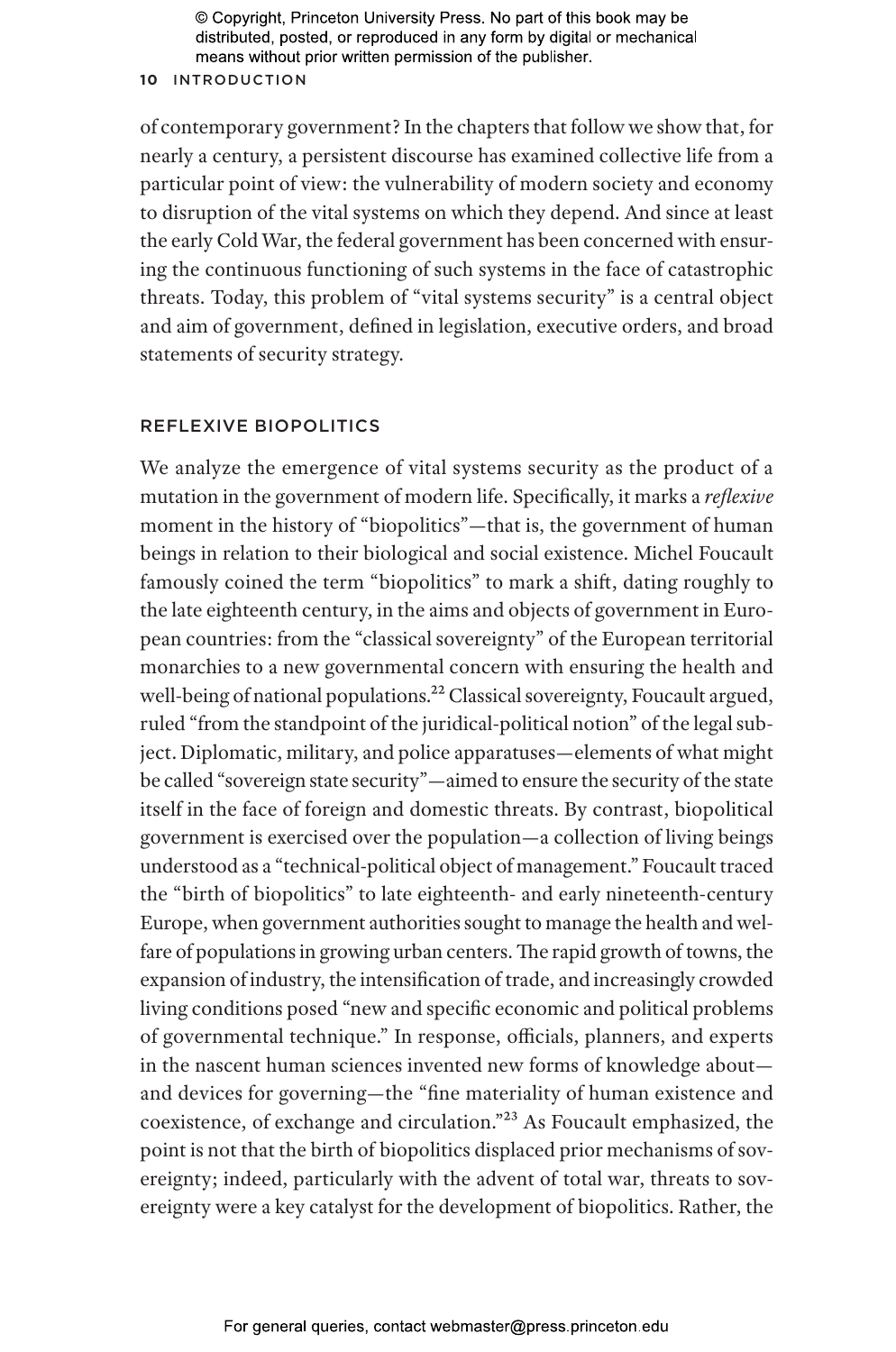of contemporary government? In the chapters that follow we show that, for nearly a century, a persistent discourse has examined collective life from a particular point of view: the vulnerability of modern society and economy to disruption of the vital systems on which they depend. And since at least the early Cold War, the federal government has been concerned with ensuring the continuous functioning of such systems in the face of catastrophic threats. Today, this problem of "vital systems security" is a central object and aim of government, defined in legislation, executive orders, and broad statements of security strategy.

## REFLEXIVE BIOPOLITICS

We analyze the emergence of vital systems security as the product of a mutation in the government of modern life. Specifically, it marks a *reflexive* moment in the history of "biopolitics"—that is, the government of human beings in relation to their biological and social existence. Michel Foucault famously coined the term "biopolitics" to mark a shift, dating roughly to the late eighteenth century, in the aims and objects of government in European countries: from the "classical sovereignty" of the European territorial monarchies to a new governmental concern with ensuring the health and well-being of national populations.[22] Classical sovereignty, Foucault argued, ruled "from the standpoint of the juridical-political notion" of the legal subject. Diplomatic, military, and police apparatuses—elements of what might be called "sovereign state security"—aimed to ensure the security of the state itself in the face of foreign and domestic threats. By contrast, biopolitical government is exercised over the population—a collection of living beings understood as a "technical-political object of management." Foucault traced the "birth of biopolitics" to late eighteenth- and early nineteenth-century Europe, when government authorities sought to manage the health and welfare of populations in growing urban centers. The rapid growth of towns, the expansion of industry, the intensification of trade, and increasingly crowded living conditions posed "new and specific economic and political problems of governmental technique." In response, officials, planners, and experts in the nascent human sciences invented new forms of knowledge about—and devices for governing—the "fine materiality of human existence and coexistence, of exchange and circulation."[23] As Foucault emphasized, the point is not that the birth of biopolitics displaced prior mechanisms of sovereignty; indeed, particularly with the advent of total war, threats to sovereignty were a key catalyst for the development of biopolitics. Rather, the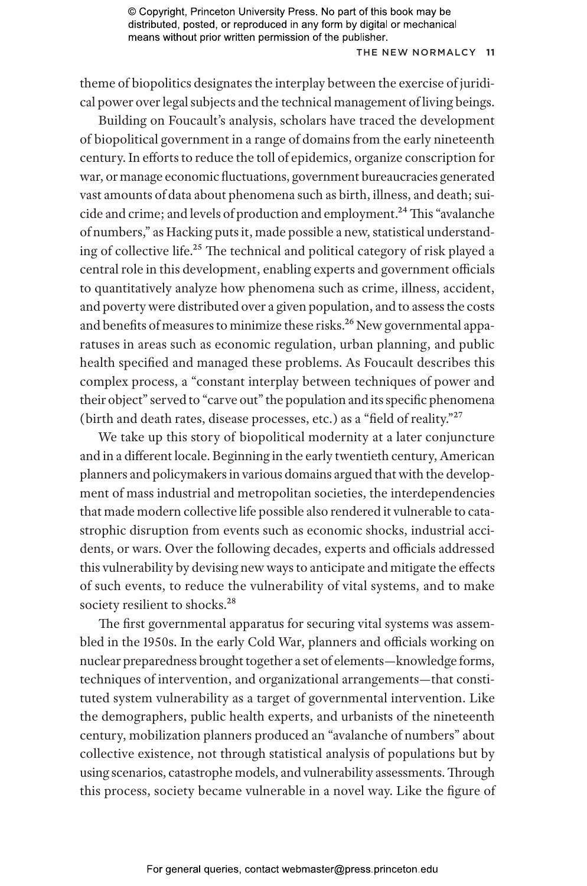theme of biopolitics designates the interplay between the exercise of juridical power over legal subjects and the technical management of living beings.

Building on Foucault's analysis, scholars have traced the development of biopolitical government in a range of domains from the early nineteenth century. In efforts to reduce the toll of epidemics, organize conscription for war, or manage economic fluctuations, government bureaucracies generated vast amounts of data about phenomena such as birth, illness, and death; suicide and crime; and levels of production and employment.[24] This "avalanche of numbers," as Hacking puts it, made possible a new, statistical understanding of collective life.[25] The technical and political category of risk played a central role in this development, enabling experts and government officials to quantitatively analyze how phenomena such as crime, illness, accident, and poverty were distributed over a given population, and to assess the costs and benefits of measures to minimize these risks.[26] New governmental apparatuses in areas such as economic regulation, urban planning, and public health specified and managed these problems. As Foucault describes this complex process, a "constant interplay between techniques of power and their object" served to "carve out" the population and its specific phenomena (birth and death rates, disease processes, etc.) as a "field of reality."[27]

We take up this story of biopolitical modernity at a later conjuncture and in a different locale. Beginning in the early twentieth century, American planners and policymakers in various domains argued that with the development of mass industrial and metropolitan societies, the interdependencies that made modern collective life possible also rendered it vulnerable to catastrophic disruption from events such as economic shocks, industrial accidents, or wars. Over the following decades, experts and officials addressed this vulnerability by devising new ways to anticipate and mitigate the effects of such events, to reduce the vulnerability of vital systems, and to make society resilient to shocks.[28]

The first governmental apparatus for securing vital systems was assembled in the 1950s. In the early Cold War, planners and officials working on nuclear preparedness brought together a set of elements—knowledge forms, techniques of intervention, and organizational arrangements—that constituted system vulnerability as a target of governmental intervention. Like the demographers, public health experts, and urbanists of the nineteenth century, mobilization planners produced an "avalanche of numbers" about collective existence, not through statistical analysis of populations but by using scenarios, catastrophe models, and vulnerability assessments. Through this process, society became vulnerable in a novel way. Like the figure of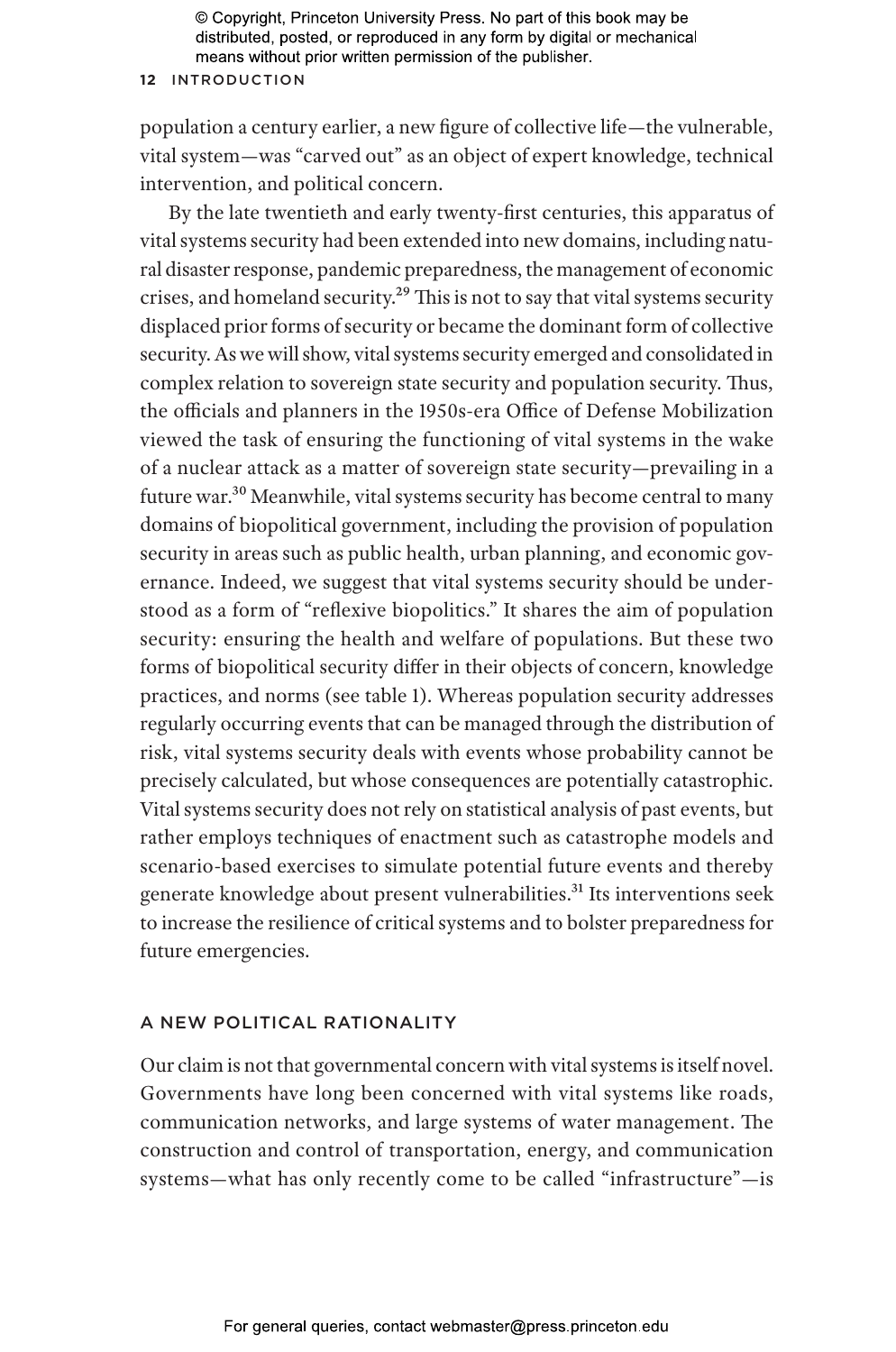population a century earlier, a new figure of collective life—the vulnerable, vital system—was "carved out" as an object of expert knowledge, technical intervention, and political concern.

By the late twentieth and early twenty-first centuries, this apparatus of vital systems security had been extended into new domains, including natural disaster response, pandemic preparedness, the management of economic crises, and homeland security.[29] This is not to say that vital systems security displaced prior forms of security or became the dominant form of collective security. As we will show, vital systems security emerged and consolidated in complex relation to sovereign state security and population security. Thus, the officials and planners in the 1950s-era Office of Defense Mobilization viewed the task of ensuring the functioning of vital systems in the wake of a nuclear attack as a matter of sovereign state security—prevailing in a future war.[30] Meanwhile, vital systems security has become central to many domains of biopolitical government, including the provision of population security in areas such as public health, urban planning, and economic governance. Indeed, we suggest that vital systems security should be understood as a form of "reflexive biopolitics." It shares the aim of population security: ensuring the health and welfare of populations. But these two forms of biopolitical security differ in their objects of concern, knowledge practices, and norms (see table 1). Whereas population security addresses regularly occurring events that can be managed through the distribution of risk, vital systems security deals with events whose probability cannot be precisely calculated, but whose consequences are potentially catastrophic. Vital systems security does not rely on statistical analysis of past events, but rather employs techniques of enactment such as catastrophe models and scenario-based exercises to simulate potential future events and thereby generate knowledge about present vulnerabilities.[31] Its interventions seek to increase the resilience of critical systems and to bolster preparedness for future emergencies.

## A NEW POLITICAL RATIONALITY

Our claim is not that governmental concern with vital systems is itself novel. Governments have long been concerned with vital systems like roads, communication networks, and large systems of water management. The construction and control of transportation, energy, and communication systems—what has only recently come to be called "infrastructure"—is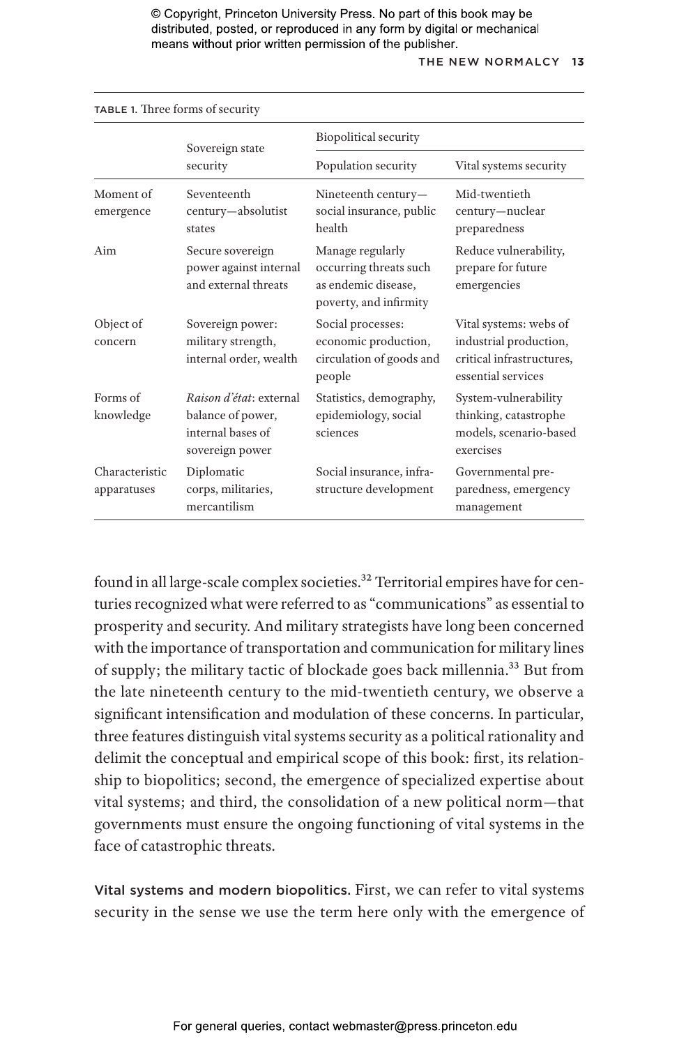TABLE 1. Three forms of security

| | Sovereign state security | Biopolitical security | |
|---|---|---|---|
| | | Population security | Vital systems security |
| Moment of emergence | Seventeenth century—absolutist states | Nineteenth century—social insurance, public health | Mid-twentieth century—nuclear preparedness |
| Aim | Secure sovereign power against internal and external threats | Manage regularly occurring threats such as endemic disease, poverty, and infirmity | Reduce vulnerability, prepare for future emergencies |
| Object of concern | Sovereign power: military strength, internal order, wealth | Social processes: economic production, circulation of goods and people | Vital systems: webs of industrial production, critical infrastructures, essential services |
| Forms of knowledge | *Raison d'état*: external balance of power, internal bases of sovereign power | Statistics, demography, epidemiology, social sciences | System-vulnerability thinking, catastrophe models, scenario-based exercises |
| Characteristic apparatuses | Diplomatic corps, militaries, mercantilism | Social insurance, infrastructure development | Governmental preparedness, emergency management |

found in all large-scale complex societies.[32] Territorial empires have for centuries recognized what were referred to as "communications" as essential to prosperity and security. And military strategists have long been concerned with the importance of transportation and communication for military lines of supply; the military tactic of blockade goes back millennia.[33] But from the late nineteenth century to the mid-twentieth century, we observe a significant intensification and modulation of these concerns. In particular, three features distinguish vital systems security as a political rationality and delimit the conceptual and empirical scope of this book: first, its relationship to biopolitics; second, the emergence of specialized expertise about vital systems; and third, the consolidation of a new political norm—that governments must ensure the ongoing functioning of vital systems in the face of catastrophic threats.

**Vital systems and modern biopolitics.** First, we can refer to vital systems security in the sense we use the term here only with the emergence of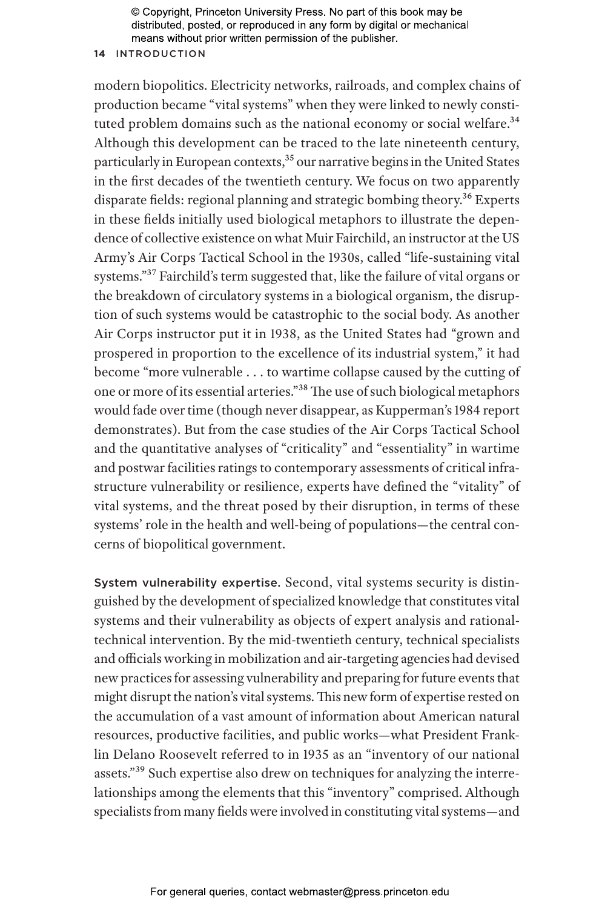modern biopolitics. Electricity networks, railroads, and complex chains of production became "vital systems" when they were linked to newly constituted problem domains such as the national economy or social welfare.[34] Although this development can be traced to the late nineteenth century, particularly in European contexts,[35] our narrative begins in the United States in the first decades of the twentieth century. We focus on two apparently disparate fields: regional planning and strategic bombing theory.[36] Experts in these fields initially used biological metaphors to illustrate the dependence of collective existence on what Muir Fairchild, an instructor at the US Army's Air Corps Tactical School in the 1930s, called "life-sustaining vital systems."[37] Fairchild's term suggested that, like the failure of vital organs or the breakdown of circulatory systems in a biological organism, the disruption of such systems would be catastrophic to the social body. As another Air Corps instructor put it in 1938, as the United States had "grown and prospered in proportion to the excellence of its industrial system," it had become "more vulnerable . . . to wartime collapse caused by the cutting of one or more of its essential arteries."[38] The use of such biological metaphors would fade over time (though never disappear, as Kupperman's 1984 report demonstrates). But from the case studies of the Air Corps Tactical School and the quantitative analyses of "criticality" and "essentiality" in wartime and postwar facilities ratings to contemporary assessments of critical infrastructure vulnerability or resilience, experts have defined the "vitality" of vital systems, and the threat posed by their disruption, in terms of these systems' role in the health and well-being of populations—the central concerns of biopolitical government.

**System vulnerability expertise.** Second, vital systems security is distinguished by the development of specialized knowledge that constitutes vital systems and their vulnerability as objects of expert analysis and rational-technical intervention. By the mid-twentieth century, technical specialists and officials working in mobilization and air-targeting agencies had devised new practices for assessing vulnerability and preparing for future events that might disrupt the nation's vital systems. This new form of expertise rested on the accumulation of a vast amount of information about American natural resources, productive facilities, and public works—what President Franklin Delano Roosevelt referred to in 1935 as an "inventory of our national assets."[39] Such expertise also drew on techniques for analyzing the interrelationships among the elements that this "inventory" comprised. Although specialists from many fields were involved in constituting vital systems—and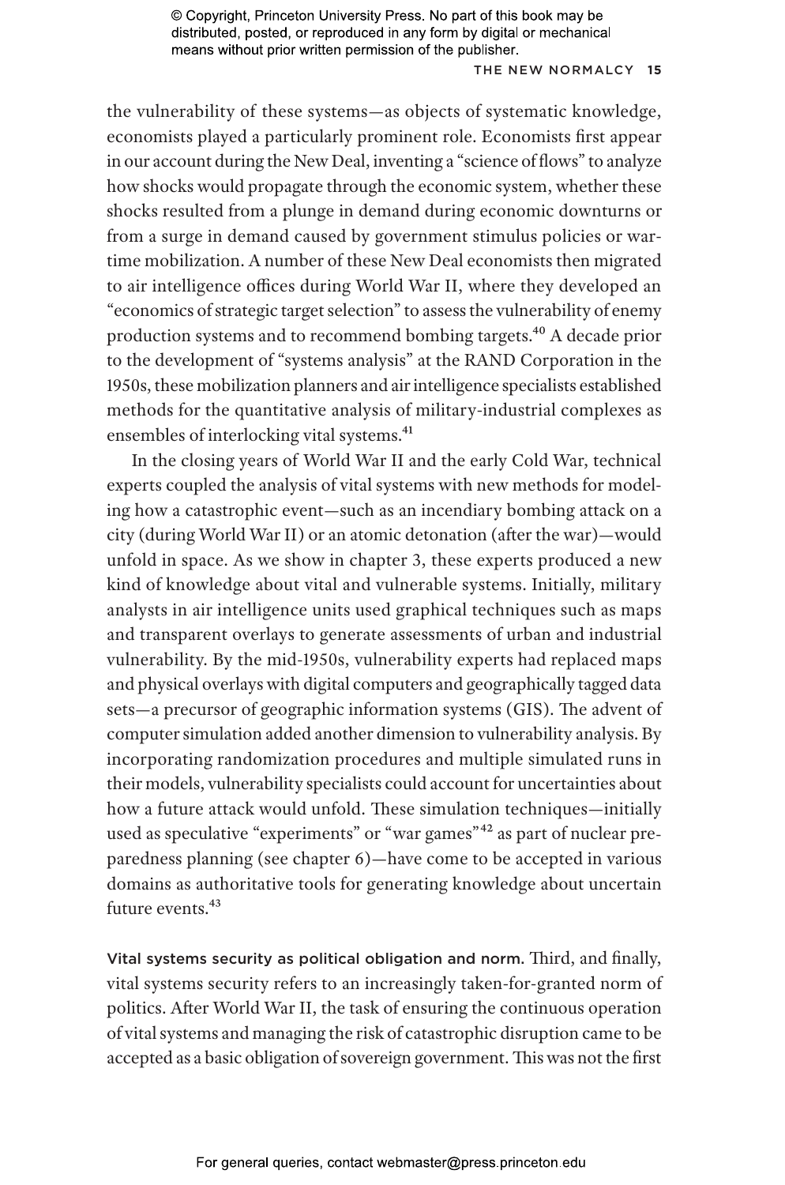the vulnerability of these systems—as objects of systematic knowledge, economists played a particularly prominent role. Economists first appear in our account during the New Deal, inventing a "science of flows" to analyze how shocks would propagate through the economic system, whether these shocks resulted from a plunge in demand during economic downturns or from a surge in demand caused by government stimulus policies or wartime mobilization. A number of these New Deal economists then migrated to air intelligence offices during World War II, where they developed an "economics of strategic target selection" to assess the vulnerability of enemy production systems and to recommend bombing targets.[40] A decade prior to the development of "systems analysis" at the RAND Corporation in the 1950s, these mobilization planners and air intelligence specialists established methods for the quantitative analysis of military-industrial complexes as ensembles of interlocking vital systems.[41]

In the closing years of World War II and the early Cold War, technical experts coupled the analysis of vital systems with new methods for modeling how a catastrophic event—such as an incendiary bombing attack on a city (during World War II) or an atomic detonation (after the war)—would unfold in space. As we show in chapter 3, these experts produced a new kind of knowledge about vital and vulnerable systems. Initially, military analysts in air intelligence units used graphical techniques such as maps and transparent overlays to generate assessments of urban and industrial vulnerability. By the mid-1950s, vulnerability experts had replaced maps and physical overlays with digital computers and geographically tagged data sets—a precursor of geographic information systems (GIS). The advent of computer simulation added another dimension to vulnerability analysis. By incorporating randomization procedures and multiple simulated runs in their models, vulnerability specialists could account for uncertainties about how a future attack would unfold. These simulation techniques—initially used as speculative "experiments" or "war games"[42] as part of nuclear preparedness planning (see chapter 6)—have come to be accepted in various domains as authoritative tools for generating knowledge about uncertain future events.[43]

**Vital systems security as political obligation and norm.** Third, and finally, vital systems security refers to an increasingly taken-for-granted norm of politics. After World War II, the task of ensuring the continuous operation of vital systems and managing the risk of catastrophic disruption came to be accepted as a basic obligation of sovereign government. This was not the first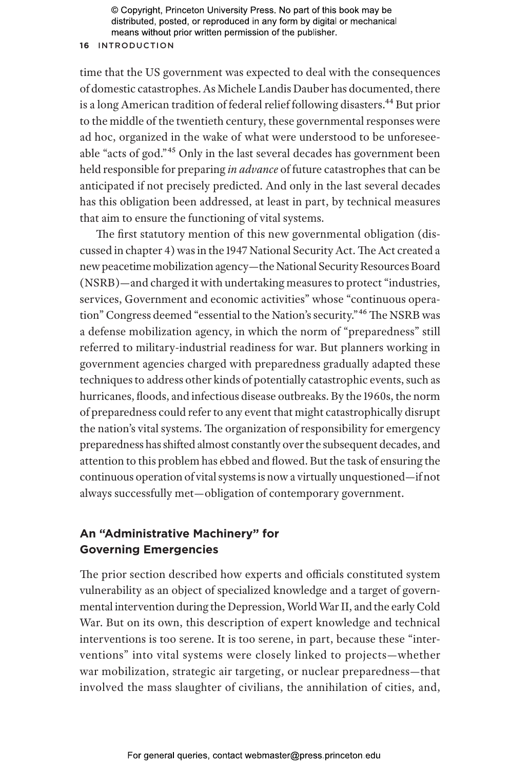time that the US government was expected to deal with the consequences of domestic catastrophes. As Michele Landis Dauber has documented, there is a long American tradition of federal relief following disasters.[44] But prior to the middle of the twentieth century, these governmental responses were ad hoc, organized in the wake of what were understood to be unforeseeable "acts of god."[45] Only in the last several decades has government been held responsible for preparing *in advance* of future catastrophes that can be anticipated if not precisely predicted. And only in the last several decades has this obligation been addressed, at least in part, by technical measures that aim to ensure the functioning of vital systems.

The first statutory mention of this new governmental obligation (discussed in chapter 4) was in the 1947 National Security Act. The Act created a new peacetime mobilization agency—the National Security Resources Board (NSRB)—and charged it with undertaking measures to protect "industries, services, Government and economic activities" whose "continuous operation" Congress deemed "essential to the Nation's security."[46] The NSRB was a defense mobilization agency, in which the norm of "preparedness" still referred to military-industrial readiness for war. But planners working in government agencies charged with preparedness gradually adapted these techniques to address other kinds of potentially catastrophic events, such as hurricanes, floods, and infectious disease outbreaks. By the 1960s, the norm of preparedness could refer to any event that might catastrophically disrupt the nation's vital systems. The organization of responsibility for emergency preparedness has shifted almost constantly over the subsequent decades, and attention to this problem has ebbed and flowed. But the task of ensuring the continuous operation of vital systems is now a virtually unquestioned—if not always successfully met—obligation of contemporary government.

## An "Administrative Machinery" for Governing Emergencies

The prior section described how experts and officials constituted system vulnerability as an object of specialized knowledge and a target of governmental intervention during the Depression, World War II, and the early Cold War. But on its own, this description of expert knowledge and technical interventions is too serene. It is too serene, in part, because these "interventions" into vital systems were closely linked to projects—whether war mobilization, strategic air targeting, or nuclear preparedness—that involved the mass slaughter of civilians, the annihilation of cities, and,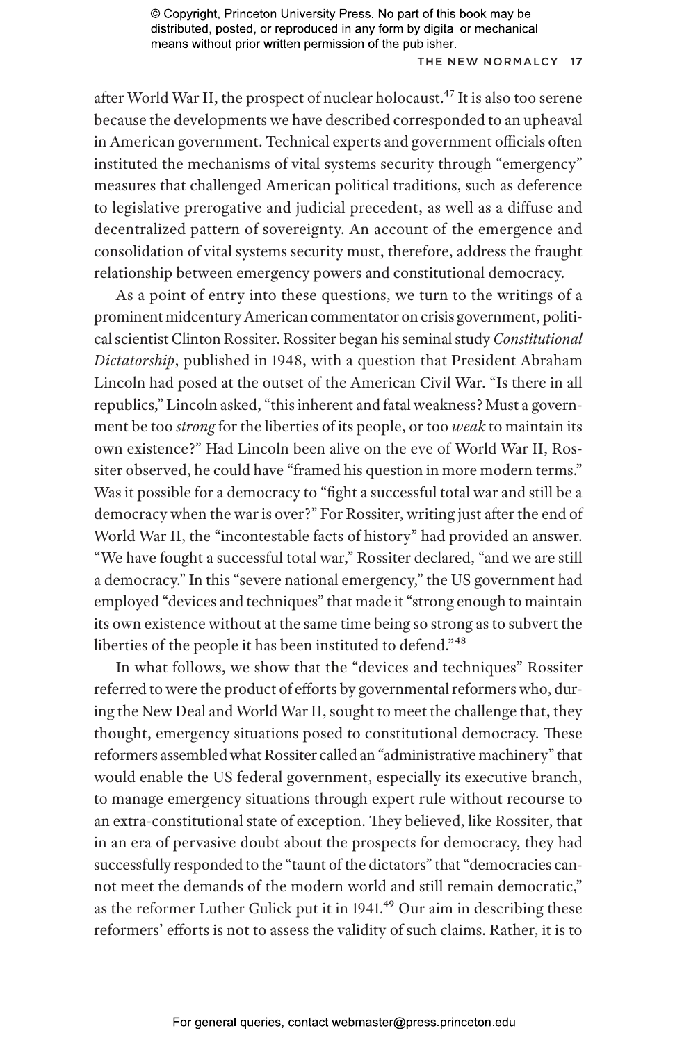after World War II, the prospect of nuclear holocaust.[47] It is also too serene because the developments we have described corresponded to an upheaval in American government. Technical experts and government officials often instituted the mechanisms of vital systems security through "emergency" measures that challenged American political traditions, such as deference to legislative prerogative and judicial precedent, as well as a diffuse and decentralized pattern of sovereignty. An account of the emergence and consolidation of vital systems security must, therefore, address the fraught relationship between emergency powers and constitutional democracy.

As a point of entry into these questions, we turn to the writings of a prominent midcentury American commentator on crisis government, political scientist Clinton Rossiter. Rossiter began his seminal study *Constitutional Dictatorship*, published in 1948, with a question that President Abraham Lincoln had posed at the outset of the American Civil War. "Is there in all republics," Lincoln asked, "this inherent and fatal weakness? Must a government be too *strong* for the liberties of its people, or too *weak* to maintain its own existence?" Had Lincoln been alive on the eve of World War II, Rossiter observed, he could have "framed his question in more modern terms." Was it possible for a democracy to "fight a successful total war and still be a democracy when the war is over?" For Rossiter, writing just after the end of World War II, the "incontestable facts of history" had provided an answer. "We have fought a successful total war," Rossiter declared, "and we are still a democracy." In this "severe national emergency," the US government had employed "devices and techniques" that made it "strong enough to maintain its own existence without at the same time being so strong as to subvert the liberties of the people it has been instituted to defend."[48]

In what follows, we show that the "devices and techniques" Rossiter referred to were the product of efforts by governmental reformers who, during the New Deal and World War II, sought to meet the challenge that, they thought, emergency situations posed to constitutional democracy. These reformers assembled what Rossiter called an "administrative machinery" that would enable the US federal government, especially its executive branch, to manage emergency situations through expert rule without recourse to an extra-constitutional state of exception. They believed, like Rossiter, that in an era of pervasive doubt about the prospects for democracy, they had successfully responded to the "taunt of the dictators" that "democracies cannot meet the demands of the modern world and still remain democratic," as the reformer Luther Gulick put it in 1941.[49] Our aim in describing these reformers' efforts is not to assess the validity of such claims. Rather, it is to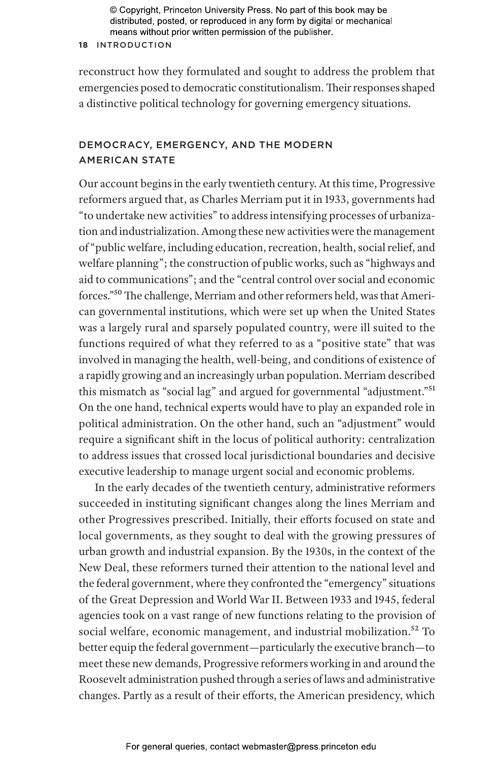reconstruct how they formulated and sought to address the problem that emergencies posed to democratic constitutionalism. Their responses shaped a distinctive political technology for governing emergency situations.

## DEMOCRACY, EMERGENCY, AND THE MODERN AMERICAN STATE

Our account begins in the early twentieth century. At this time, Progressive reformers argued that, as Charles Merriam put it in 1933, governments had "to undertake new activities" to address intensifying processes of urbanization and industrialization. Among these new activities were the management of "public welfare, including education, recreation, health, social relief, and welfare planning"; the construction of public works, such as "highways and aid to communications"; and the "central control over social and economic forces."[50] The challenge, Merriam and other reformers held, was that American governmental institutions, which were set up when the United States was a largely rural and sparsely populated country, were ill suited to the functions required of what they referred to as a "positive state" that was involved in managing the health, well-being, and conditions of existence of a rapidly growing and an increasingly urban population. Merriam described this mismatch as "social lag" and argued for governmental "adjustment."[51] On the one hand, technical experts would have to play an expanded role in political administration. On the other hand, such an "adjustment" would require a significant shift in the locus of political authority: centralization to address issues that crossed local jurisdictional boundaries and decisive executive leadership to manage urgent social and economic problems.

In the early decades of the twentieth century, administrative reformers succeeded in instituting significant changes along the lines Merriam and other Progressives prescribed. Initially, their efforts focused on state and local governments, as they sought to deal with the growing pressures of urban growth and industrial expansion. By the 1930s, in the context of the New Deal, these reformers turned their attention to the national level and the federal government, where they confronted the "emergency" situations of the Great Depression and World War II. Between 1933 and 1945, federal agencies took on a vast range of new functions relating to the provision of social welfare, economic management, and industrial mobilization.[52] To better equip the federal government—particularly the executive branch—to meet these new demands, Progressive reformers working in and around the Roosevelt administration pushed through a series of laws and administrative changes. Partly as a result of their efforts, the American presidency, which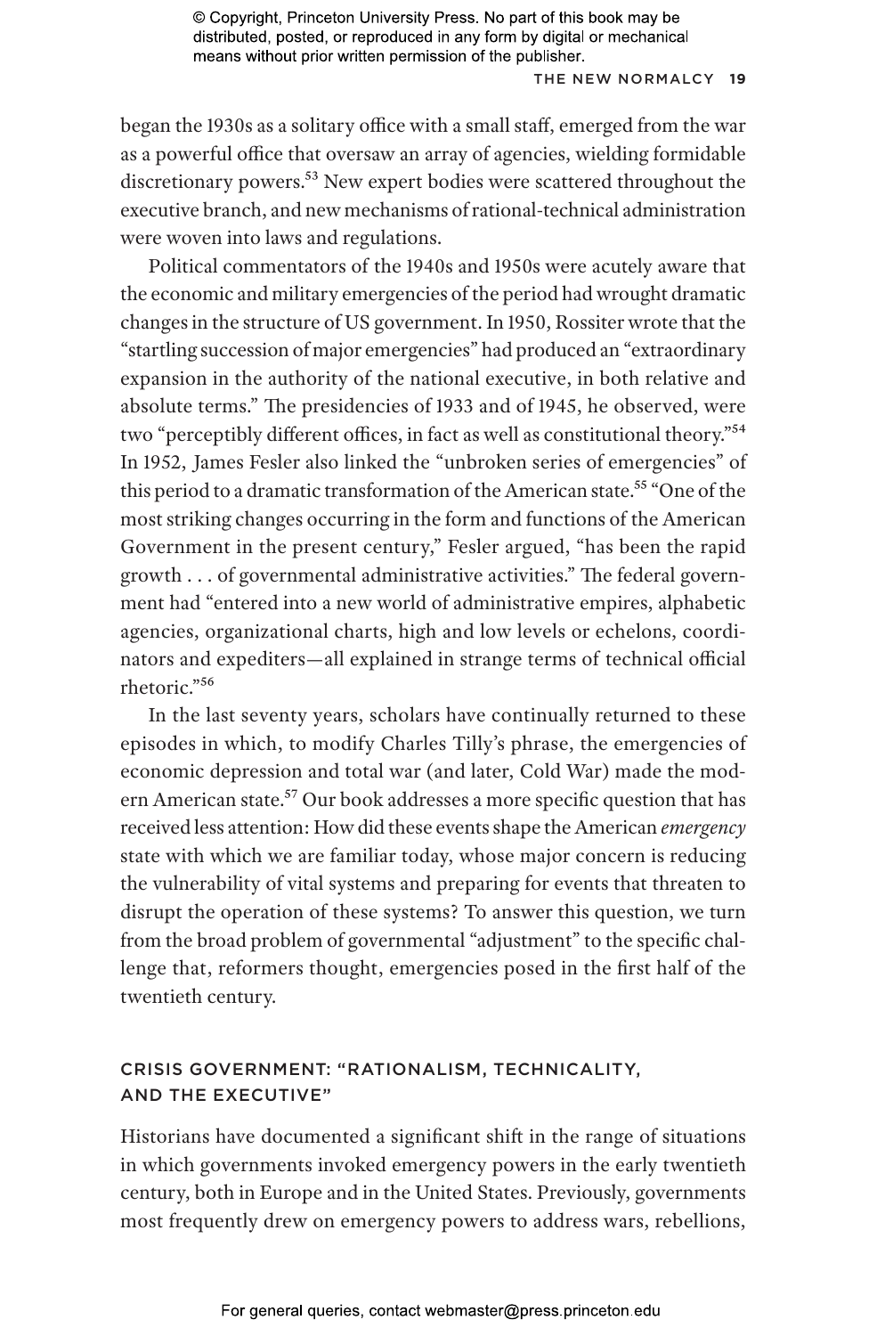began the 1930s as a solitary office with a small staff, emerged from the war as a powerful office that oversaw an array of agencies, wielding formidable discretionary powers.[53] New expert bodies were scattered throughout the executive branch, and new mechanisms of rational-technical administration were woven into laws and regulations.

Political commentators of the 1940s and 1950s were acutely aware that the economic and military emergencies of the period had wrought dramatic changes in the structure of US government. In 1950, Rossiter wrote that the "startling succession of major emergencies" had produced an "extraordinary expansion in the authority of the national executive, in both relative and absolute terms." The presidencies of 1933 and of 1945, he observed, were two "perceptibly different offices, in fact as well as constitutional theory."[54] In 1952, James Fesler also linked the "unbroken series of emergencies" of this period to a dramatic transformation of the American state.[55] "One of the most striking changes occurring in the form and functions of the American Government in the present century," Fesler argued, "has been the rapid growth . . . of governmental administrative activities." The federal government had "entered into a new world of administrative empires, alphabetic agencies, organizational charts, high and low levels or echelons, coordinators and expediters—all explained in strange terms of technical official rhetoric."[56]

In the last seventy years, scholars have continually returned to these episodes in which, to modify Charles Tilly's phrase, the emergencies of economic depression and total war (and later, Cold War) made the modern American state.[57] Our book addresses a more specific question that has received less attention: How did these events shape the American *emergency* state with which we are familiar today, whose major concern is reducing the vulnerability of vital systems and preparing for events that threaten to disrupt the operation of these systems? To answer this question, we turn from the broad problem of governmental "adjustment" to the specific challenge that, reformers thought, emergencies posed in the first half of the twentieth century.

## CRISIS GOVERNMENT: "RATIONALISM, TECHNICALITY, AND THE EXECUTIVE"

Historians have documented a significant shift in the range of situations in which governments invoked emergency powers in the early twentieth century, both in Europe and in the United States. Previously, governments most frequently drew on emergency powers to address wars, rebellions,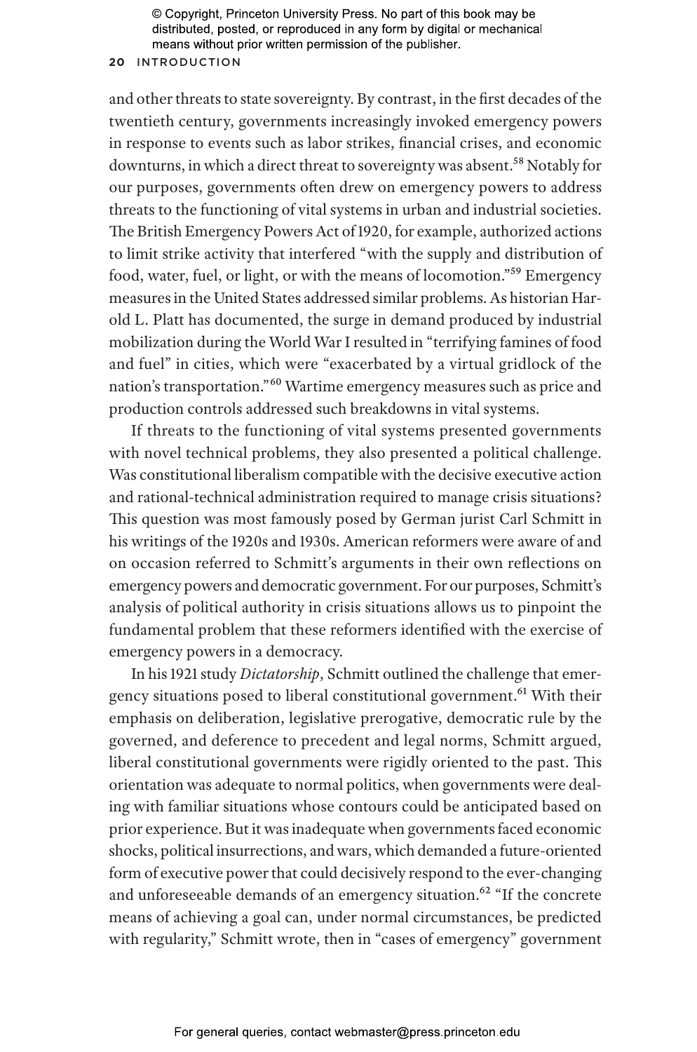and other threats to state sovereignty. By contrast, in the first decades of the twentieth century, governments increasingly invoked emergency powers in response to events such as labor strikes, financial crises, and economic downturns, in which a direct threat to sovereignty was absent.[58] Notably for our purposes, governments often drew on emergency powers to address threats to the functioning of vital systems in urban and industrial societies. The British Emergency Powers Act of 1920, for example, authorized actions to limit strike activity that interfered "with the supply and distribution of food, water, fuel, or light, or with the means of locomotion."[59] Emergency measures in the United States addressed similar problems. As historian Harold L. Platt has documented, the surge in demand produced by industrial mobilization during the World War I resulted in "terrifying famines of food and fuel" in cities, which were "exacerbated by a virtual gridlock of the nation's transportation."[60] Wartime emergency measures such as price and production controls addressed such breakdowns in vital systems.

If threats to the functioning of vital systems presented governments with novel technical problems, they also presented a political challenge. Was constitutional liberalism compatible with the decisive executive action and rational-technical administration required to manage crisis situations? This question was most famously posed by German jurist Carl Schmitt in his writings of the 1920s and 1930s. American reformers were aware of and on occasion referred to Schmitt's arguments in their own reflections on emergency powers and democratic government. For our purposes, Schmitt's analysis of political authority in crisis situations allows us to pinpoint the fundamental problem that these reformers identified with the exercise of emergency powers in a democracy.

In his 1921 study *Dictatorship*, Schmitt outlined the challenge that emergency situations posed to liberal constitutional government.[61] With their emphasis on deliberation, legislative prerogative, democratic rule by the governed, and deference to precedent and legal norms, Schmitt argued, liberal constitutional governments were rigidly oriented to the past. This orientation was adequate to normal politics, when governments were dealing with familiar situations whose contours could be anticipated based on prior experience. But it was inadequate when governments faced economic shocks, political insurrections, and wars, which demanded a future-oriented form of executive power that could decisively respond to the ever-changing and unforeseeable demands of an emergency situation.[62] "If the concrete means of achieving a goal can, under normal circumstances, be predicted with regularity," Schmitt wrote, then in "cases of emergency" government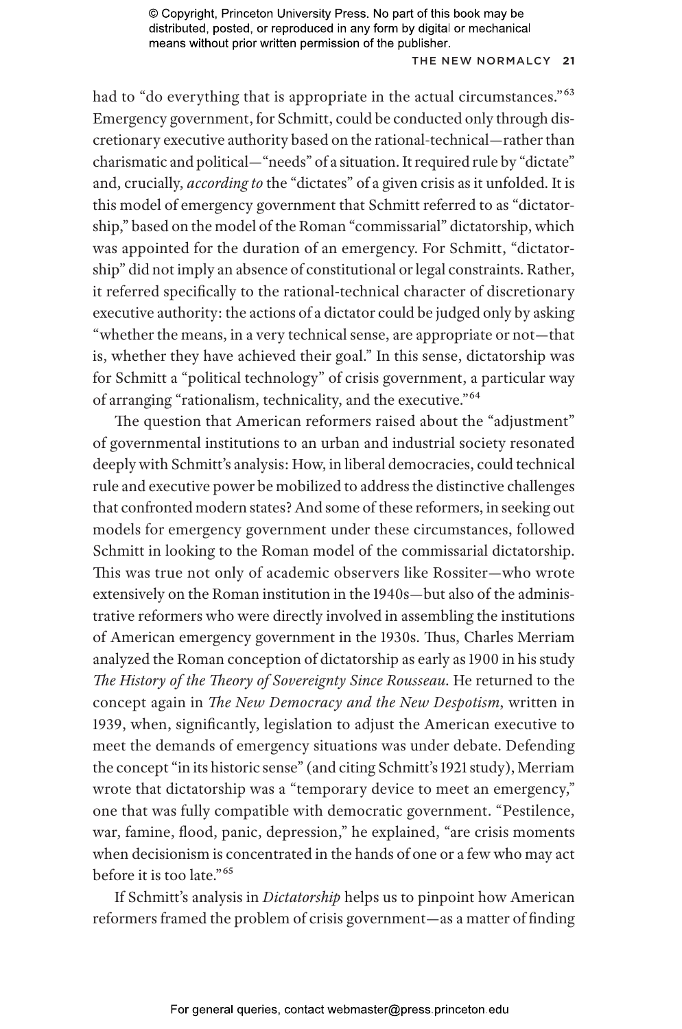had to "do everything that is appropriate in the actual circumstances."[63] Emergency government, for Schmitt, could be conducted only through discretionary executive authority based on the rational-technical—rather than charismatic and political—"needs" of a situation. It required rule by "dictate" and, crucially, *according to* the "dictates" of a given crisis as it unfolded. It is this model of emergency government that Schmitt referred to as "dictatorship," based on the model of the Roman "commissarial" dictatorship, which was appointed for the duration of an emergency. For Schmitt, "dictatorship" did not imply an absence of constitutional or legal constraints. Rather, it referred specifically to the rational-technical character of discretionary executive authority: the actions of a dictator could be judged only by asking "whether the means, in a very technical sense, are appropriate or not—that is, whether they have achieved their goal." In this sense, dictatorship was for Schmitt a "political technology" of crisis government, a particular way of arranging "rationalism, technicality, and the executive."[64]

The question that American reformers raised about the "adjustment" of governmental institutions to an urban and industrial society resonated deeply with Schmitt's analysis: How, in liberal democracies, could technical rule and executive power be mobilized to address the distinctive challenges that confronted modern states? And some of these reformers, in seeking out models for emergency government under these circumstances, followed Schmitt in looking to the Roman model of the commissarial dictatorship. This was true not only of academic observers like Rossiter—who wrote extensively on the Roman institution in the 1940s—but also of the administrative reformers who were directly involved in assembling the institutions of American emergency government in the 1930s. Thus, Charles Merriam analyzed the Roman conception of dictatorship as early as 1900 in his study *The History of the Theory of Sovereignty Since Rousseau*. He returned to the concept again in *The New Democracy and the New Despotism*, written in 1939, when, significantly, legislation to adjust the American executive to meet the demands of emergency situations was under debate. Defending the concept "in its historic sense" (and citing Schmitt's 1921 study), Merriam wrote that dictatorship was a "temporary device to meet an emergency," one that was fully compatible with democratic government. "Pestilence, war, famine, flood, panic, depression," he explained, "are crisis moments when decisionism is concentrated in the hands of one or a few who may act before it is too late."[65]

If Schmitt's analysis in *Dictatorship* helps us to pinpoint how American reformers framed the problem of crisis government—as a matter of finding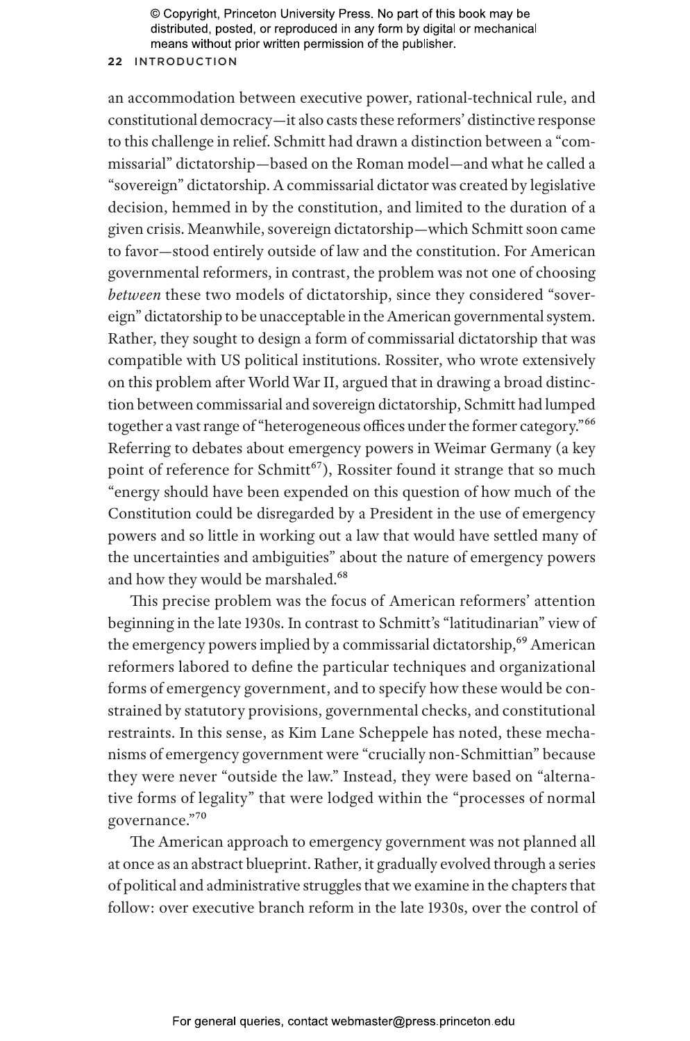an accommodation between executive power, rational-technical rule, and constitutional democracy—it also casts these reformers' distinctive response to this challenge in relief. Schmitt had drawn a distinction between a "commissarial" dictatorship—based on the Roman model—and what he called a "sovereign" dictatorship. A commissarial dictator was created by legislative decision, hemmed in by the constitution, and limited to the duration of a given crisis. Meanwhile, sovereign dictatorship—which Schmitt soon came to favor—stood entirely outside of law and the constitution. For American governmental reformers, in contrast, the problem was not one of choosing *between* these two models of dictatorship, since they considered "sovereign" dictatorship to be unacceptable in the American governmental system. Rather, they sought to design a form of commissarial dictatorship that was compatible with US political institutions. Rossiter, who wrote extensively on this problem after World War II, argued that in drawing a broad distinction between commissarial and sovereign dictatorship, Schmitt had lumped together a vast range of "heterogeneous offices under the former category."[66] Referring to debates about emergency powers in Weimar Germany (a key point of reference for Schmitt[67]), Rossiter found it strange that so much "energy should have been expended on this question of how much of the Constitution could be disregarded by a President in the use of emergency powers and so little in working out a law that would have settled many of the uncertainties and ambiguities" about the nature of emergency powers and how they would be marshaled.[68]

This precise problem was the focus of American reformers' attention beginning in the late 1930s. In contrast to Schmitt's "latitudinarian" view of the emergency powers implied by a commissarial dictatorship,[69] American reformers labored to define the particular techniques and organizational forms of emergency government, and to specify how these would be constrained by statutory provisions, governmental checks, and constitutional restraints. In this sense, as Kim Lane Scheppele has noted, these mechanisms of emergency government were "crucially non-Schmittian" because they were never "outside the law." Instead, they were based on "alternative forms of legality" that were lodged within the "processes of normal governance."[70]

The American approach to emergency government was not planned all at once as an abstract blueprint. Rather, it gradually evolved through a series of political and administrative struggles that we examine in the chapters that follow: over executive branch reform in the late 1930s, over the control of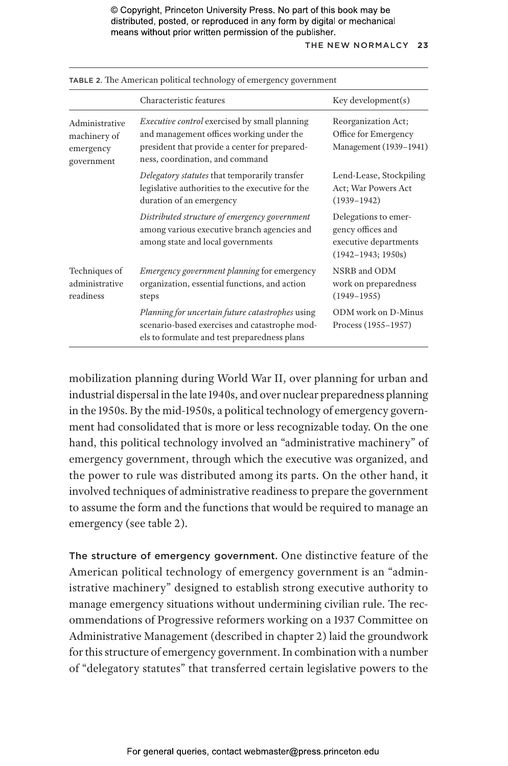TABLE 2. The American political technology of emergency government

| | Characteristic features | Key development(s) |
|---|---|---|
| Administrative machinery of emergency government | *Executive control* exercised by small planning and management offices working under the president that provide a center for preparedness, coordination, and command | Reorganization Act; Office for Emergency Management (1939–1941) |
| | *Delegatory statutes* that temporarily transfer legislative authorities to the executive for the duration of an emergency | Lend-Lease, Stockpiling Act; War Powers Act (1939–1942) |
| | *Distributed structure of emergency government* among various executive branch agencies and among state and local governments | Delegations to emergency offices and executive departments (1942–1943; 1950s) |
| Techniques of administrative readiness | *Emergency government planning* for emergency organization, essential functions, and action steps | NSRB and ODM work on preparedness (1949–1955) |
| | *Planning for uncertain future catastrophes* using scenario-based exercises and catastrophe models to formulate and test preparedness plans | ODM work on D-Minus Process (1955–1957) |

mobilization planning during World War II, over planning for urban and industrial dispersal in the late 1940s, and over nuclear preparedness planning in the 1950s. By the mid-1950s, a political technology of emergency government had consolidated that is more or less recognizable today. On the one hand, this political technology involved an "administrative machinery" of emergency government, through which the executive was organized, and the power to rule was distributed among its parts. On the other hand, it involved techniques of administrative readiness to prepare the government to assume the form and the functions that would be required to manage an emergency (see table 2).

**The structure of emergency government.** One distinctive feature of the American political technology of emergency government is an "administrative machinery" designed to establish strong executive authority to manage emergency situations without undermining civilian rule. The recommendations of Progressive reformers working on a 1937 Committee on Administrative Management (described in chapter 2) laid the groundwork for this structure of emergency government. In combination with a number of "delegatory statutes" that transferred certain legislative powers to the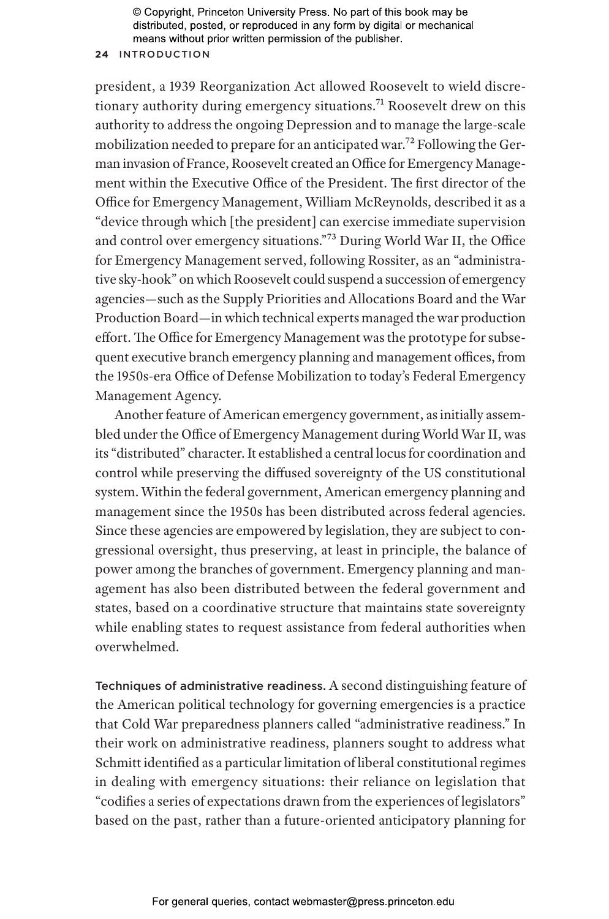president, a 1939 Reorganization Act allowed Roosevelt to wield discretionary authority during emergency situations.[71] Roosevelt drew on this authority to address the ongoing Depression and to manage the large-scale mobilization needed to prepare for an anticipated war.[72] Following the German invasion of France, Roosevelt created an Office for Emergency Management within the Executive Office of the President. The first director of the Office for Emergency Management, William McReynolds, described it as a "device through which [the president] can exercise immediate supervision and control over emergency situations."[73] During World War II, the Office for Emergency Management served, following Rossiter, as an "administrative sky-hook" on which Roosevelt could suspend a succession of emergency agencies—such as the Supply Priorities and Allocations Board and the War Production Board—in which technical experts managed the war production effort. The Office for Emergency Management was the prototype for subsequent executive branch emergency planning and management offices, from the 1950s-era Office of Defense Mobilization to today's Federal Emergency Management Agency.

Another feature of American emergency government, as initially assembled under the Office of Emergency Management during World War II, was its "distributed" character. It established a central locus for coordination and control while preserving the diffused sovereignty of the US constitutional system. Within the federal government, American emergency planning and management since the 1950s has been distributed across federal agencies. Since these agencies are empowered by legislation, they are subject to congressional oversight, thus preserving, at least in principle, the balance of power among the branches of government. Emergency planning and management has also been distributed between the federal government and states, based on a coordinative structure that maintains state sovereignty while enabling states to request assistance from federal authorities when overwhelmed.

**Techniques of administrative readiness.** A second distinguishing feature of the American political technology for governing emergencies is a practice that Cold War preparedness planners called "administrative readiness." In their work on administrative readiness, planners sought to address what Schmitt identified as a particular limitation of liberal constitutional regimes in dealing with emergency situations: their reliance on legislation that "codifies a series of expectations drawn from the experiences of legislators" based on the past, rather than a future-oriented anticipatory planning for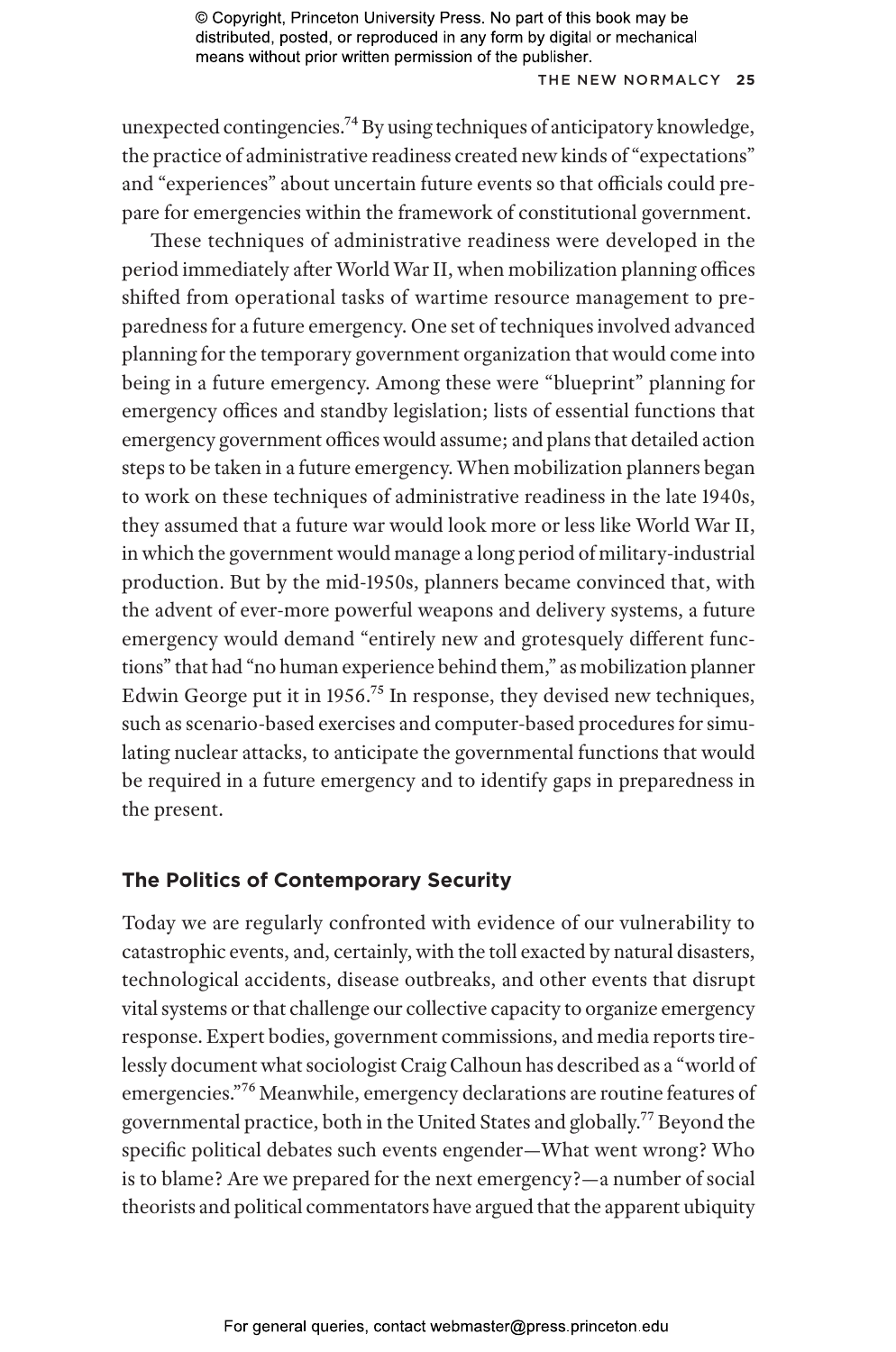unexpected contingencies.[74] By using techniques of anticipatory knowledge, the practice of administrative readiness created new kinds of "expectations" and "experiences" about uncertain future events so that officials could prepare for emergencies within the framework of constitutional government.

These techniques of administrative readiness were developed in the period immediately after World War II, when mobilization planning offices shifted from operational tasks of wartime resource management to preparedness for a future emergency. One set of techniques involved advanced planning for the temporary government organization that would come into being in a future emergency. Among these were "blueprint" planning for emergency offices and standby legislation; lists of essential functions that emergency government offices would assume; and plans that detailed action steps to be taken in a future emergency. When mobilization planners began to work on these techniques of administrative readiness in the late 1940s, they assumed that a future war would look more or less like World War II, in which the government would manage a long period of military-industrial production. But by the mid-1950s, planners became convinced that, with the advent of ever-more powerful weapons and delivery systems, a future emergency would demand "entirely new and grotesquely different functions" that had "no human experience behind them," as mobilization planner Edwin George put it in 1956.[75] In response, they devised new techniques, such as scenario-based exercises and computer-based procedures for simulating nuclear attacks, to anticipate the governmental functions that would be required in a future emergency and to identify gaps in preparedness in the present.

### The Politics of Contemporary Security

Today we are regularly confronted with evidence of our vulnerability to catastrophic events, and, certainly, with the toll exacted by natural disasters, technological accidents, disease outbreaks, and other events that disrupt vital systems or that challenge our collective capacity to organize emergency response. Expert bodies, government commissions, and media reports tirelessly document what sociologist Craig Calhoun has described as a "world of emergencies."[76] Meanwhile, emergency declarations are routine features of governmental practice, both in the United States and globally.[77] Beyond the specific political debates such events engender—What went wrong? Who is to blame? Are we prepared for the next emergency?—a number of social theorists and political commentators have argued that the apparent ubiquity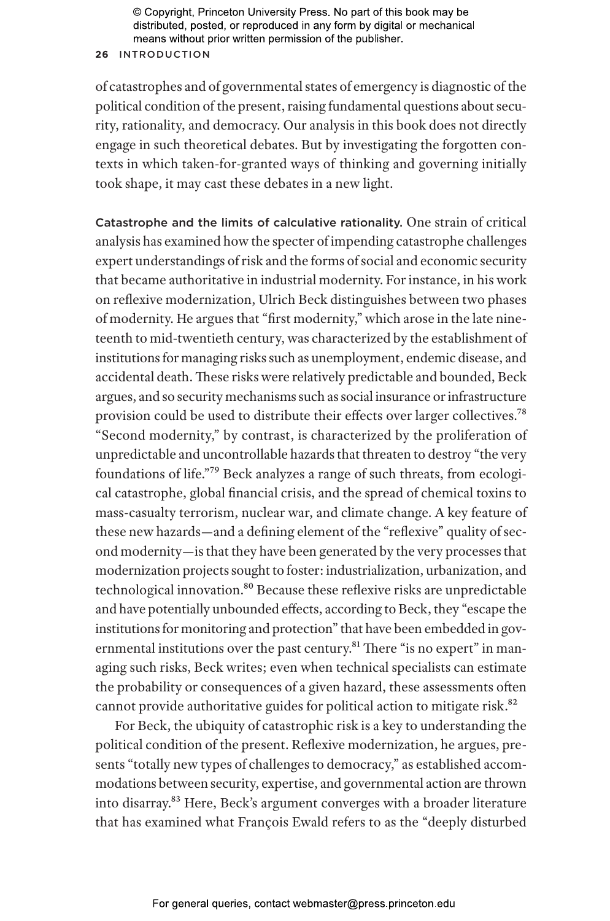of catastrophes and of governmental states of emergency is diagnostic of the political condition of the present, raising fundamental questions about security, rationality, and democracy. Our analysis in this book does not directly engage in such theoretical debates. But by investigating the forgotten contexts in which taken-for-granted ways of thinking and governing initially took shape, it may cast these debates in a new light.

**Catastrophe and the limits of calculative rationality.** One strain of critical analysis has examined how the specter of impending catastrophe challenges expert understandings of risk and the forms of social and economic security that became authoritative in industrial modernity. For instance, in his work on reflexive modernization, Ulrich Beck distinguishes between two phases of modernity. He argues that "first modernity," which arose in the late nineteenth to mid-twentieth century, was characterized by the establishment of institutions for managing risks such as unemployment, endemic disease, and accidental death. These risks were relatively predictable and bounded, Beck argues, and so security mechanisms such as social insurance or infrastructure provision could be used to distribute their effects over larger collectives.[78] "Second modernity," by contrast, is characterized by the proliferation of unpredictable and uncontrollable hazards that threaten to destroy "the very foundations of life."[79] Beck analyzes a range of such threats, from ecological catastrophe, global financial crisis, and the spread of chemical toxins to mass-casualty terrorism, nuclear war, and climate change. A key feature of these new hazards—and a defining element of the "reflexive" quality of second modernity—is that they have been generated by the very processes that modernization projects sought to foster: industrialization, urbanization, and technological innovation.[80] Because these reflexive risks are unpredictable and have potentially unbounded effects, according to Beck, they "escape the institutions for monitoring and protection" that have been embedded in governmental institutions over the past century.[81] There "is no expert" in managing such risks, Beck writes; even when technical specialists can estimate the probability or consequences of a given hazard, these assessments often cannot provide authoritative guides for political action to mitigate risk.[82]

For Beck, the ubiquity of catastrophic risk is a key to understanding the political condition of the present. Reflexive modernization, he argues, presents "totally new types of challenges to democracy," as established accommodations between security, expertise, and governmental action are thrown into disarray.[83] Here, Beck's argument converges with a broader literature that has examined what François Ewald refers to as the "deeply disturbed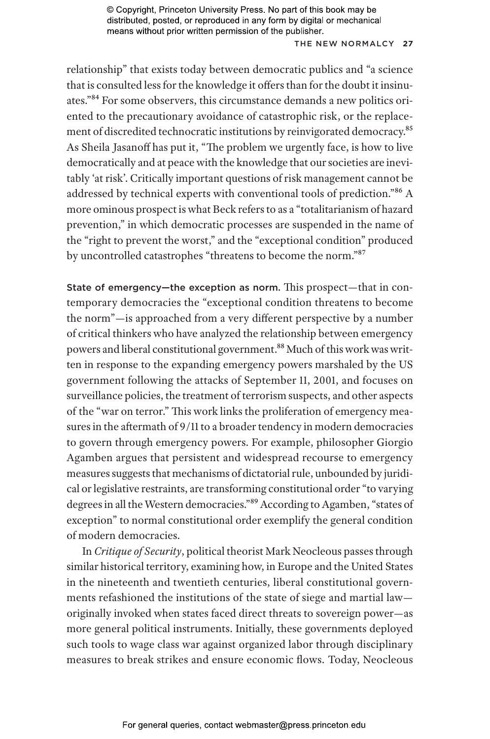relationship" that exists today between democratic publics and "a science that is consulted less for the knowledge it offers than for the doubt it insinuates."[84] For some observers, this circumstance demands a new politics oriented to the precautionary avoidance of catastrophic risk, or the replacement of discredited technocratic institutions by reinvigorated democracy.[85] As Sheila Jasanoff has put it, "The problem we urgently face, is how to live democratically and at peace with the knowledge that our societies are inevitably 'at risk'. Critically important questions of risk management cannot be addressed by technical experts with conventional tools of prediction."[86] A more ominous prospect is what Beck refers to as a "totalitarianism of hazard prevention," in which democratic processes are suspended in the name of the "right to prevent the worst," and the "exceptional condition" produced by uncontrolled catastrophes "threatens to become the norm."[87]

**State of emergency—the exception as norm.** This prospect—that in contemporary democracies the "exceptional condition threatens to become the norm"—is approached from a very different perspective by a number of critical thinkers who have analyzed the relationship between emergency powers and liberal constitutional government.[88] Much of this work was written in response to the expanding emergency powers marshaled by the US government following the attacks of September 11, 2001, and focuses on surveillance policies, the treatment of terrorism suspects, and other aspects of the "war on terror." This work links the proliferation of emergency measures in the aftermath of 9/11 to a broader tendency in modern democracies to govern through emergency powers. For example, philosopher Giorgio Agamben argues that persistent and widespread recourse to emergency measures suggests that mechanisms of dictatorial rule, unbounded by juridical or legislative restraints, are transforming constitutional order "to varying degrees in all the Western democracies."[89] According to Agamben, "states of exception" to normal constitutional order exemplify the general condition of modern democracies.

In *Critique of Security*, political theorist Mark Neocleous passes through similar historical territory, examining how, in Europe and the United States in the nineteenth and twentieth centuries, liberal constitutional governments refashioned the institutions of the state of siege and martial law—originally invoked when states faced direct threats to sovereign power—as more general political instruments. Initially, these governments deployed such tools to wage class war against organized labor through disciplinary measures to break strikes and ensure economic flows. Today, Neocleous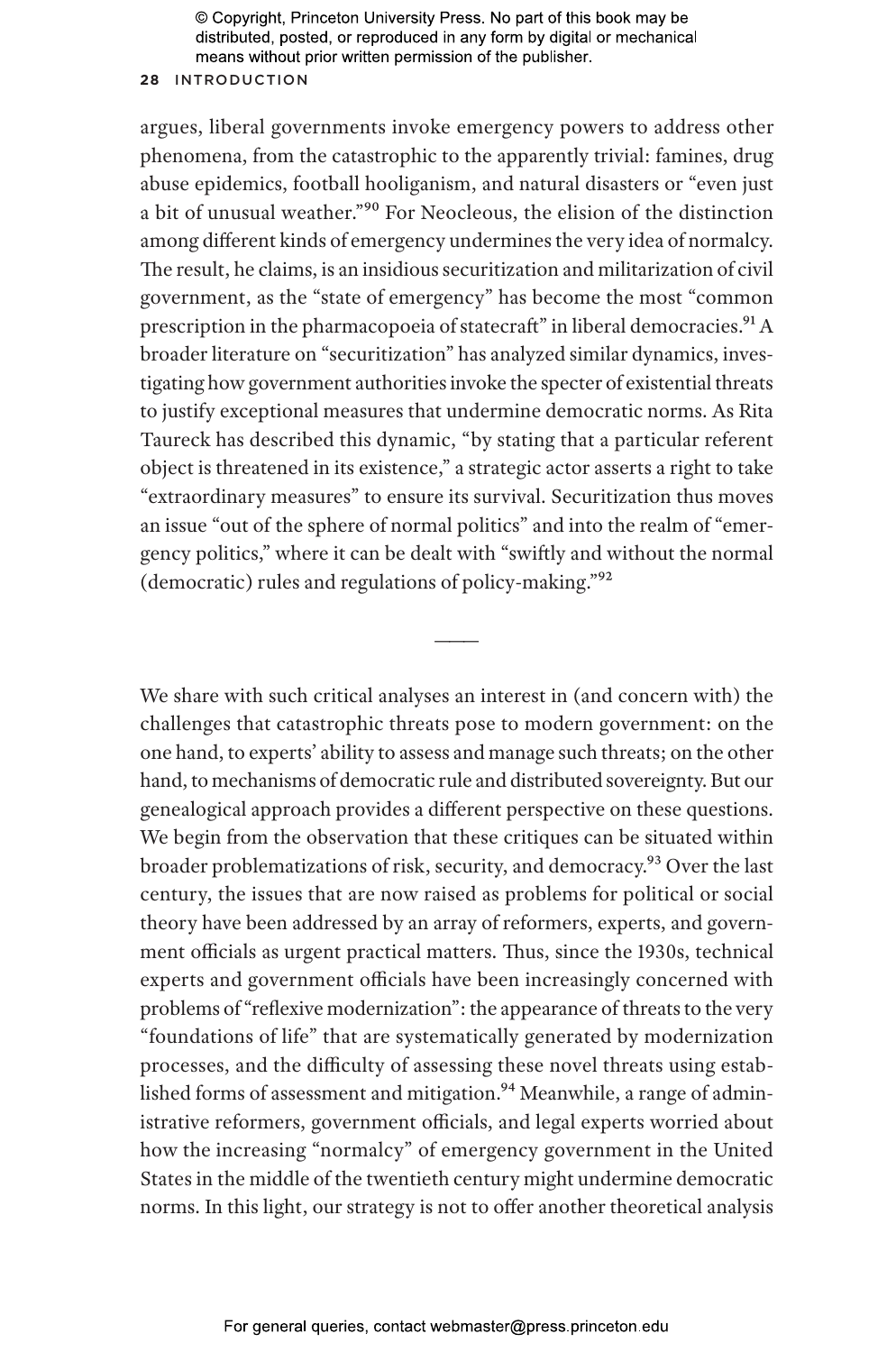argues, liberal governments invoke emergency powers to address other phenomena, from the catastrophic to the apparently trivial: famines, drug abuse epidemics, football hooliganism, and natural disasters or "even just a bit of unusual weather."[90] For Neocleous, the elision of the distinction among different kinds of emergency undermines the very idea of normalcy. The result, he claims, is an insidious securitization and militarization of civil government, as the "state of emergency" has become the most "common prescription in the pharmacopoeia of statecraft" in liberal democracies.[91] A broader literature on "securitization" has analyzed similar dynamics, investigating how government authorities invoke the specter of existential threats to justify exceptional measures that undermine democratic norms. As Rita Taureck has described this dynamic, "by stating that a particular referent object is threatened in its existence," a strategic actor asserts a right to take "extraordinary measures" to ensure its survival. Securitization thus moves an issue "out of the sphere of normal politics" and into the realm of "emergency politics," where it can be dealt with "swiftly and without the normal (democratic) rules and regulations of policy-making."[92]

---

We share with such critical analyses an interest in (and concern with) the challenges that catastrophic threats pose to modern government: on the one hand, to experts' ability to assess and manage such threats; on the other hand, to mechanisms of democratic rule and distributed sovereignty. But our genealogical approach provides a different perspective on these questions. We begin from the observation that these critiques can be situated within broader problematizations of risk, security, and democracy.[93] Over the last century, the issues that are now raised as problems for political or social theory have been addressed by an array of reformers, experts, and government officials as urgent practical matters. Thus, since the 1930s, technical experts and government officials have been increasingly concerned with problems of "reflexive modernization": the appearance of threats to the very "foundations of life" that are systematically generated by modernization processes, and the difficulty of assessing these novel threats using established forms of assessment and mitigation.[94] Meanwhile, a range of administrative reformers, government officials, and legal experts worried about how the increasing "normalcy" of emergency government in the United States in the middle of the twentieth century might undermine democratic norms. In this light, our strategy is not to offer another theoretical analysis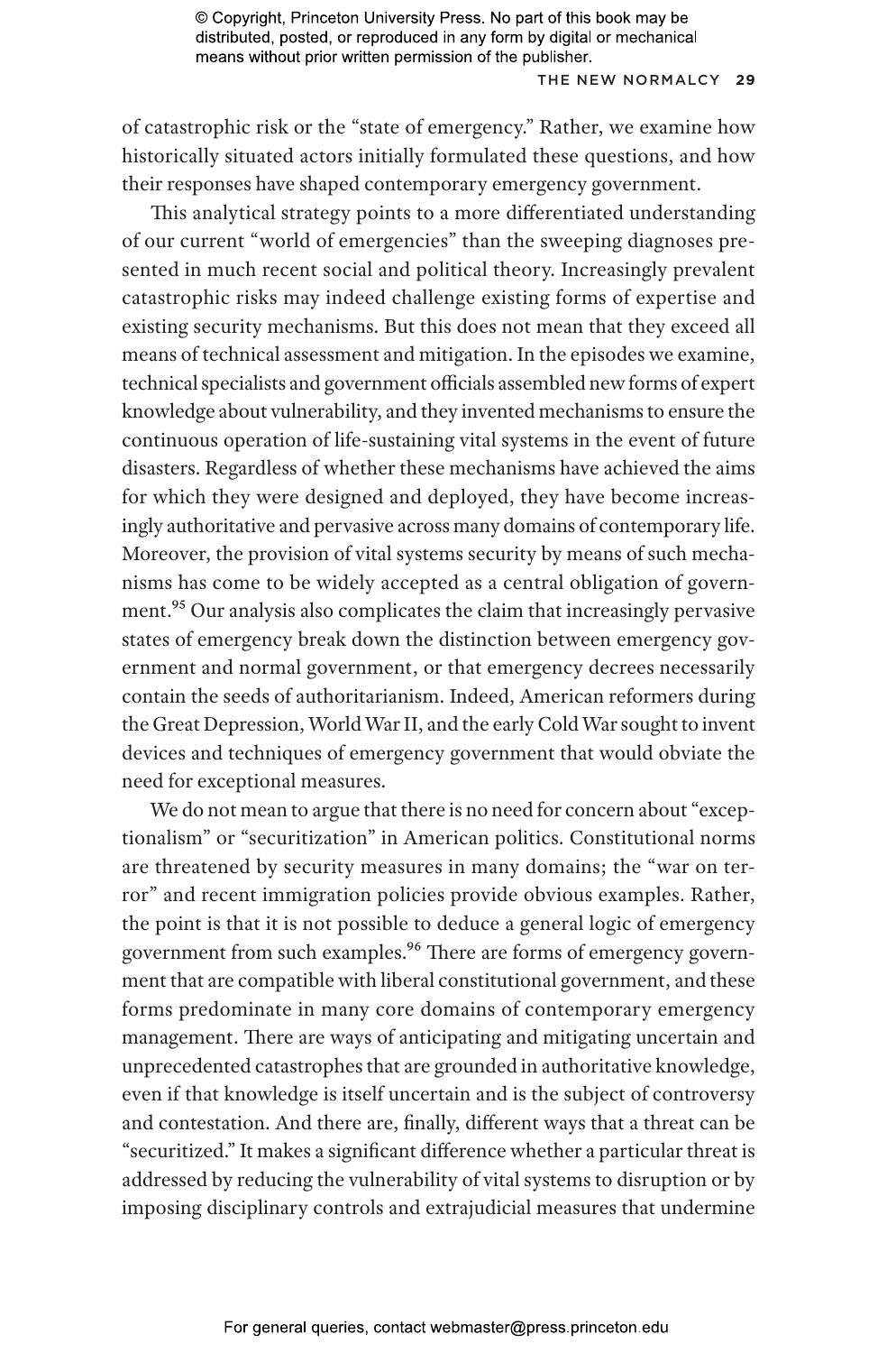of catastrophic risk or the "state of emergency." Rather, we examine how historically situated actors initially formulated these questions, and how their responses have shaped contemporary emergency government.

This analytical strategy points to a more differentiated understanding of our current "world of emergencies" than the sweeping diagnoses presented in much recent social and political theory. Increasingly prevalent catastrophic risks may indeed challenge existing forms of expertise and existing security mechanisms. But this does not mean that they exceed all means of technical assessment and mitigation. In the episodes we examine, technical specialists and government officials assembled new forms of expert knowledge about vulnerability, and they invented mechanisms to ensure the continuous operation of life-sustaining vital systems in the event of future disasters. Regardless of whether these mechanisms have achieved the aims for which they were designed and deployed, they have become increasingly authoritative and pervasive across many domains of contemporary life. Moreover, the provision of vital systems security by means of such mechanisms has come to be widely accepted as a central obligation of government.[95] Our analysis also complicates the claim that increasingly pervasive states of emergency break down the distinction between emergency government and normal government, or that emergency decrees necessarily contain the seeds of authoritarianism. Indeed, American reformers during the Great Depression, World War II, and the early Cold War sought to invent devices and techniques of emergency government that would obviate the need for exceptional measures.

We do not mean to argue that there is no need for concern about "exceptionalism" or "securitization" in American politics. Constitutional norms are threatened by security measures in many domains; the "war on terror" and recent immigration policies provide obvious examples. Rather, the point is that it is not possible to deduce a general logic of emergency government from such examples.[96] There are forms of emergency government that are compatible with liberal constitutional government, and these forms predominate in many core domains of contemporary emergency management. There are ways of anticipating and mitigating uncertain and unprecedented catastrophes that are grounded in authoritative knowledge, even if that knowledge is itself uncertain and is the subject of controversy and contestation. And there are, finally, different ways that a threat can be "securitized." It makes a significant difference whether a particular threat is addressed by reducing the vulnerability of vital systems to disruption or by imposing disciplinary controls and extrajudicial measures that undermine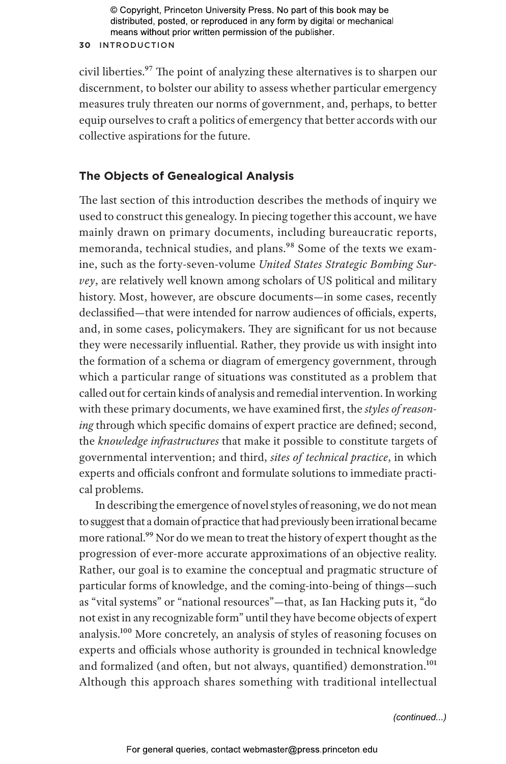civil liberties.[97] The point of analyzing these alternatives is to sharpen our discernment, to bolster our ability to assess whether particular emergency measures truly threaten our norms of government, and, perhaps, to better equip ourselves to craft a politics of emergency that better accords with our collective aspirations for the future.

## The Objects of Genealogical Analysis

The last section of this introduction describes the methods of inquiry we used to construct this genealogy. In piecing together this account, we have mainly drawn on primary documents, including bureaucratic reports, memoranda, technical studies, and plans.[98] Some of the texts we examine, such as the forty-seven-volume *United States Strategic Bombing Survey*, are relatively well known among scholars of US political and military history. Most, however, are obscure documents—in some cases, recently declassified—that were intended for narrow audiences of officials, experts, and, in some cases, policymakers. They are significant for us not because they were necessarily influential. Rather, they provide us with insight into the formation of a schema or diagram of emergency government, through which a particular range of situations was constituted as a problem that called out for certain kinds of analysis and remedial intervention. In working with these primary documents, we have examined first, the *styles of reasoning* through which specific domains of expert practice are defined; second, the *knowledge infrastructures* that make it possible to constitute targets of governmental intervention; and third, *sites of technical practice*, in which experts and officials confront and formulate solutions to immediate practical problems.

In describing the emergence of novel styles of reasoning, we do not mean to suggest that a domain of practice that had previously been irrational became more rational.[99] Nor do we mean to treat the history of expert thought as the progression of ever-more accurate approximations of an objective reality. Rather, our goal is to examine the conceptual and pragmatic structure of particular forms of knowledge, and the coming-into-being of things—such as "vital systems" or "national resources"—that, as Ian Hacking puts it, "do not exist in any recognizable form" until they have become objects of expert analysis.[100] More concretely, an analysis of styles of reasoning focuses on experts and officials whose authority is grounded in technical knowledge and formalized (and often, but not always, quantified) demonstration.[101] Although this approach shares something with traditional intellectual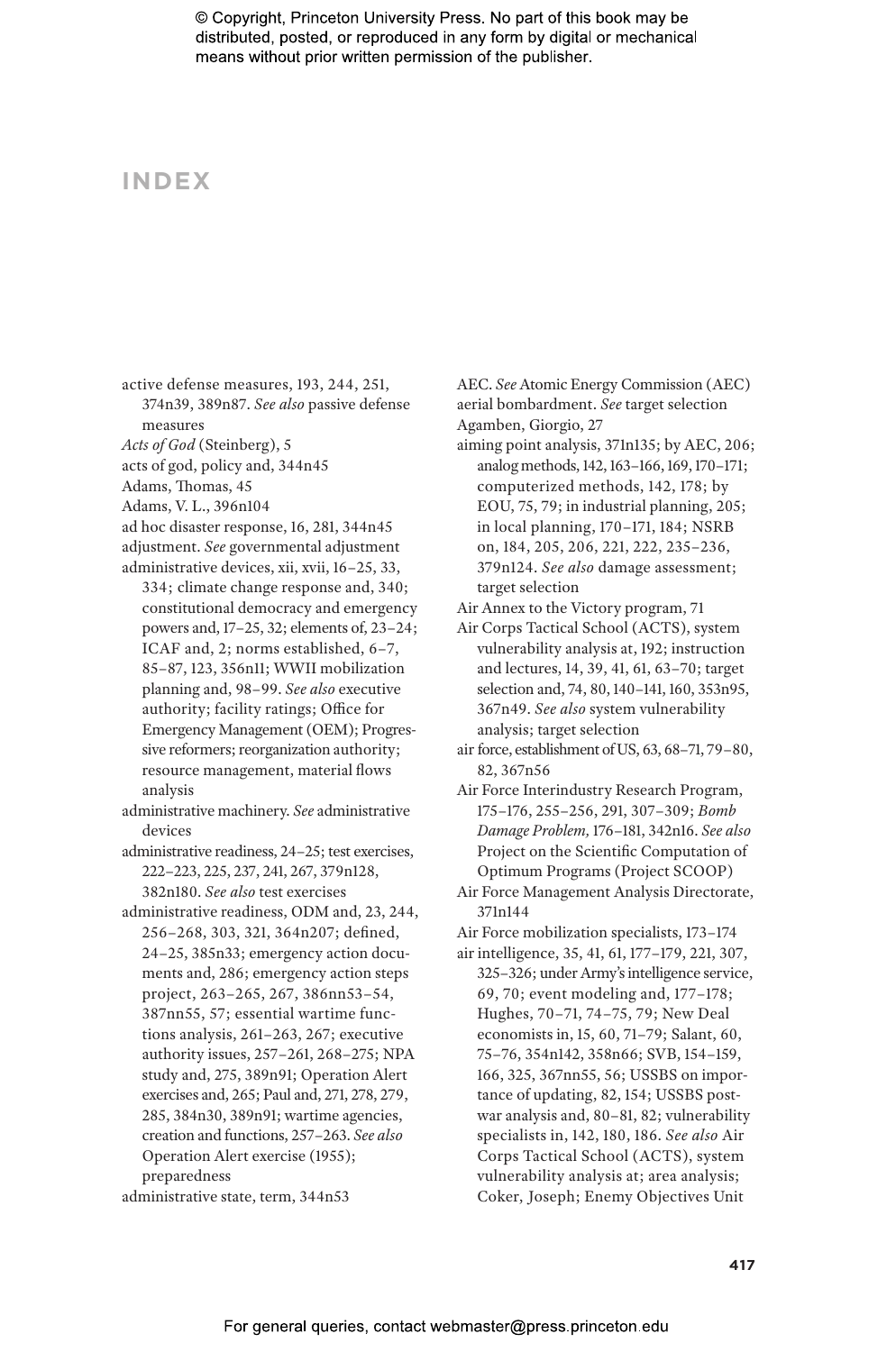# INDEX

active defense measures, 193, 244, 251, 374n39, 389n87. *See also* passive defense measures

*Acts of God* (Steinberg), 5

acts of god, policy and, 344n45

Adams, Thomas, 45

Adams, V. L., 396n104

ad hoc disaster response, 16, 281, 344n45

adjustment. *See* governmental adjustment

administrative devices, xii, xvii, 16–25, 33, 334; climate change response and, 340; constitutional democracy and emergency powers and, 17–25, 32; elements of, 23–24; ICAF and, 2; norms established, 6–7, 85–87, 123, 356n11; WWII mobilization planning and, 98–99. *See also* executive authority; facility ratings; Office for Emergency Management (OEM); Progressive reformers; reorganization authority; resource management, material flows analysis

administrative machinery. *See* administrative devices

administrative readiness, 24–25; test exercises, 222–223, 225, 237, 241, 267, 379n128, 382n180. *See also* test exercises

administrative readiness, ODM and, 23, 244, 256–268, 303, 321, 364n207; defined, 24–25, 385n33; emergency action documents and, 286; emergency action steps project, 263–265, 267, 386nn53–54, 387nn55, 57; essential wartime functions analysis, 261–263, 267; executive authority issues, 257–261, 268–275; NPA study and, 275, 389n91; Operation Alert exercises and, 265; Paul and, 271, 278, 279, 285, 384n30, 389n91; wartime agencies, creation and functions, 257–263. *See also* Operation Alert exercise (1955); preparedness

administrative state, term, 344n53

AEC. *See* Atomic Energy Commission (AEC)

aerial bombardment. *See* target selection

Agamben, Giorgio, 27

aiming point analysis, 371n135; by AEC, 206; analog methods, 142, 163–166, 169, 170–171; computerized methods, 142, 178; by EOU, 75, 79; in industrial planning, 205; in local planning, 170–171, 184; NSRB on, 184, 205, 206, 221, 222, 235–236, 379n124. *See also* damage assessment; target selection

Air Annex to the Victory program, 71

Air Corps Tactical School (ACTS), system vulnerability analysis at, 192; instruction and lectures, 14, 39, 41, 61, 63–70; target selection and, 74, 80, 140–141, 160, 353n95, 367n49. *See also* system vulnerability analysis; target selection

air force, establishment of US, 63, 68–71, 79–80, 82, 367n56

Air Force Interindustry Research Program, 175–176, 255–256, 291, 307–309; *Bomb Damage Problem,* 176–181, 342n16. *See also* Project on the Scientific Computation of Optimum Programs (Project SCOOP)

Air Force Management Analysis Directorate, 371n144

Air Force mobilization specialists, 173–174

air intelligence, 35, 41, 61, 177–179, 221, 307, 325–326; under Army's intelligence service, 69, 70; event modeling and, 177–178; Hughes, 70–71, 74–75, 79; New Deal economists in, 15, 60, 71–79; Salant, 60, 75–76, 354n142, 358n66; SVB, 154–159, 166, 325, 367nn55, 56; USSBS on importance of updating, 82, 154; USSBS postwar analysis and, 80–81, 82; vulnerability specialists in, 142, 180, 186. *See also* Air Corps Tactical School (ACTS), system vulnerability analysis at; area analysis; Coker, Joseph; Enemy Objectives Unit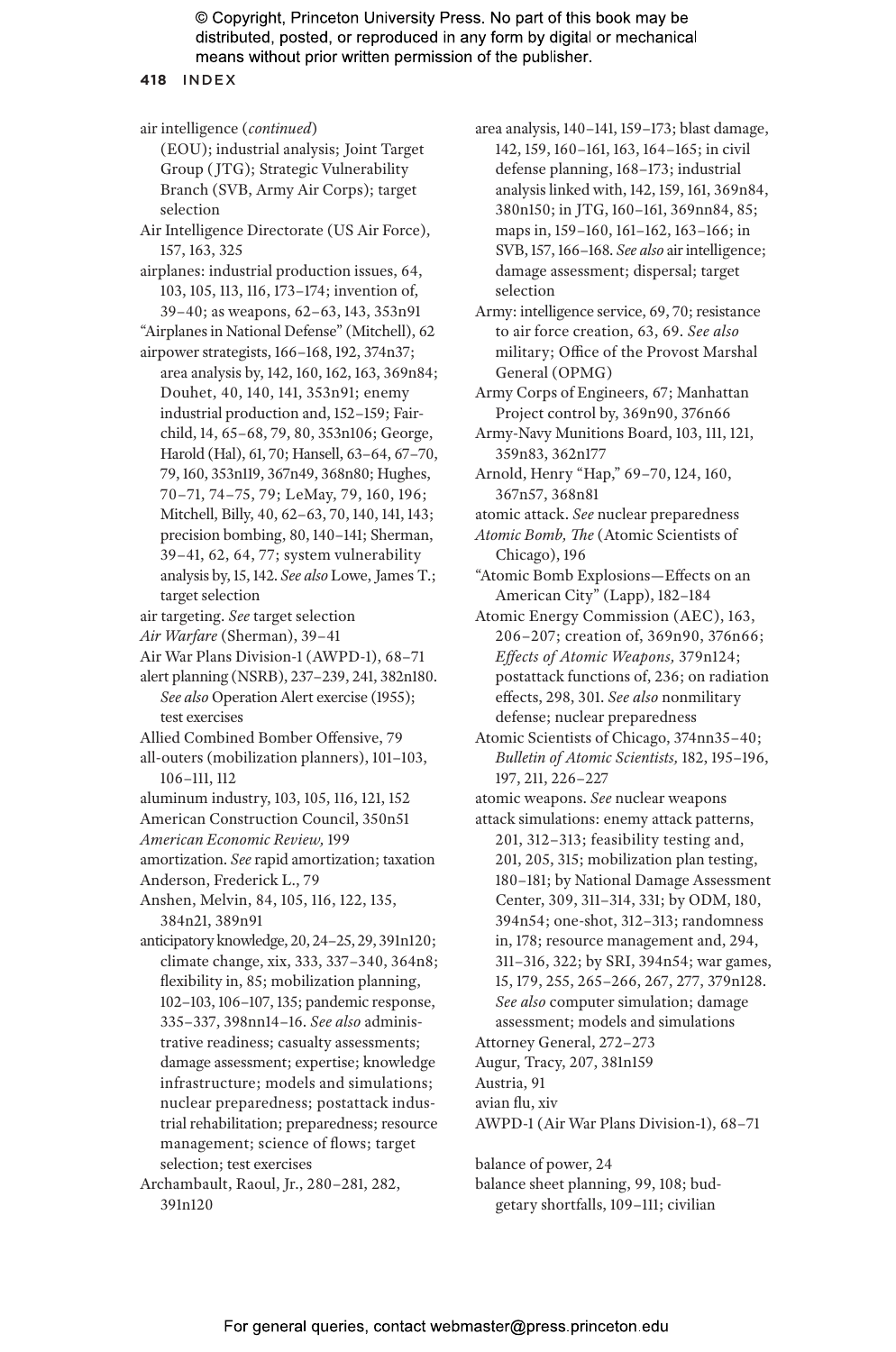air intelligence (*continued*)
(EOU); industrial analysis; Joint Target Group (JTG); Strategic Vulnerability Branch (SVB, Army Air Corps); target selection

Air Intelligence Directorate (US Air Force), 157, 163, 325

airplanes: industrial production issues, 64, 103, 105, 113, 116, 173–174; invention of, 39–40; as weapons, 62–63, 143, 353n91

"Airplanes in National Defense" (Mitchell), 62

airpower strategists, 166–168, 192, 374n37; area analysis by, 142, 160, 162, 163, 369n84; Douhet, 40, 140, 141, 353n91; enemy industrial production and, 152–159; Fairchild, 14, 65–68, 79, 80, 353n106; George, Harold (Hal), 61, 70; Hansell, 63–64, 67–70, 79, 160, 353n119, 367n49, 368n80; Hughes, 70–71, 74–75, 79; LeMay, 79, 160, 196; Mitchell, Billy, 40, 62–63, 70, 140, 141, 143; precision bombing, 80, 140–141; Sherman, 39–41, 62, 64, 77; system vulnerability analysis by, 15, 142. *See also* Lowe, James T.; target selection

air targeting. *See* target selection

*Air Warfare* (Sherman), 39–41

Air War Plans Division-1 (AWPD-1), 68–71

alert planning (NSRB), 237–239, 241, 382n180. *See also* Operation Alert exercise (1955); test exercises

Allied Combined Bomber Offensive, 79

all-outers (mobilization planners), 101–103, 106–111, 112

aluminum industry, 103, 105, 116, 121, 152

American Construction Council, 350n51

*American Economic Review,* 199

amortization. *See* rapid amortization; taxation

Anderson, Frederick L., 79

Anshen, Melvin, 84, 105, 116, 122, 135, 384n21, 389n91

anticipatory knowledge, 20, 24–25, 29, 391n120; climate change, xix, 333, 337–340, 364n8; flexibility in, 85; mobilization planning, 102–103, 106–107, 135; pandemic response, 335–337, 398nn14–16. *See also* administrative readiness; casualty assessments; damage assessment; expertise; knowledge infrastructure; models and simulations; nuclear preparedness; postattack industrial rehabilitation; preparedness; resource management; science of flows; target selection; test exercises

Archambault, Raoul, Jr., 280–281, 282, 391n120

area analysis, 140–141, 159–173; blast damage, 142, 159, 160–161, 163, 164–165; in civil defense planning, 168–173; industrial analysis linked with, 142, 159, 161, 369n84, 380n150; in JTG, 160–161, 369nn84, 85; maps in, 159–160, 161–162, 163–166; in SVB, 157, 166–168. *See also* air intelligence; damage assessment; dispersal; target selection

Army: intelligence service, 69, 70; resistance to air force creation, 63, 69. *See also* military; Office of the Provost Marshal General (OPMG)

Army Corps of Engineers, 67; Manhattan Project control by, 369n90, 376n66

Army-Navy Munitions Board, 103, 111, 121, 359n83, 362n177

Arnold, Henry "Hap," 69–70, 124, 160, 367n57, 368n81

atomic attack. *See* nuclear preparedness

*Atomic Bomb, The* (Atomic Scientists of Chicago), 196

"Atomic Bomb Explosions—Effects on an American City" (Lapp), 182–184

Atomic Energy Commission (AEC), 163, 206–207; creation of, 369n90, 376n66; *Effects of Atomic Weapons,* 379n124; postattack functions of, 236; on radiation effects, 298, 301. *See also* nonmilitary defense; nuclear preparedness

Atomic Scientists of Chicago, 374nn35–40; *Bulletin of Atomic Scientists,* 182, 195–196, 197, 211, 226–227

atomic weapons. *See* nuclear weapons

attack simulations: enemy attack patterns, 201, 312–313; feasibility testing and, 201, 205, 315; mobilization plan testing, 180–181; by National Damage Assessment Center, 309, 311–314, 331; by ODM, 180, 394n54; one-shot, 312–313; randomness in, 178; resource management and, 294, 311–316, 322; by SRI, 394n54; war games, 15, 179, 255, 265–266, 267, 277, 379n128. *See also* computer simulation; damage assessment; models and simulations

Attorney General, 272–273

Augur, Tracy, 207, 381n159

Austria, 91

avian flu, xiv

AWPD-1 (Air War Plans Division-1), 68–71

balance of power, 24

balance sheet planning, 99, 108; budgetary shortfalls, 109–111; civilian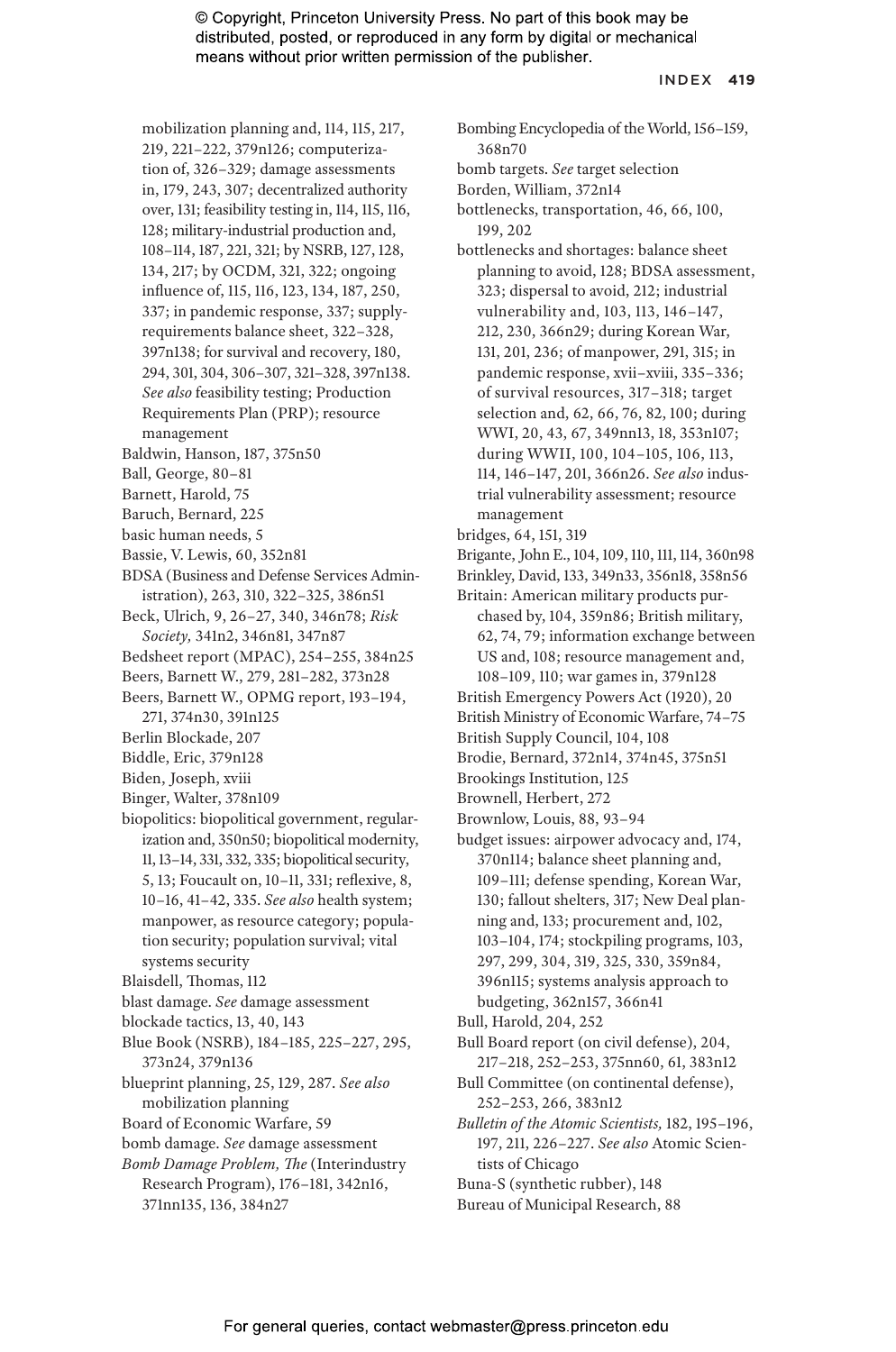mobilization planning and, 114, 115, 217, 219, 221–222, 379n126; computerization of, 326–329; damage assessments in, 179, 243, 307; decentralized authority over, 131; feasibility testing in, 114, 115, 116, 128; military-industrial production and, 108–114, 187, 221, 321; by NSRB, 127, 128, 134, 217; by OCDM, 321, 322; ongoing influence of, 115, 116, 123, 134, 187, 250, 337; in pandemic response, 337; supply-requirements balance sheet, 322–328, 397n138; for survival and recovery, 180, 294, 301, 304, 306–307, 321–328, 397n138. *See also* feasibility testing; Production Requirements Plan (PRP); resource management

Baldwin, Hanson, 187, 375n50

Ball, George, 80–81

Barnett, Harold, 75

Baruch, Bernard, 225

basic human needs, 5

Bassie, V. Lewis, 60, 352n81

BDSA (Business and Defense Services Administration), 263, 310, 322–325, 386n51

Beck, Ulrich, 9, 26–27, 340, 346n78; *Risk Society,* 341n2, 346n81, 347n87

Bedsheet report (MPAC), 254–255, 384n25

Beers, Barnett W., 279, 281–282, 373n28

Beers, Barnett W., OPMG report, 193–194, 271, 374n30, 391n125

Berlin Blockade, 207

Biddle, Eric, 379n128

Biden, Joseph, xviii

Binger, Walter, 378n109

biopolitics: biopolitical government, regularization and, 350n50; biopolitical modernity, 11, 13–14, 331, 332, 335; biopolitical security, 5, 13; Foucault on, 10–11, 331; reflexive, 8, 10–16, 41–42, 335. *See also* health system; manpower, as resource category; population security; population survival; vital systems security

Blaisdell, Thomas, 112

blast damage. *See* damage assessment

blockade tactics, 13, 40, 143

Blue Book (NSRB), 184–185, 225–227, 295, 373n24, 379n136

blueprint planning, 25, 129, 287. *See also* mobilization planning

Board of Economic Warfare, 59

bomb damage. *See* damage assessment

*Bomb Damage Problem, The* (Interindustry Research Program), 176–181, 342n16, 371nn135, 136, 384n27

Bombing Encyclopedia of the World, 156–159, 368n70

bomb targets. *See* target selection

Borden, William, 372n14

bottlenecks, transportation, 46, 66, 100, 199, 202

bottlenecks and shortages: balance sheet planning to avoid, 128; BDSA assessment, 323; dispersal to avoid, 212; industrial vulnerability and, 103, 113, 146–147, 212, 230, 366n29; during Korean War, 131, 201, 236; of manpower, 291, 315; in pandemic response, xvii–xviii, 335–336; of survival resources, 317–318; target selection and, 62, 66, 76, 82, 100; during WWI, 20, 43, 67, 349nn13, 18, 353n107; during WWII, 100, 104–105, 106, 113, 114, 146–147, 201, 366n26. *See also* industrial vulnerability assessment; resource management

bridges, 64, 151, 319

Brigante, John E., 104, 109, 110, 111, 114, 360n98

Brinkley, David, 133, 349n33, 356n18, 358n56

Britain: American military products purchased by, 104, 359n86; British military, 62, 74, 79; information exchange between US and, 108; resource management and, 108–109, 110; war games in, 379n128

British Emergency Powers Act (1920), 20

British Ministry of Economic Warfare, 74–75

British Supply Council, 104, 108

Brodie, Bernard, 372n14, 374n45, 375n51

Brookings Institution, 125

Brownell, Herbert, 272

Brownlow, Louis, 88, 93–94

budget issues: airpower advocacy and, 174, 370n114; balance sheet planning and, 109–111; defense spending, Korean War, 130; fallout shelters, 317; New Deal planning and, 133; procurement and, 102, 103–104, 174; stockpiling programs, 103, 297, 299, 304, 319, 325, 330, 359n84, 396n115; systems analysis approach to budgeting, 362n157, 366n41

Bull, Harold, 204, 252

Bull Board report (on civil defense), 204, 217–218, 252–253, 375nn60, 61, 383n12

Bull Committee (on continental defense), 252–253, 266, 383n12

*Bulletin of the Atomic Scientists,* 182, 195–196, 197, 211, 226–227. *See also* Atomic Scientists of Chicago

Buna-S (synthetic rubber), 148

Bureau of Municipal Research, 88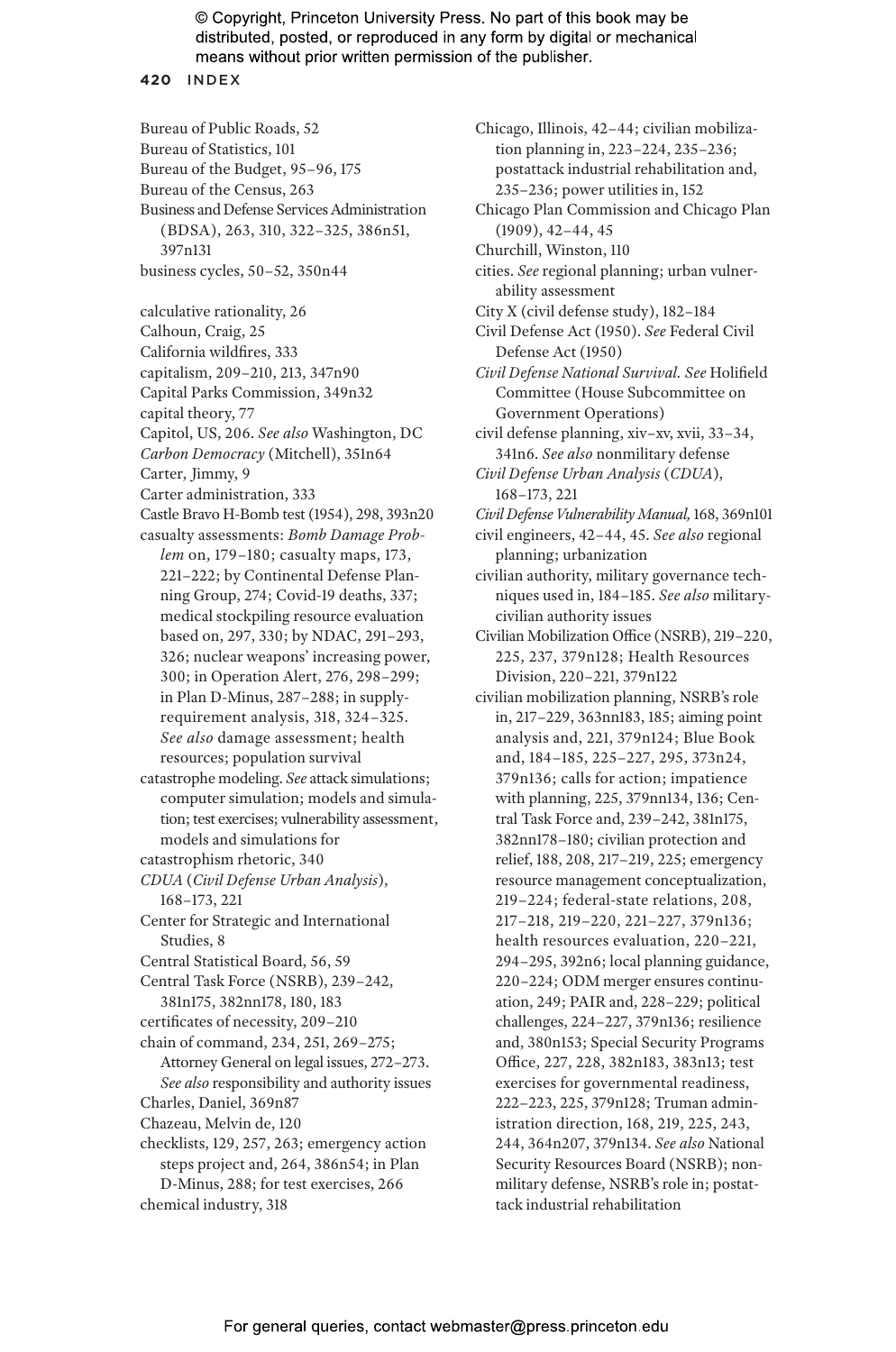Bureau of Public Roads, 52
Bureau of Statistics, 101
Bureau of the Budget, 95–96, 175
Bureau of the Census, 263
Business and Defense Services Administration (BDSA), 263, 310, 322–325, 386n51, 397n131
business cycles, 50–52, 350n44

calculative rationality, 26
Calhoun, Craig, 25
California wildfires, 333
capitalism, 209–210, 213, 347n90
Capital Parks Commission, 349n32
capital theory, 77
Capitol, US, 206. *See also* Washington, DC
*Carbon Democracy* (Mitchell), 351n64
Carter, Jimmy, 9
Carter administration, 333
Castle Bravo H-Bomb test (1954), 298, 393n20
casualty assessments: *Bomb Damage Problem* on, 179–180; casualty maps, 173, 221–222; by Continental Defense Planning Group, 274; Covid-19 deaths, 337; medical stockpiling resource evaluation based on, 297, 330; by NDAC, 291–293, 326; nuclear weapons' increasing power, 300; in Operation Alert, 276, 298–299; in Plan D-Minus, 287–288; in supply-requirement analysis, 318, 324–325. *See also* damage assessment; health resources; population survival
catastrophe modeling. *See* attack simulations; computer simulation; models and simulation; test exercises; vulnerability assessment, models and simulations for
catastrophism rhetoric, 340
*CDUA* (*Civil Defense Urban Analysis*), 168–173, 221
Center for Strategic and International Studies, 8
Central Statistical Board, 56, 59
Central Task Force (NSRB), 239–242, 381n175, 382nn178, 180, 183
certificates of necessity, 209–210
chain of command, 234, 251, 269–275; Attorney General on legal issues, 272–273. *See also* responsibility and authority issues
Charles, Daniel, 369n87
Chazeau, Melvin de, 120
checklists, 129, 257, 263; emergency action steps project and, 264, 386n54; in Plan D-Minus, 288; for test exercises, 266
chemical industry, 318
Chicago, Illinois, 42–44; civilian mobilization planning in, 223–224, 235–236; postattack industrial rehabilitation and, 235–236; power utilities in, 152
Chicago Plan Commission and Chicago Plan (1909), 42–44, 45
Churchill, Winston, 110
cities. *See* regional planning; urban vulnerability assessment
City X (civil defense study), 182–184
Civil Defense Act (1950). *See* Federal Civil Defense Act (1950)
*Civil Defense National Survival*. *See* Holifield Committee (House Subcommittee on Government Operations)
civil defense planning, xiv–xv, xvii, 33–34, 341n6. *See also* nonmilitary defense
*Civil Defense Urban Analysis* (*CDUA*), 168–173, 221
*Civil Defense Vulnerability Manual*, 168, 369n101
civil engineers, 42–44, 45. *See also* regional planning; urbanization
civilian authority, military governance techniques used in, 184–185. *See also* military-civilian authority issues
Civilian Mobilization Office (NSRB), 219–220, 225, 237, 379n128; Health Resources Division, 220–221, 379n122
civilian mobilization planning, NSRB's role in, 217–229, 363nn183, 185; aiming point analysis and, 221, 379n124; Blue Book and, 184–185, 225–227, 295, 373n24, 379n136; calls for action; impatience with planning, 225, 379nn134, 136; Central Task Force and, 239–242, 381n175, 382nn178–180; civilian protection and relief, 188, 208, 217–219, 225; emergency resource management conceptualization, 219–224; federal-state relations, 208, 217–218, 219–220, 221–227, 379n136; health resources evaluation, 220–221, 294–295, 392n6; local planning guidance, 220–224; ODM merger ensures continuation, 249; PAIR and, 228–229; political challenges, 224–227, 379n136; resilience and, 380n153; Special Security Programs Office, 227, 228, 382n183, 383n13; test exercises for governmental readiness, 222–223, 225, 379n128; Truman administration direction, 168, 219, 225, 243, 244, 364n207, 379n134. *See also* National Security Resources Board (NSRB); nonmilitary defense, NSRB's role in; postattack industrial rehabilitation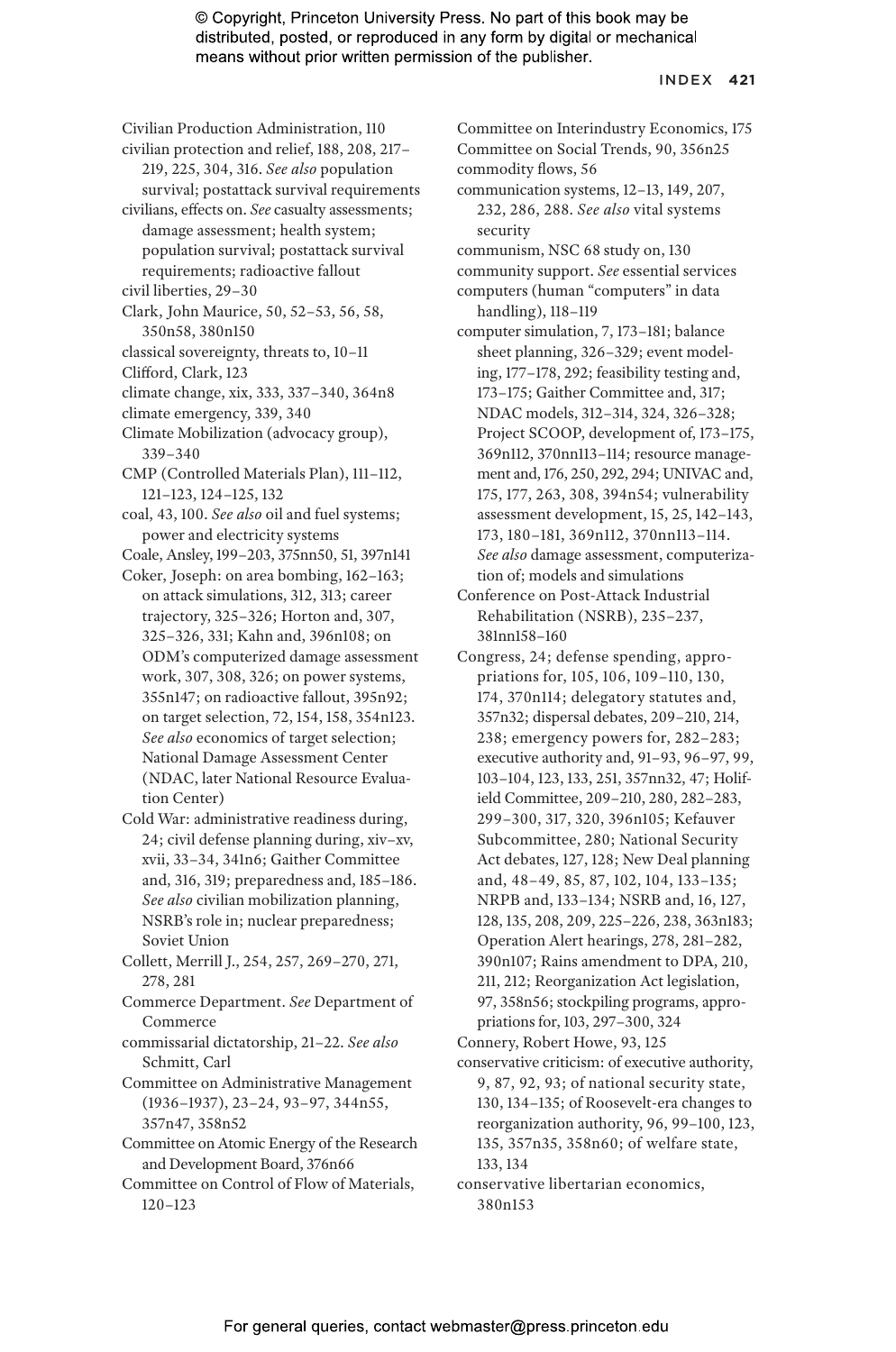Civilian Production Administration, 110

civilian protection and relief, 188, 208, 217–219, 225, 304, 316. *See also* population survival; postattack survival requirements

civilians, effects on. *See* casualty assessments; damage assessment; health system; population survival; postattack survival requirements; radioactive fallout

civil liberties, 29–30

Clark, John Maurice, 50, 52–53, 56, 58, 350n58, 380n150

classical sovereignty, threats to, 10–11

Clifford, Clark, 123

climate change, xix, 333, 337–340, 364n8

climate emergency, 339, 340

Climate Mobilization (advocacy group), 339–340

CMP (Controlled Materials Plan), 111–112, 121–123, 124–125, 132

coal, 43, 100. *See also* oil and fuel systems; power and electricity systems

Coale, Ansley, 199–203, 375nn50, 51, 397n141

Coker, Joseph: on area bombing, 162–163; on attack simulations, 312, 313; career trajectory, 325–326; Horton and, 307, 325–326, 331; Kahn and, 396n108; on ODM's computerized damage assessment work, 307, 308, 326; on power systems, 355n147; on radioactive fallout, 395n92; on target selection, 72, 154, 158, 354n123. *See also* economics of target selection; National Damage Assessment Center (NDAC, later National Resource Evaluation Center)

Cold War: administrative readiness during, 24; civil defense planning during, xiv–xv, xvii, 33–34, 341n6; Gaither Committee and, 316, 319; preparedness and, 185–186. *See also* civilian mobilization planning, NSRB's role in; nuclear preparedness; Soviet Union

Collett, Merrill J., 254, 257, 269–270, 271, 278, 281

Commerce Department. *See* Department of Commerce

commissarial dictatorship, 21–22. *See also* Schmitt, Carl

Committee on Administrative Management (1936–1937), 23–24, 93–97, 344n55, 357n47, 358n52

Committee on Atomic Energy of the Research and Development Board, 376n66

Committee on Control of Flow of Materials, 120–123

Committee on Interindustry Economics, 175

Committee on Social Trends, 90, 356n25

commodity flows, 56

communication systems, 12–13, 149, 207, 232, 286, 288. *See also* vital systems security

communism, NSC 68 study on, 130

community support. *See* essential services

computers (human "computers" in data handling), 118–119

computer simulation, 7, 173–181; balance sheet planning, 326–329; event modeling, 177–178, 292; feasibility testing and, 173–175; Gaither Committee and, 317; NDAC models, 312–314, 324, 326–328; Project SCOOP, development of, 173–175, 369n112, 370nn113–114; resource management and, 176, 250, 292, 294; UNIVAC and, 175, 177, 263, 308, 394n54; vulnerability assessment development, 15, 25, 142–143, 173, 180–181, 369n112, 370nn113–114. *See also* damage assessment, computerization of; models and simulations

Conference on Post-Attack Industrial Rehabilitation (NSRB), 235–237, 381nn158–160

Congress, 24; defense spending, appropriations for, 105, 106, 109–110, 130, 174, 370n114; delegatory statutes and, 357n32; dispersal debates, 209–210, 214, 238; emergency powers for, 282–283; executive authority and, 91–93, 96–97, 99, 103–104, 123, 133, 251, 357nn32, 47; Holifield Committee, 209–210, 280, 282–283, 299–300, 317, 320, 396n105; Kefauver Subcommittee, 280; National Security Act debates, 127, 128; New Deal planning and, 48–49, 85, 87, 102, 104, 133–135; NRPB and, 133–134; NSRB and, 16, 127, 128, 135, 208, 209, 225–226, 238, 363n183; Operation Alert hearings, 278, 281–282, 390n107; Rains amendment to DPA, 210, 211, 212; Reorganization Act legislation, 97, 358n56; stockpiling programs, appropriations for, 103, 297–300, 324

Connery, Robert Howe, 93, 125

conservative criticism: of executive authority, 9, 87, 92, 93; of national security state, 130, 134–135; of Roosevelt-era changes to reorganization authority, 96, 99–100, 123, 135, 357n35, 358n60; of welfare state, 133, 134

conservative libertarian economics, 380n153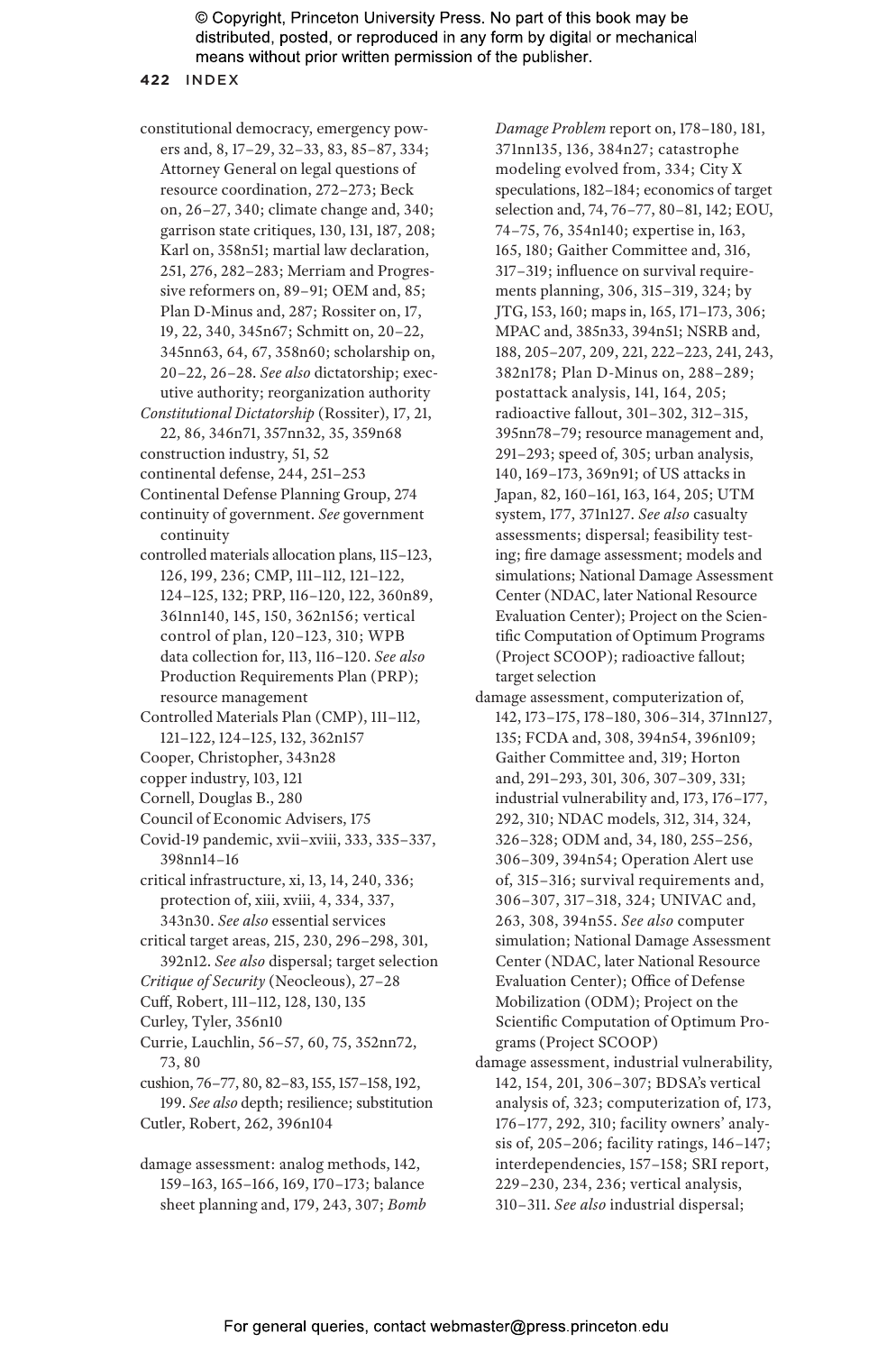constitutional democracy, emergency powers and, 8, 17–29, 32–33, 83, 85–87, 334; Attorney General on legal questions of resource coordination, 272–273; Beck on, 26–27, 340; climate change and, 340; garrison state critiques, 130, 131, 187, 208; Karl on, 358n51; martial law declaration, 251, 276, 282–283; Merriam and Progressive reformers on, 89–91; OEM and, 85; Plan D-Minus and, 287; Rossiter on, 17, 19, 22, 340, 345n67; Schmitt on, 20–22, 345nn63, 64, 67, 358n60; scholarship on, 20–22, 26–28. *See also* dictatorship; executive authority; reorganization authority

*Constitutional Dictatorship* (Rossiter), 17, 21, 22, 86, 346n71, 357nn32, 35, 359n68

construction industry, 51, 52

continental defense, 244, 251–253

Continental Defense Planning Group, 274

continuity of government. *See* government continuity

controlled materials allocation plans, 115–123, 126, 199, 236; CMP, 111–112, 121–122, 124–125, 132; PRP, 116–120, 122, 360n89, 361nn140, 145, 150, 362n156; vertical control of plan, 120–123, 310; WPB data collection for, 113, 116–120. *See also* Production Requirements Plan (PRP); resource management

Controlled Materials Plan (CMP), 111–112, 121–122, 124–125, 132, 362n157

Cooper, Christopher, 343n28

copper industry, 103, 121

Cornell, Douglas B., 280

Council of Economic Advisers, 175

Covid-19 pandemic, xvii–xviii, 333, 335–337, 398nn14–16

critical infrastructure, xi, 13, 14, 240, 336; protection of, xiii, xviii, 4, 334, 337, 343n30. *See also* essential services

critical target areas, 215, 230, 296–298, 301, 392n12. *See also* dispersal; target selection

*Critique of Security* (Neocleous), 27–28

Cuff, Robert, 111–112, 128, 130, 135

Curley, Tyler, 356n10

Currie, Lauchlin, 56–57, 60, 75, 352nn72, 73, 80

cushion, 76–77, 80, 82–83, 155, 157–158, 192, 199. *See also* depth; resilience; substitution

Cutler, Robert, 262, 396n104

damage assessment: analog methods, 142, 159–163, 165–166, 169, 170–173; balance sheet planning and, 179, 243, 307; *Bomb Damage Problem* report on, 178–180, 181, 371nn135, 136, 384n27; catastrophe modeling evolved from, 334; City X speculations, 182–184; economics of target selection and, 74, 76–77, 80–81, 142; EOU, 74–75, 76, 354n140; expertise in, 163, 165, 180; Gaither Committee and, 316, 317–319; influence on survival requirements planning, 306, 315–319, 324; by JTG, 153, 160; maps in, 165, 171–173, 306; MPAC and, 385n33, 394n51; NSRB and, 188, 205–207, 209, 221, 222–223, 241, 243, 382n178; Plan D-Minus on, 288–289; postattack analysis, 141, 164, 205; radioactive fallout, 301–302, 312–315, 395nn78–79; resource management and, 291–293; speed of, 305; urban analysis, 140, 169–173, 369n91; of US attacks in Japan, 82, 160–161, 163, 164, 205; UTM system, 177, 371n127. *See also* casualty assessments; dispersal; feasibility testing; fire damage assessment; models and simulations; National Damage Assessment Center (NDAC, later National Resource Evaluation Center); Project on the Scientific Computation of Optimum Programs (Project SCOOP); radioactive fallout; target selection

damage assessment, computerization of, 142, 173–175, 178–180, 306–314, 371nn127, 135; FCDA and, 308, 394n54, 396n109; Gaither Committee and, 319; Horton and, 291–293, 301, 306, 307–309, 331; industrial vulnerability and, 173, 176–177, 292, 310; NDAC models, 312, 314, 324, 326–328; ODM and, 34, 180, 255–256, 306–309, 394n54; Operation Alert use of, 315–316; survival requirements and, 306–307, 317–318, 324; UNIVAC and, 263, 308, 394n55. *See also* computer simulation; National Damage Assessment Center (NDAC, later National Resource Evaluation Center); Office of Defense Mobilization (ODM); Project on the Scientific Computation of Optimum Programs (Project SCOOP)

damage assessment, industrial vulnerability, 142, 154, 201, 306–307; BDSA's vertical analysis of, 323; computerization of, 173, 176–177, 292, 310; facility owners' analysis of, 205–206; facility ratings, 146–147; interdependencies, 157–158; SRI report, 229–230, 234, 236; vertical analysis, 310–311. *See also* industrial dispersal;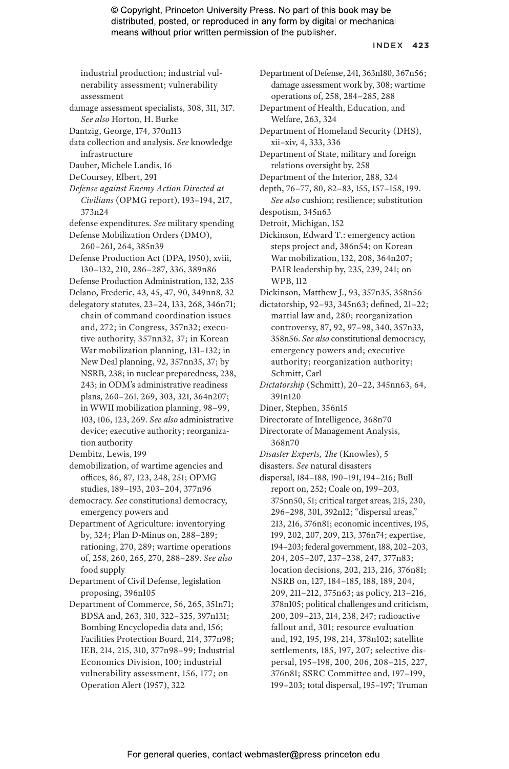industrial production; industrial vulnerability assessment; vulnerability assessment

damage assessment specialists, 308, 311, 317. *See also* Horton, H. Burke

Dantzig, George, 174, 370n113

data collection and analysis. *See* knowledge infrastructure

Dauber, Michele Landis, 16

DeCoursey, Elbert, 291

*Defense against Enemy Action Directed at Civilians* (OPMG report), 193–194, 217, 373n24

defense expenditures. *See* military spending

Defense Mobilization Orders (DMO), 260–261, 264, 385n39

Defense Production Act (DPA, 1950), xviii, 130–132, 210, 286–287, 336, 389n86

Defense Production Administration, 132, 235

Delano, Frederic, 43, 45, 47, 90, 349nn8, 32

delegatory statutes, 23–24, 133, 268, 346n71; chain of command coordination issues and, 272; in Congress, 357n32; executive authority, 357nn32, 37; in Korean War mobilization planning, 131–132; in New Deal planning, 92, 357nn35, 37; by NSRB, 238; in nuclear preparedness, 238, 243; in ODM's administrative readiness plans, 260–261, 269, 303, 321, 364n207; in WWII mobilization planning, 98–99, 103, 106, 123, 269. *See also* administrative device; executive authority; reorganization authority

Dembitz, Lewis, 199

demobilization, of wartime agencies and offices, 86, 87, 123, 248, 251; OPMG studies, 189–193, 203–204, 377n96

democracy. *See* constitutional democracy, emergency powers and

Department of Agriculture: inventorying by, 324; Plan D-Minus on, 288–289; rationing, 270, 289; wartime operations of, 258, 260, 265, 270, 288–289. *See also* food supply

Department of Civil Defense, legislation proposing, 396n105

Department of Commerce, 56, 265, 351n71; BDSA and, 263, 310, 322–325, 397n131; Bombing Encyclopedia data and, 156; Facilities Protection Board, 214, 377n98; IEB, 214, 215, 310, 377n98–99; Industrial Economics Division, 100; industrial vulnerability assessment, 156, 177; on Operation Alert (1957), 322

Department of Defense, 241, 363n180, 367n56; damage assessment work by, 308; wartime operations of, 258, 284–285, 288

Department of Health, Education, and Welfare, 263, 324

Department of Homeland Security (DHS), xii–xiv, 4, 333, 336

Department of State, military and foreign relations oversight by, 258

Department of the Interior, 288, 324

depth, 76–77, 80, 82–83, 155, 157–158, 199. *See also* cushion; resilience; substitution

despotism, 345n63

Detroit, Michigan, 152

Dickinson, Edward T.: emergency action steps project and, 386n54; on Korean War mobilization, 132, 208, 364n207; PAIR leadership by, 235, 239, 241; on WPB, 112

Dickinson, Matthew J., 93, 357n35, 358n56

dictatorship, 92–93, 345n63; defined, 21–22; martial law and, 280; reorganization controversy, 87, 92, 97–98, 340, 357n33, 358n56. *See also* constitutional democracy, emergency powers and; executive authority; reorganization authority; Schmitt, Carl

*Dictatorship* (Schmitt), 20–22, 345nn63, 64, 391n120

Diner, Stephen, 356n15

Directorate of Intelligence, 368n70

Directorate of Management Analysis, 368n70

*Disaster Experts, The* (Knowles), 5

disasters. *See* natural disasters

dispersal, 184–188, 190–191, 194–216; Bull report on, 252; Coale on, 199–203, 375nn50, 51; critical target areas, 215, 230, 296–298, 301, 392n12; "dispersal areas," 213, 216, 376n81; economic incentives, 195, 199, 202, 207, 209, 213, 376n74; expertise, 194–203; federal government, 188, 202–203, 204, 205–207, 237–238, 247, 377n83; location decisions, 202, 213, 216, 376n81; NSRB on, 127, 184–185, 188, 189, 204, 209, 211–212, 375n63; as policy, 213–216, 378n105; political challenges and criticism, 200, 209–213, 214, 238, 247; radioactive fallout and, 301; resource evaluation and, 192, 195, 198, 214, 378n102; satellite settlements, 185, 197, 207; selective dispersal, 195–198, 200, 206, 208–215, 227, 376n81; SSRC Committee and, 197–199, 199–203; total dispersal, 195–197; Truman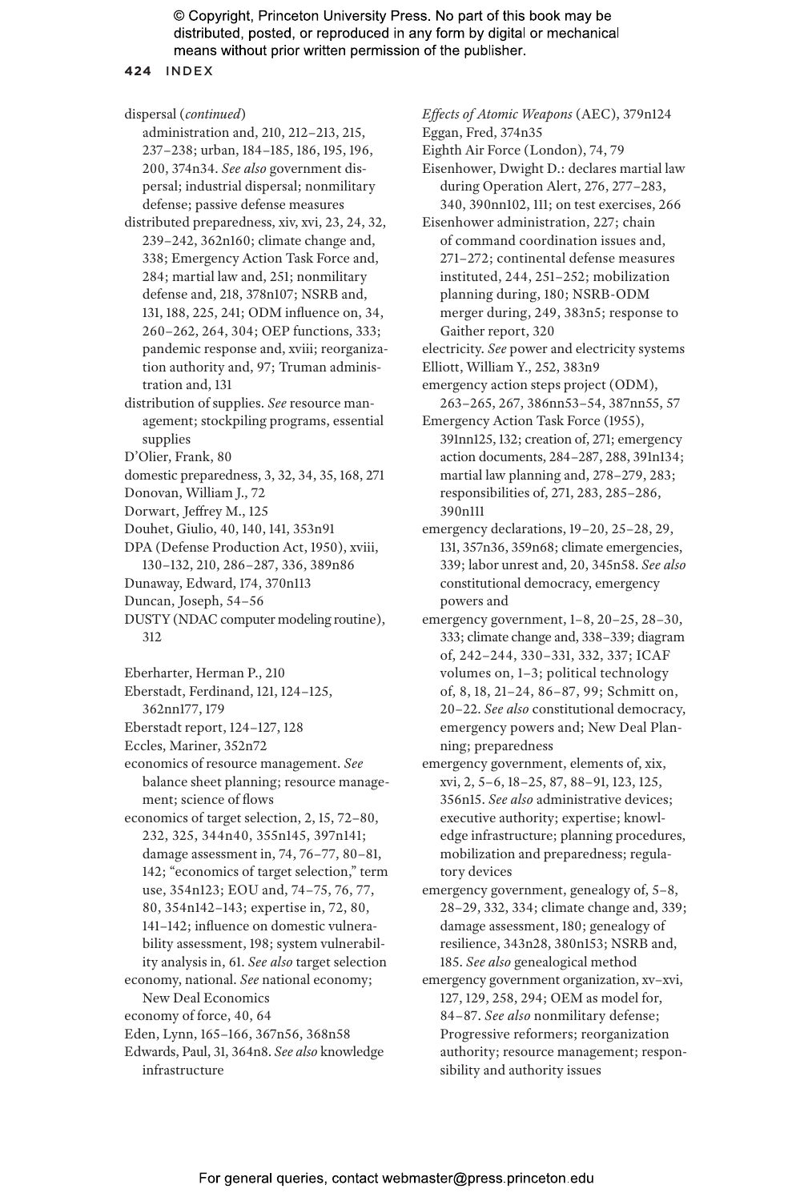dispersal (*continued*)
administration and, 210, 212–213, 215, 237–238; urban, 184–185, 186, 195, 196, 200, 374n34. *See also* government dispersal; industrial dispersal; nonmilitary defense; passive defense measures

distributed preparedness, xiv, xvi, 23, 24, 32, 239–242, 362n160; climate change and, 338; Emergency Action Task Force and, 284; martial law and, 251; nonmilitary defense and, 218, 378n107; NSRB and, 131, 188, 225, 241; ODM influence on, 34, 260–262, 264, 304; OEP functions, 333; pandemic response and, xviii; reorganization authority and, 97; Truman administration and, 131

distribution of supplies. *See* resource management; stockpiling programs, essential supplies

D'Olier, Frank, 80

domestic preparedness, 3, 32, 34, 35, 168, 271

Donovan, William J., 72

Dorwart, Jeffrey M., 125

Douhet, Giulio, 40, 140, 141, 353n91

DPA (Defense Production Act, 1950), xviii, 130–132, 210, 286–287, 336, 389n86

Dunaway, Edward, 174, 370n113

Duncan, Joseph, 54–56

DUSTY (NDAC computer modeling routine), 312

Eberharter, Herman P., 210

Eberstadt, Ferdinand, 121, 124–125, 362nn177, 179

Eberstadt report, 124–127, 128

Eccles, Mariner, 352n72

economics of resource management. *See* balance sheet planning; resource management; science of flows

economics of target selection, 2, 15, 72–80, 232, 325, 344n40, 355n145, 397n141; damage assessment in, 74, 76–77, 80–81, 142; "economics of target selection," term use, 354n123; EOU and, 74–75, 76, 77, 80, 354n142–143; expertise in, 72, 80, 141–142; influence on domestic vulnerability assessment, 198; system vulnerability analysis in, 61. *See also* target selection

economy, national. *See* national economy; New Deal Economics

economy of force, 40, 64

Eden, Lynn, 165–166, 367n56, 368n58

Edwards, Paul, 31, 364n8. *See also* knowledge infrastructure

*Effects of Atomic Weapons* (AEC), 379n124

Eggan, Fred, 374n35

Eighth Air Force (London), 74, 79

Eisenhower, Dwight D.: declares martial law during Operation Alert, 276, 277–283, 340, 390nn102, 111; on test exercises, 266

Eisenhower administration, 227; chain of command coordination issues and, 271–272; continental defense measures instituted, 244, 251–252; mobilization planning during, 180; NSRB-ODM merger during, 249, 383n5; response to Gaither report, 320

electricity. *See* power and electricity systems

Elliott, William Y., 252, 383n9

emergency action steps project (ODM), 263–265, 267, 386nn53–54, 387nn55, 57

Emergency Action Task Force (1955), 391nn125, 132; creation of, 271; emergency action documents, 284–287, 288, 391n134; martial law planning and, 278–279, 283; responsibilities of, 271, 283, 285–286, 390n111

emergency declarations, 19–20, 25–28, 29, 131, 357n36, 359n68; climate emergencies, 339; labor unrest and, 20, 345n58. *See also* constitutional democracy, emergency powers and

emergency government, 1–8, 20–25, 28–30, 333; climate change and, 338–339; diagram of, 242–244, 330–331, 332, 337; ICAF volumes on, 1–3; political technology of, 8, 18, 21–24, 86–87, 99; Schmitt on, 20–22. *See also* constitutional democracy, emergency powers and; New Deal Planning; preparedness

emergency government, elements of, xix, xvi, 2, 5–6, 18–25, 87, 88–91, 123, 125, 356n15. *See also* administrative devices; executive authority; expertise; knowledge infrastructure; planning procedures, mobilization and preparedness; regulatory devices

emergency government, genealogy of, 5–8, 28–29, 332, 334; climate change and, 339; damage assessment, 180; genealogy of resilience, 343n28, 380n153; NSRB and, 185. *See also* genealogical method

emergency government organization, xv–xvi, 127, 129, 258, 294; OEM as model for, 84–87. *See also* nonmilitary defense; Progressive reformers; reorganization authority; resource management; responsibility and authority issues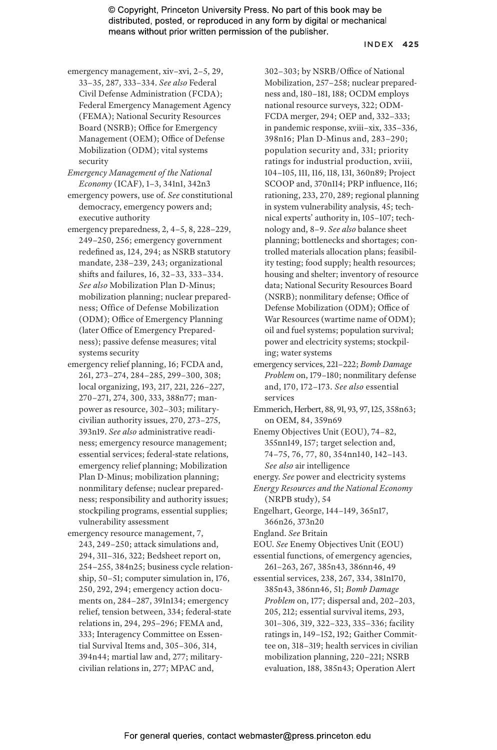emergency management, xiv–xvi, 2–5, 29, 33–35, 287, 333–334. *See also* Federal Civil Defense Administration (FCDA); Federal Emergency Management Agency (FEMA); National Security Resources Board (NSRB); Office for Emergency Management (OEM); Office of Defense Mobilization (ODM); vital systems security

*Emergency Management of the National Economy* (ICAF), 1–3, 341n1, 342n3

emergency powers, use of. *See* constitutional democracy, emergency powers and; executive authority

emergency preparedness, 2, 4–5, 8, 228–229, 249–250, 256; emergency government redefined as, 124, 294; as NSRB statutory mandate, 238–239, 243; organizational shifts and failures, 16, 32–33, 333–334. *See also* Mobilization Plan D-Minus; mobilization planning; nuclear preparedness; Office of Defense Mobilization (ODM); Office of Emergency Planning (later Office of Emergency Preparedness); passive defense measures; vital systems security

emergency relief planning, 16; FCDA and, 261, 273–274, 284–285, 299–300, 308; local organizing, 193, 217, 221, 226–227, 270–271, 274, 300, 333, 388n77; manpower as resource, 302–303; military-civilian authority issues, 270, 273–275, 393n19. *See also* administrative readiness; emergency resource management; essential services; federal-state relations, emergency relief planning; Mobilization Plan D-Minus; mobilization planning; nonmilitary defense; nuclear preparedness; responsibility and authority issues; stockpiling programs, essential supplies; vulnerability assessment

emergency resource management, 7, 243, 249–250; attack simulations and, 294, 311–316, 322; Bedsheet report on, 254–255, 384n25; business cycle relationship, 50–51; computer simulation in, 176, 250, 292, 294; emergency action documents on, 284–287, 391n134; emergency relief, tension between, 334; federal-state relations in, 294, 295–296; FEMA and, 333; Interagency Committee on Essential Survival Items and, 305–306, 314, 394n44; martial law and, 277; military-civilian relations in, 277; MPAC and, 302–303; by NSRB/Office of National Mobilization, 257–258; nuclear preparedness and, 180–181, 188; OCDM employs national resource surveys, 322; ODM-FCDA merger, 294; OEP and, 332–333; in pandemic response, xviii–xix, 335–336, 398n16; Plan D-Minus and, 283–290; population security and, 331; priority ratings for industrial production, xviii, 104–105, 111, 116, 118, 131, 360n89; Project SCOOP and, 370n114; PRP influence, 116; rationing, 233, 270, 289; regional planning in system vulnerability analysis, 45; technical experts' authority in, 105–107; technology and, 8–9. *See also* balance sheet planning; bottlenecks and shortages; controlled materials allocation plans; feasibility testing; food supply; health resources; housing and shelter; inventory of resource data; National Security Resources Board (NSRB); nonmilitary defense; Office of Defense Mobilization (ODM); Office of War Resources (wartime name of ODM); oil and fuel systems; population survival; power and electricity systems; stockpiling; water systems

emergency services, 221–222; *Bomb Damage Problem* on, 179–180; nonmilitary defense and, 170, 172–173. *See also* essential services

Emmerich, Herbert, 88, 91, 93, 97, 125, 358n63; on OEM, 84, 359n69

Enemy Objectives Unit (EOU), 74–82, 355nn149, 157; target selection and, 74–75, 76, 77, 80, 354nn140, 142–143. *See also* air intelligence

energy. *See* power and electricity systems

*Energy Resources and the National Economy* (NRPB study), 54

Engelhart, George, 144–149, 365n17, 366n26, 373n20

England. *See* Britain

EOU. *See* Enemy Objectives Unit (EOU)

essential functions, of emergency agencies, 261–263, 267, 385n43, 386nn46, 49

essential services, 238, 267, 334, 381n170, 385n43, 386nn46, 51; *Bomb Damage Problem* on, 177; dispersal and, 202–203, 205, 212; essential survival items, 293, 301–306, 319, 322–323, 335–336; facility ratings in, 149–152, 192; Gaither Committee on, 318–319; health services in civilian mobilization planning, 220–221; NSRB evaluation, 188, 385n43; Operation Alert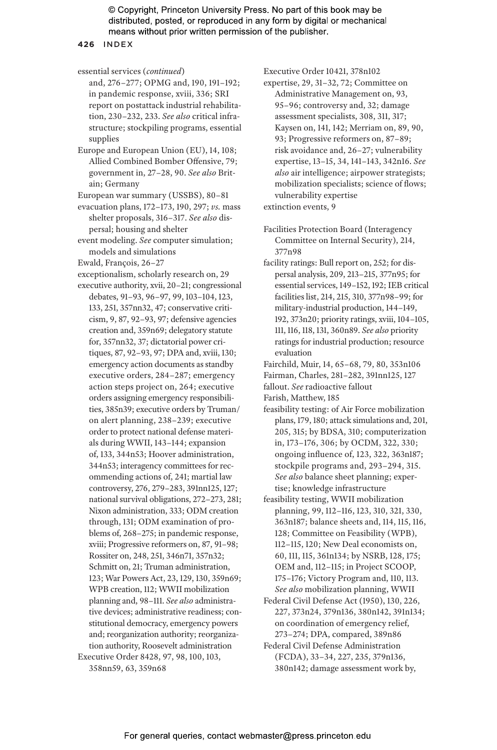essential services (*continued*) and, 276–277; OPMG and, 190, 191–192; in pandemic response, xviii, 336; SRI report on postattack industrial rehabilitation, 230–232, 233. *See also* critical infrastructure; stockpiling programs, essential supplies

Europe and European Union (EU), 14, 108; Allied Combined Bomber Offensive, 79; government in, 27–28, 90. *See also* Britain; Germany

European war summary (USSBS), 80–81

evacuation plans, 172–173, 190, 297; *vs.* mass shelter proposals, 316–317. *See also* dispersal; housing and shelter

event modeling. *See* computer simulation; models and simulations

Ewald, François, 26–27

exceptionalism, scholarly research on, 29

executive authority, xvii, 20–21; congressional debates, 91–93, 96–97, 99, 103–104, 123, 133, 251, 357nn32, 47; conservative criticism, 9, 87, 92–93, 97; defensive agencies creation and, 359n69; delegatory statute for, 357nn32, 37; dictatorial power critiques, 87, 92–93, 97; DPA and, xviii, 130; emergency action documents as standby executive orders, 284–287; emergency action steps project on, 264; executive orders assigning emergency responsibilities, 385n39; executive orders by Truman/on alert planning, 238–239; executive order to protect national defense materials during WWII, 143–144; expansion of, 133, 344n53; Hoover administration, 344n53; interagency committees for recommending actions of, 241; martial law controversy, 276, 279–283, 391nn125, 127; national survival obligations, 272–273, 281; Nixon administration, 333; ODM creation through, 131; ODM examination of problems of, 268–275; in pandemic response, xviii; Progressive reformers on, 87, 91–98; Rossiter on, 248, 251, 346n71, 357n32; Schmitt on, 21; Truman administration, 123; War Powers Act, 23, 129, 130, 359n69; WPB creation, 112; WWII mobilization planning and, 98–111. *See also* administrative devices; administrative readiness; constitutional democracy, emergency powers and; reorganization authority; reorganization authority, Roosevelt administration

Executive Order 8428, 97, 98, 100, 103, 358nn59, 63, 359n68

Executive Order 10421, 378n102

expertise, 29, 31–32, 72; Committee on Administrative Management on, 93, 95–96; controversy and, 32; damage assessment specialists, 308, 311, 317; Kaysen on, 141, 142; Merriam on, 89, 90, 93; Progressive reformers on, 87–89; risk avoidance and, 26–27; vulnerability expertise, 13–15, 34, 141–143, 342n16. *See also* air intelligence; airpower strategists; mobilization specialists; science of flows; vulnerability expertise

extinction events, 9

Facilities Protection Board (Interagency Committee on Internal Security), 214, 377n98

facility ratings: Bull report on, 252; for dispersal analysis, 209, 213–215, 377n95; for essential services, 149–152, 192; IEB critical facilities list, 214, 215, 310, 377n98–99; for military-industrial production, 144–149, 192, 373n20; priority ratings, xviii, 104–105, 111, 116, 118, 131, 360n89. *See also* priority ratings for industrial production; resource evaluation

Fairchild, Muir, 14, 65–68, 79, 80, 353n106

Fairman, Charles, 281–282, 391nn125, 127

fallout. *See* radioactive fallout

Farish, Matthew, 185

feasibility testing: of Air Force mobilization plans, 179, 180; attack simulations and, 201, 205, 315; by BDSA, 310; computerization in, 173–176, 306; by OCDM, 322, 330; ongoing influence of, 123, 322, 363n187; stockpile programs and, 293–294, 315. *See also* balance sheet planning; expertise; knowledge infrastructure

feasibility testing, WWII mobilization planning, 99, 112–116, 123, 310, 321, 330, 363n187; balance sheets and, 114, 115, 116, 128; Committee on Feasibility (WPB), 112–115, 120; New Deal economists on, 60, 111, 115, 361n134; by NSRB, 128, 175; OEM and, 112–115; in Project SCOOP, 175–176; Victory Program and, 110, 113. *See also* mobilization planning, WWII

Federal Civil Defense Act (1950), 130, 226, 227, 373n24, 379n136, 380n142, 391n134; on coordination of emergency relief, 273–274; DPA, compared, 389n86

Federal Civil Defense Administration (FCDA), 33–34, 227, 235, 379n136, 380n142; damage assessment work by,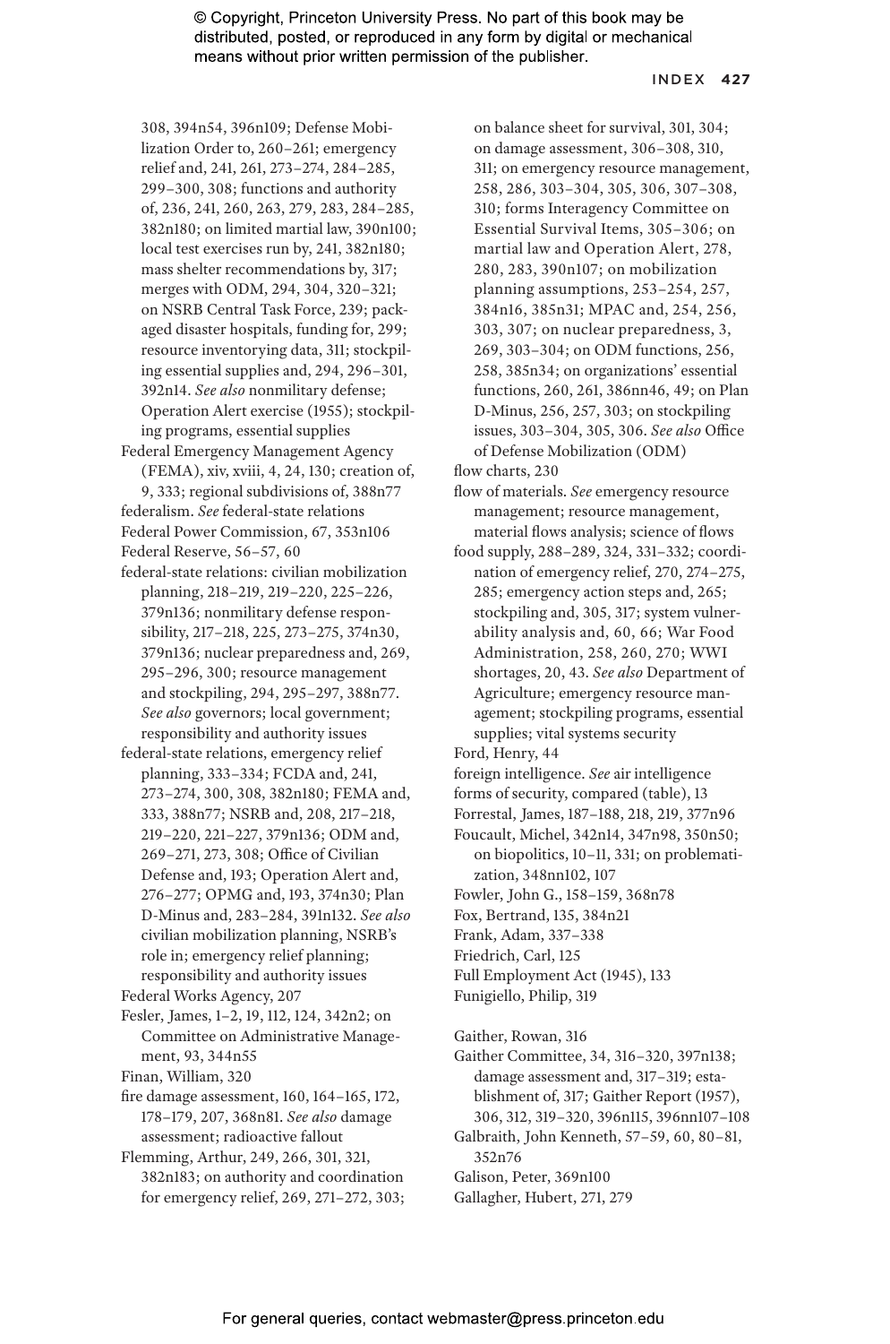308, 394n54, 396n109; Defense Mobilization Order to, 260–261; emergency relief and, 241, 261, 273–274, 284–285, 299–300, 308; functions and authority of, 236, 241, 260, 263, 279, 283, 284–285, 382n180; on limited martial law, 390n100; local test exercises run by, 241, 382n180; mass shelter recommendations by, 317; merges with ODM, 294, 304, 320–321; on NSRB Central Task Force, 239; packaged disaster hospitals, funding for, 299; resource inventorying data, 311; stockpiling essential supplies and, 294, 296–301, 392n14. *See also* nonmilitary defense; Operation Alert exercise (1955); stockpiling programs, essential supplies

Federal Emergency Management Agency (FEMA), xiv, xviii, 4, 24, 130; creation of, 9, 333; regional subdivisions of, 388n77

federalism. *See* federal-state relations

Federal Power Commission, 67, 353n106

Federal Reserve, 56–57, 60

federal-state relations: civilian mobilization planning, 218–219, 219–220, 225–226, 379n136; nonmilitary defense responsibility, 217–218, 225, 273–275, 374n30, 379n136; nuclear preparedness and, 269, 295–296, 300; resource management and stockpiling, 294, 295–297, 388n77. *See also* governors; local government; responsibility and authority issues

federal-state relations, emergency relief planning, 333–334; FCDA and, 241, 273–274, 300, 308, 382n180; FEMA and, 333, 388n77; NSRB and, 208, 217–218, 219–220, 221–227, 379n136; ODM and, 269–271, 273, 308; Office of Civilian Defense and, 193; Operation Alert and, 276–277; OPMG and, 193, 374n30; Plan D-Minus and, 283–284, 391n132. *See also* civilian mobilization planning, NSRB's role in; emergency relief planning; responsibility and authority issues

Federal Works Agency, 207

Fesler, James, 1–2, 19, 112, 124, 342n2; on Committee on Administrative Management, 93, 344n55

Finan, William, 320

fire damage assessment, 160, 164–165, 172, 178–179, 207, 368n81. *See also* damage assessment; radioactive fallout

Flemming, Arthur, 249, 266, 301, 321, 382n183; on authority and coordination for emergency relief, 269, 271–272, 303; on balance sheet for survival, 301, 304; on damage assessment, 306–308, 310, 311; on emergency resource management, 258, 286, 303–304, 305, 306, 307–308, 310; forms Interagency Committee on Essential Survival Items, 305–306; on martial law and Operation Alert, 278, 280, 283, 390n107; on mobilization planning assumptions, 253–254, 257, 384n16, 385n31; MPAC and, 254, 256, 303, 307; on nuclear preparedness, 3, 269, 303–304; on ODM functions, 256, 258, 385n34; on organizations' essential functions, 260, 261, 386nn46, 49; on Plan D-Minus, 256, 257, 303; on stockpiling issues, 303–304, 305, 306. *See also* Office of Defense Mobilization (ODM)

flow charts, 230

flow of materials. *See* emergency resource management; resource management, material flows analysis; science of flows

food supply, 288–289, 324, 331–332; coordination of emergency relief, 270, 274–275, 285; emergency action steps and, 265; stockpiling and, 305, 317; system vulnerability analysis and, 60, 66; War Food Administration, 258, 260, 270; WWI shortages, 20, 43. *See also* Department of Agriculture; emergency resource management; stockpiling programs, essential supplies; vital systems security

Ford, Henry, 44

foreign intelligence. *See* air intelligence

forms of security, compared (table), 13

Forrestal, James, 187–188, 218, 219, 377n96

Foucault, Michel, 342n14, 347n98, 350n50; on biopolitics, 10–11, 331; on problematization, 348nn102, 107

Fowler, John G., 158–159, 368n78

Fox, Bertrand, 135, 384n21

Frank, Adam, 337–338

Friedrich, Carl, 125

Full Employment Act (1945), 133

Funigiello, Philip, 319

Gaither, Rowan, 316

Gaither Committee, 34, 316–320, 397n138; damage assessment and, 317–319; establishment of, 317; Gaither Report (1957), 306, 312, 319–320, 396n115, 396nn107–108

Galbraith, John Kenneth, 57–59, 60, 80–81, 352n76

Galison, Peter, 369n100

Gallagher, Hubert, 271, 279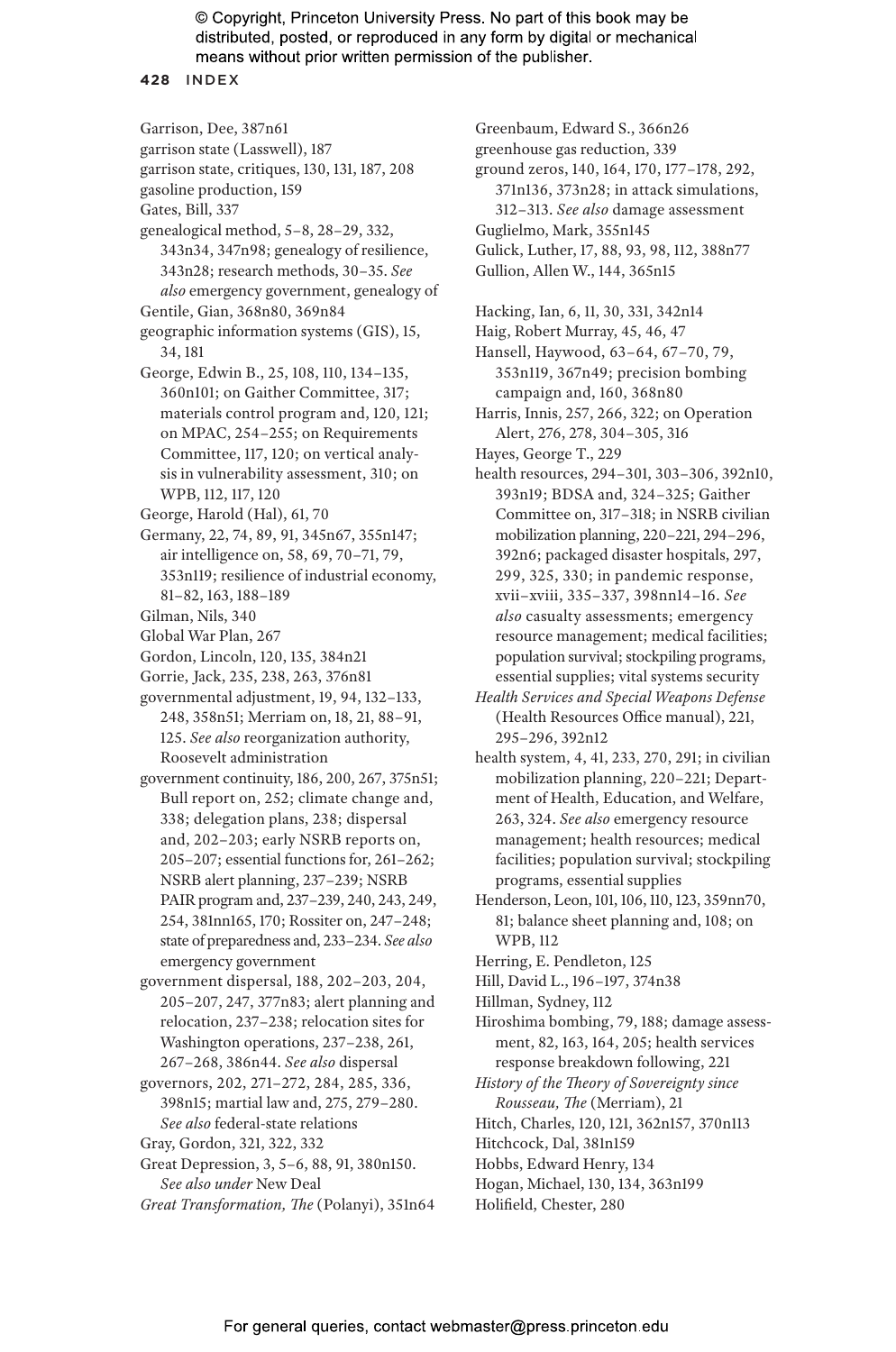Garrison, Dee, 387n61
garrison state (Lasswell), 187
garrison state, critiques, 130, 131, 187, 208
gasoline production, 159
Gates, Bill, 337
genealogical method, 5–8, 28–29, 332, 343n34, 347n98; genealogy of resilience, 343n28; research methods, 30–35. *See also* emergency government, genealogy of
Gentile, Gian, 368n80, 369n84
geographic information systems (GIS), 15, 34, 181
George, Edwin B., 25, 108, 110, 134–135, 360n101; on Gaither Committee, 317; materials control program and, 120, 121; on MPAC, 254–255; on Requirements Committee, 117, 120; on vertical analysis in vulnerability assessment, 310; on WPB, 112, 117, 120
George, Harold (Hal), 61, 70
Germany, 22, 74, 89, 91, 345n67, 355n147; air intelligence on, 58, 69, 70–71, 79, 353n119; resilience of industrial economy, 81–82, 163, 188–189
Gilman, Nils, 340
Global War Plan, 267
Gordon, Lincoln, 120, 135, 384n21
Gorrie, Jack, 235, 238, 263, 376n81
governmental adjustment, 19, 94, 132–133, 248, 358n51; Merriam on, 18, 21, 88–91, 125. *See also* reorganization authority, Roosevelt administration
government continuity, 186, 200, 267, 375n51; Bull report on, 252; climate change and, 338; delegation plans, 238; dispersal and, 202–203; early NSRB reports on, 205–207; essential functions for, 261–262; NSRB alert planning, 237–239; NSRB PAIR program and, 237–239, 240, 243, 249, 254, 381nn165, 170; Rossiter on, 247–248; state of preparedness and, 233–234. *See also* emergency government
government dispersal, 188, 202–203, 204, 205–207, 247, 377n83; alert planning and relocation, 237–238; relocation sites for Washington operations, 237–238, 261, 267–268, 386n44. *See also* dispersal
governors, 202, 271–272, 284, 285, 336, 398n15; martial law and, 275, 279–280. *See also* federal-state relations
Gray, Gordon, 321, 322, 332
Great Depression, 3, 5–6, 88, 91, 380n150. *See also under* New Deal
*Great Transformation, The* (Polanyi), 351n64
Greenbaum, Edward S., 366n26
greenhouse gas reduction, 339
ground zeros, 140, 164, 170, 177–178, 292, 371n136, 373n28; in attack simulations, 312–313. *See also* damage assessment
Guglielmo, Mark, 355n145
Gulick, Luther, 17, 88, 93, 98, 112, 388n77
Gullion, Allen W., 144, 365n15

Hacking, Ian, 6, 11, 30, 331, 342n14
Haig, Robert Murray, 45, 46, 47
Hansell, Haywood, 63–64, 67–70, 79, 353n119, 367n49; precision bombing campaign and, 160, 368n80
Harris, Innis, 257, 266, 322; on Operation Alert, 276, 278, 304–305, 316
Hayes, George T., 229
health resources, 294–301, 303–306, 392n10, 393n19; BDSA and, 324–325; Gaither Committee on, 317–318; in NSRB civilian mobilization planning, 220–221, 294–296, 392n6; packaged disaster hospitals, 297, 299, 325, 330; in pandemic response, xvii–xviii, 335–337, 398nn14–16. *See also* casualty assessments; emergency resource management; medical facilities; population survival; stockpiling programs, essential supplies; vital systems security
*Health Services and Special Weapons Defense* (Health Resources Office manual), 221, 295–296, 392n12
health system, 4, 41, 233, 270, 291; in civilian mobilization planning, 220–221; Department of Health, Education, and Welfare, 263, 324. *See also* emergency resource management; health resources; medical facilities; population survival; stockpiling programs, essential supplies
Henderson, Leon, 101, 106, 110, 123, 359nn70, 81; balance sheet planning and, 108; on WPB, 112
Herring, E. Pendleton, 125
Hill, David L., 196–197, 374n38
Hillman, Sydney, 112
Hiroshima bombing, 79, 188; damage assessment, 82, 163, 164, 205; health services response breakdown following, 221
*History of the Theory of Sovereignty since Rousseau, The* (Merriam), 21
Hitch, Charles, 120, 121, 362n157, 370n113
Hitchcock, Dal, 381n159
Hobbs, Edward Henry, 134
Hogan, Michael, 130, 134, 363n199
Holifield, Chester, 280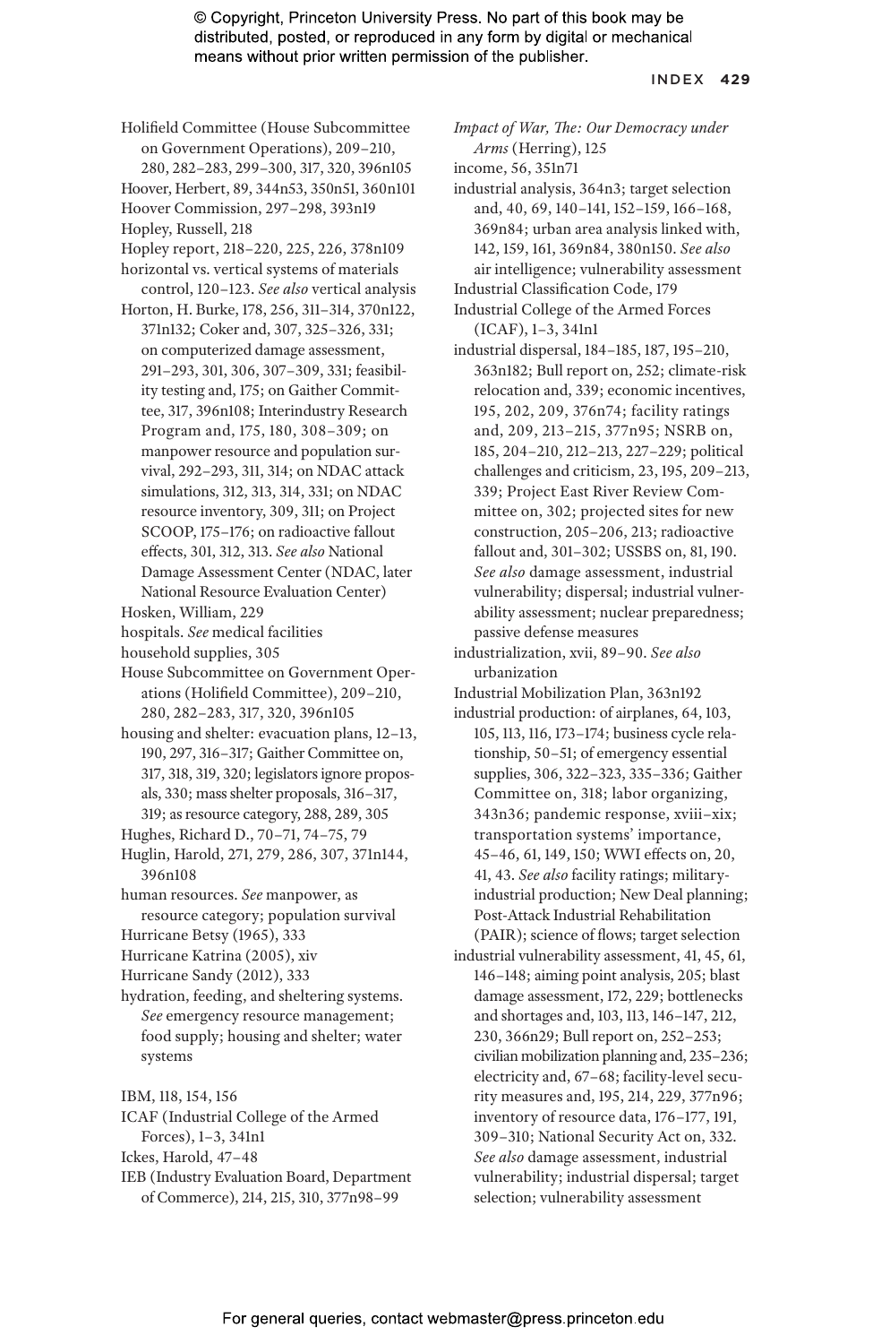Holifield Committee (House Subcommittee on Government Operations), 209–210, 280, 282–283, 299–300, 317, 320, 396n105

Hoover, Herbert, 89, 344n53, 350n51, 360n101

Hoover Commission, 297–298, 393n19

Hopley, Russell, 218

Hopley report, 218–220, 225, 226, 378n109

horizontal vs. vertical systems of materials control, 120–123. *See also* vertical analysis

Horton, H. Burke, 178, 256, 311–314, 370n122, 371n132; Coker and, 307, 325–326, 331; on computerized damage assessment, 291–293, 301, 306, 307–309, 331; feasibility testing and, 175; on Gaither Committee, 317, 396n108; Interindustry Research Program and, 175, 180, 308–309; on manpower resource and population survival, 292–293, 311, 314; on NDAC attack simulations, 312, 313, 314, 331; on NDAC resource inventory, 309, 311; on Project SCOOP, 175–176; on radioactive fallout effects, 301, 312, 313. *See also* National Damage Assessment Center (NDAC, later National Resource Evaluation Center)

Hosken, William, 229

hospitals. *See* medical facilities

household supplies, 305

House Subcommittee on Government Operations (Holifield Committee), 209–210, 280, 282–283, 317, 320, 396n105

housing and shelter: evacuation plans, 12–13, 190, 297, 316–317; Gaither Committee on, 317, 318, 319, 320; legislators ignore proposals, 330; mass shelter proposals, 316–317, 319; as resource category, 288, 289, 305

Hughes, Richard D., 70–71, 74–75, 79

Huglin, Harold, 271, 279, 286, 307, 371n144, 396n108

human resources. *See* manpower, as resource category; population survival

Hurricane Betsy (1965), 333

Hurricane Katrina (2005), xiv

Hurricane Sandy (2012), 333

hydration, feeding, and sheltering systems. *See* emergency resource management; food supply; housing and shelter; water systems

IBM, 118, 154, 156

ICAF (Industrial College of the Armed Forces), 1–3, 341n1

Ickes, Harold, 47–48

IEB (Industry Evaluation Board, Department of Commerce), 214, 215, 310, 377n98–99

*Impact of War, The: Our Democracy under Arms* (Herring), 125

income, 56, 351n71

industrial analysis, 364n3; target selection and, 40, 69, 140–141, 152–159, 166–168, 369n84; urban area analysis linked with, 142, 159, 161, 369n84, 380n150. *See also* air intelligence; vulnerability assessment

Industrial Classification Code, 179

Industrial College of the Armed Forces (ICAF), 1–3, 341n1

industrial dispersal, 184–185, 187, 195–210, 363n182; Bull report on, 252; climate-risk relocation and, 339; economic incentives, 195, 202, 209, 376n74; facility ratings and, 209, 213–215, 377n95; NSRB on, 185, 204–210, 212–213, 227–229; political challenges and criticism, 23, 195, 209–213, 339; Project East River Review Committee on, 302; projected sites for new construction, 205–206, 213; radioactive fallout and, 301–302; USSBS on, 81, 190. *See also* damage assessment, industrial vulnerability; dispersal; industrial vulnerability assessment; nuclear preparedness; passive defense measures

industrialization, xvii, 89–90. *See also* urbanization

Industrial Mobilization Plan, 363n192

industrial production: of airplanes, 64, 103, 105, 113, 116, 173–174; business cycle relationship, 50–51; of emergency essential supplies, 306, 322–323, 335–336; Gaither Committee on, 318; labor organizing, 343n36; pandemic response, xviii–xix; transportation systems' importance, 45–46, 61, 149, 150; WWI effects on, 20, 41, 43. *See also* facility ratings; military-industrial production; New Deal planning; Post-Attack Industrial Rehabilitation (PAIR); science of flows; target selection

industrial vulnerability assessment, 41, 45, 61, 146–148; aiming point analysis, 205; blast damage assessment, 172, 229; bottlenecks and shortages and, 103, 113, 146–147, 212, 230, 366n29; Bull report on, 252–253; civilian mobilization planning and, 235–236; electricity and, 67–68; facility-level security measures and, 195, 214, 229, 377n96; inventory of resource data, 176–177, 191, 309–310; National Security Act on, 332. *See also* damage assessment, industrial vulnerability; industrial dispersal; target selection; vulnerability assessment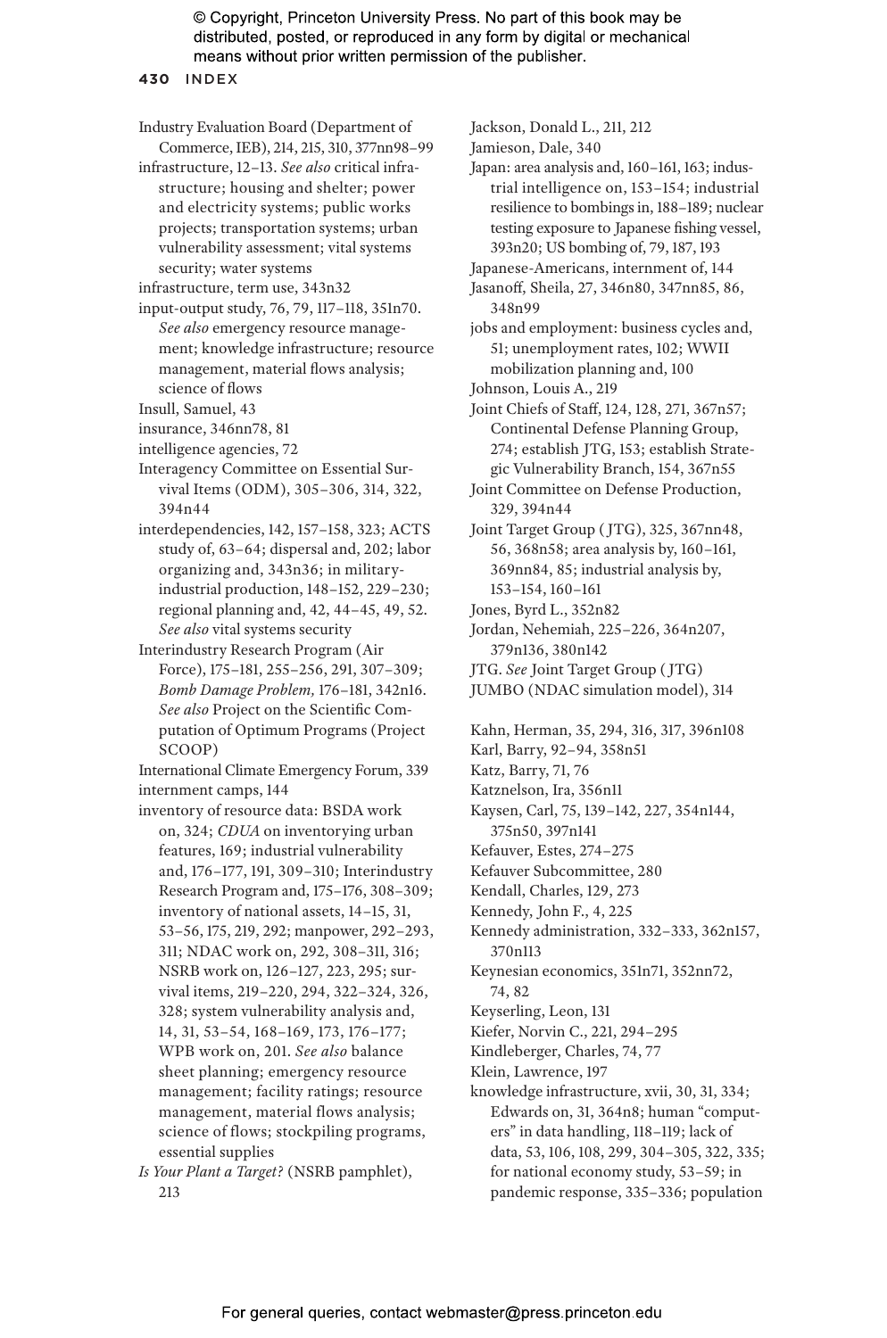Industry Evaluation Board (Department of Commerce, IEB), 214, 215, 310, 377nn98–99

infrastructure, 12–13. *See also* critical infrastructure; housing and shelter; power and electricity systems; public works projects; transportation systems; urban vulnerability assessment; vital systems security; water systems

infrastructure, term use, 343n32

input-output study, 76, 79, 117–118, 351n70. *See also* emergency resource management; knowledge infrastructure; resource management, material flows analysis; science of flows

Insull, Samuel, 43

insurance, 346nn78, 81

intelligence agencies, 72

Interagency Committee on Essential Survival Items (ODM), 305–306, 314, 322, 394n44

interdependencies, 142, 157–158, 323; ACTS study of, 63–64; dispersal and, 202; labor organizing and, 343n36; in military-industrial production, 148–152, 229–230; regional planning and, 42, 44–45, 49, 52. *See also* vital systems security

Interindustry Research Program (Air Force), 175–181, 255–256, 291, 307–309; *Bomb Damage Problem,* 176–181, 342n16. *See also* Project on the Scientific Computation of Optimum Programs (Project SCOOP)

International Climate Emergency Forum, 339

internment camps, 144

inventory of resource data: BSDA work on, 324; *CDUA* on inventorying urban features, 169; industrial vulnerability and, 176–177, 191, 309–310; Interindustry Research Program and, 175–176, 308–309; inventory of national assets, 14–15, 31, 53–56, 175, 219, 292; manpower, 292–293, 311; NDAC work on, 292, 308–311, 316; NSRB work on, 126–127, 223, 295; survival items, 219–220, 294, 322–324, 326, 328; system vulnerability analysis and, 14, 31, 53–54, 168–169, 173, 176–177; WPB work on, 201. *See also* balance sheet planning; emergency resource management; facility ratings; resource management, material flows analysis; science of flows; stockpiling programs, essential supplies

*Is Your Plant a Target?* (NSRB pamphlet), 213

Jackson, Donald L., 211, 212

Jamieson, Dale, 340

Japan: area analysis and, 160–161, 163; industrial intelligence on, 153–154; industrial resilience to bombings in, 188–189; nuclear testing exposure to Japanese fishing vessel, 393n20; US bombing of, 79, 187, 193

Japanese-Americans, internment of, 144

Jasanoff, Sheila, 27, 346n80, 347nn85, 86, 348n99

jobs and employment: business cycles and, 51; unemployment rates, 102; WWII mobilization planning and, 100

Johnson, Louis A., 219

Joint Chiefs of Staff, 124, 128, 271, 367n57; Continental Defense Planning Group, 274; establish JTG, 153; establish Strategic Vulnerability Branch, 154, 367n55

Joint Committee on Defense Production, 329, 394n44

Joint Target Group (JTG), 325, 367nn48, 56, 368n58; area analysis by, 160–161, 369nn84, 85; industrial analysis by, 153–154, 160–161

Jones, Byrd L., 352n82

Jordan, Nehemiah, 225–226, 364n207, 379n136, 380n142

JTG. *See* Joint Target Group (JTG)

JUMBO (NDAC simulation model), 314

Kahn, Herman, 35, 294, 316, 317, 396n108

Karl, Barry, 92–94, 358n51

Katz, Barry, 71, 76

Katznelson, Ira, 356n11

Kaysen, Carl, 75, 139–142, 227, 354n144, 375n50, 397n141

Kefauver, Estes, 274–275

Kefauver Subcommittee, 280

Kendall, Charles, 129, 273

Kennedy, John F., 4, 225

Kennedy administration, 332–333, 362n157, 370n113

Keynesian economics, 351n71, 352nn72, 74, 82

Keyserling, Leon, 131

Kiefer, Norvin C., 221, 294–295

Kindleberger, Charles, 74, 77

Klein, Lawrence, 197

knowledge infrastructure, xvii, 30, 31, 334; Edwards on, 31, 364n8; human "computers" in data handling, 118–119; lack of data, 53, 106, 108, 299, 304–305, 322, 335; for national economy study, 53–59; in pandemic response, 335–336; population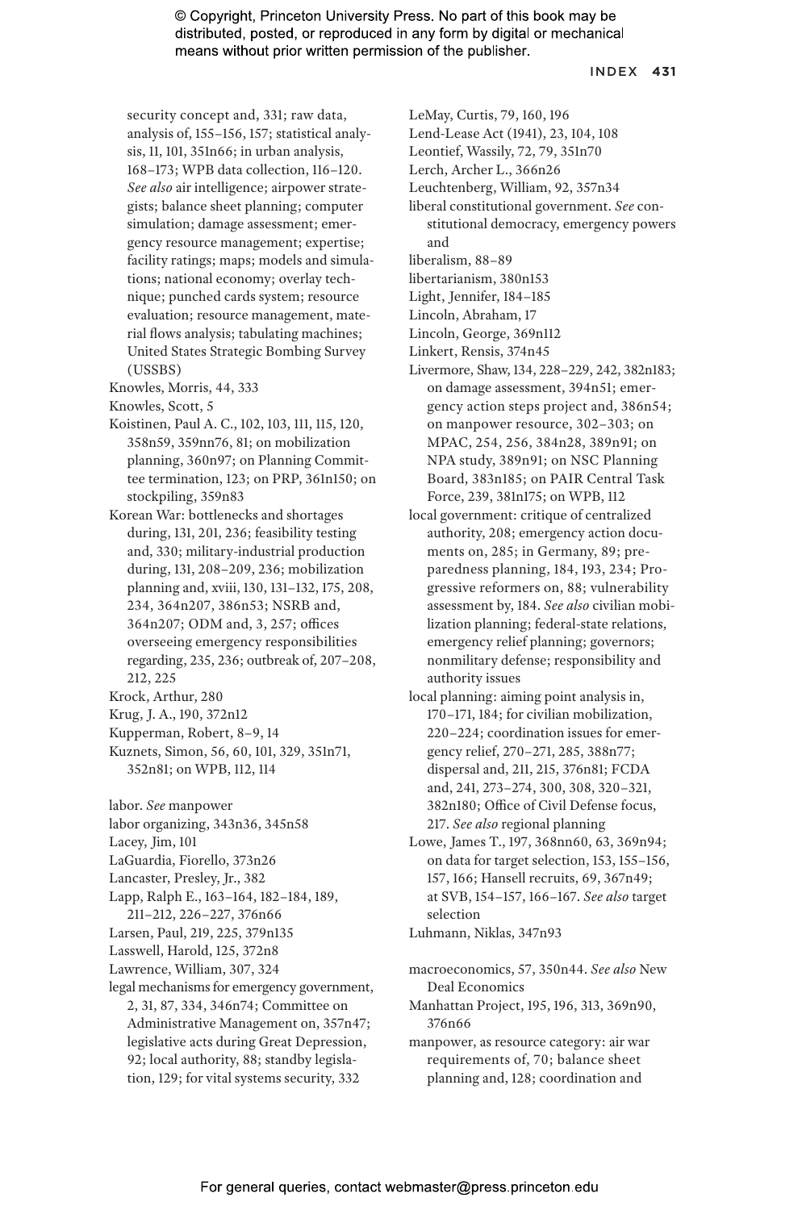security concept and, 331; raw data, analysis of, 155–156, 157; statistical analysis, 11, 101, 351n66; in urban analysis, 168–173; WPB data collection, 116–120. *See also* air intelligence; airpower strategists; balance sheet planning; computer simulation; damage assessment; emergency resource management; expertise; facility ratings; maps; models and simulations; national economy; overlay technique; punched cards system; resource evaluation; resource management, material flows analysis; tabulating machines; United States Strategic Bombing Survey (USSBS)

Knowles, Morris, 44, 333

Knowles, Scott, 5

Koistinen, Paul A. C., 102, 103, 111, 115, 120, 358n59, 359nn76, 81; on mobilization planning, 360n97; on Planning Committee termination, 123; on PRP, 361n150; on stockpiling, 359n83

Korean War: bottlenecks and shortages during, 131, 201, 236; feasibility testing and, 330; military-industrial production during, 131, 208–209, 236; mobilization planning and, xviii, 130, 131–132, 175, 208, 234, 364n207, 386n53; NSRB and, 364n207; ODM and, 3, 257; offices overseeing emergency responsibilities regarding, 235, 236; outbreak of, 207–208, 212, 225

Krock, Arthur, 280

Krug, J. A., 190, 372n12

Kupperman, Robert, 8–9, 14

Kuznets, Simon, 56, 60, 101, 329, 351n71, 352n81; on WPB, 112, 114

labor. *See* manpower

labor organizing, 343n36, 345n58

Lacey, Jim, 101

LaGuardia, Fiorello, 373n26

Lancaster, Presley, Jr., 382

Lapp, Ralph E., 163–164, 182–184, 189, 211–212, 226–227, 376n66

Larsen, Paul, 219, 225, 379n135

Lasswell, Harold, 125, 372n8

Lawrence, William, 307, 324

legal mechanisms for emergency government, 2, 31, 87, 334, 346n74; Committee on Administrative Management on, 357n47; legislative acts during Great Depression, 92; local authority, 88; standby legislation, 129; for vital systems security, 332

LeMay, Curtis, 79, 160, 196

Lend-Lease Act (1941), 23, 104, 108

Leontief, Wassily, 72, 79, 351n70

Lerch, Archer L., 366n26

Leuchtenberg, William, 92, 357n34

liberal constitutional government. *See* constitutional democracy, emergency powers and

liberalism, 88–89

libertarianism, 380n153

Light, Jennifer, 184–185

Lincoln, Abraham, 17

Lincoln, George, 369n112

Linkert, Rensis, 374n45

Livermore, Shaw, 134, 228–229, 242, 382n183; on damage assessment, 394n51; emergency action steps project and, 386n54; on manpower resource, 302–303; on MPAC, 254, 256, 384n28, 389n91; on NPA study, 389n91; on NSC Planning Board, 383n185; on PAIR Central Task Force, 239, 381n175; on WPB, 112

local government: critique of centralized authority, 208; emergency action documents on, 285; in Germany, 89; preparedness planning, 184, 193, 234; Progressive reformers on, 88; vulnerability assessment by, 184. *See also* civilian mobilization planning; federal-state relations, emergency relief planning; governors; nonmilitary defense; responsibility and authority issues

local planning: aiming point analysis in, 170–171, 184; for civilian mobilization, 220–224; coordination issues for emergency relief, 270–271, 285, 388n77; dispersal and, 211, 215, 376n81; FCDA and, 241, 273–274, 300, 308, 320–321, 382n180; Office of Civil Defense focus, 217. *See also* regional planning

Lowe, James T., 197, 368nn60, 63, 369n94; on data for target selection, 153, 155–156, 157, 166; Hansell recruits, 69, 367n49; at SVB, 154–157, 166–167. *See also* target selection

Luhmann, Niklas, 347n93

macroeconomics, 57, 350n44. *See also* New Deal Economics

Manhattan Project, 195, 196, 313, 369n90, 376n66

manpower, as resource category: air war requirements of, 70; balance sheet planning and, 128; coordination and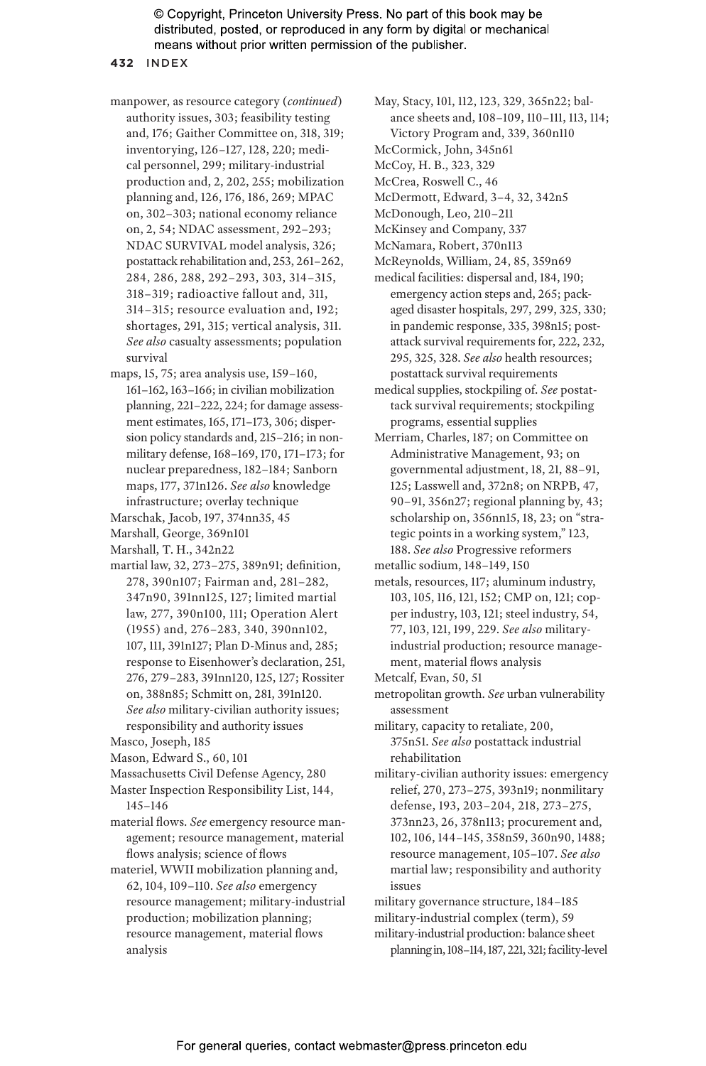manpower, as resource category (*continued*) authority issues, 303; feasibility testing and, 176; Gaither Committee on, 318, 319; inventorying, 126–127, 128, 220; medical personnel, 299; military-industrial production and, 2, 202, 255; mobilization planning and, 126, 176, 186, 269; MPAC on, 302–303; national economy reliance on, 2, 54; NDAC assessment, 292–293; NDAC SURVIVAL model analysis, 326; postattack rehabilitation and, 253, 261–262, 284, 286, 288, 292–293, 303, 314–315, 318–319; radioactive fallout and, 311, 314–315; resource evaluation and, 192; shortages, 291, 315; vertical analysis, 311. *See also* casualty assessments; population survival

maps, 15, 75; area analysis use, 159–160, 161–162, 163–166; in civilian mobilization planning, 221–222, 224; for damage assessment estimates, 165, 171–173, 306; dispersion policy standards and, 215–216; in nonmilitary defense, 168–169, 170, 171–173; for nuclear preparedness, 182–184; Sanborn maps, 177, 371n126. *See also* knowledge infrastructure; overlay technique

Marschak, Jacob, 197, 374nn35, 45

Marshall, George, 369n101

Marshall, T. H., 342n22

martial law, 32, 273–275, 389n91; definition, 278, 390n107; Fairman and, 281–282, 347n90, 391nn125, 127; limited martial law, 277, 390n100, 111; Operation Alert (1955) and, 276–283, 340, 390nn102, 107, 111, 391n127; Plan D-Minus and, 285; response to Eisenhower's declaration, 251, 276, 279–283, 391nn120, 125, 127; Rossiter on, 388n85; Schmitt on, 281, 391n120. *See also* military-civilian authority issues; responsibility and authority issues

Masco, Joseph, 185

Mason, Edward S., 60, 101

Massachusetts Civil Defense Agency, 280

Master Inspection Responsibility List, 144, 145–146

material flows. *See* emergency resource management; resource management, material flows analysis; science of flows

materiel, WWII mobilization planning and, 62, 104, 109–110. *See also* emergency resource management; military-industrial production; mobilization planning; resource management, material flows analysis

May, Stacy, 101, 112, 123, 329, 365n22; balance sheets and, 108–109, 110–111, 113, 114; Victory Program and, 339, 360n110

McCormick, John, 345n61

McCoy, H. B., 323, 329

McCrea, Roswell C., 46

McDermott, Edward, 3–4, 32, 342n5

McDonough, Leo, 210–211

McKinsey and Company, 337

McNamara, Robert, 370n113

McReynolds, William, 24, 85, 359n69

medical facilities: dispersal and, 184, 190; emergency action steps and, 265; packaged disaster hospitals, 297, 299, 325, 330; in pandemic response, 335, 398n15; postattack survival requirements for, 222, 232, 295, 325, 328. *See also* health resources; postattack survival requirements

medical supplies, stockpiling of. *See* postattack survival requirements; stockpiling programs, essential supplies

Merriam, Charles, 187; on Committee on Administrative Management, 93; on governmental adjustment, 18, 21, 88–91, 125; Lasswell and, 372n8; on NRPB, 47, 90–91, 356n27; regional planning by, 43; scholarship on, 356nn15, 18, 23; on "strategic points in a working system," 123, 188. *See also* Progressive reformers

metallic sodium, 148–149, 150

metals, resources, 117; aluminum industry, 103, 105, 116, 121, 152; CMP on, 121; copper industry, 103, 121; steel industry, 54, 77, 103, 121, 199, 229. *See also* military-industrial production; resource management, material flows analysis

Metcalf, Evan, 50, 51

metropolitan growth. *See* urban vulnerability assessment

military, capacity to retaliate, 200, 375n51. *See also* postattack industrial rehabilitation

military-civilian authority issues: emergency relief, 270, 273–275, 393n19; nonmilitary defense, 193, 203–204, 218, 273–275, 373nn23, 26, 378n113; procurement and, 102, 106, 144–145, 358n59, 360n90, 1488; resource management, 105–107. *See also* martial law; responsibility and authority issues

military governance structure, 184–185

military-industrial complex (term), 59

military-industrial production: balance sheet planning in, 108–114, 187, 221, 321; facility-level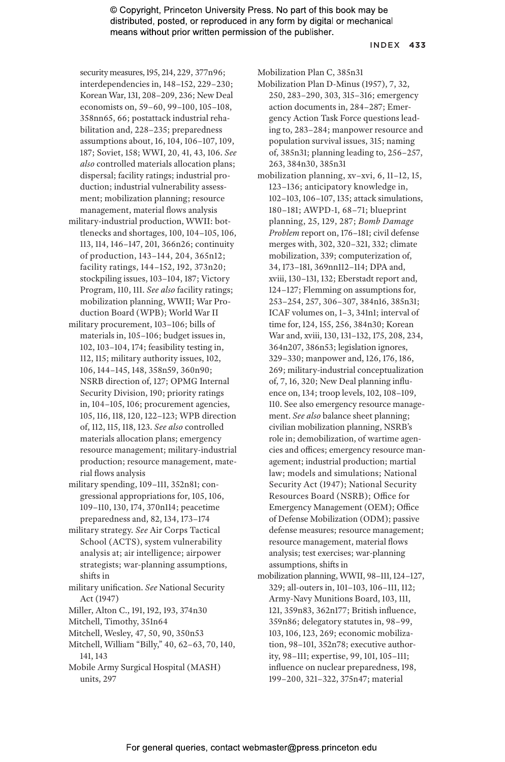security measures, 195, 214, 229, 377n96; interdependencies in, 148–152, 229–230; Korean War, 131, 208–209, 236; New Deal economists on, 59–60, 99–100, 105–108, 358nn65, 66; postattack industrial rehabilitation and, 228–235; preparedness assumptions about, 16, 104, 106–107, 109, 187; Soviet, 158; WWI, 20, 41, 43, 106. *See also* controlled materials allocation plans; dispersal; facility ratings; industrial production; industrial vulnerability assessment; mobilization planning; resource management, material flows analysis

military-industrial production, WWII: bottlenecks and shortages, 100, 104–105, 106, 113, 114, 146–147, 201, 366n26; continuity of production, 143–144, 204, 365n12; facility ratings, 144–152, 192, 373n20; stockpiling issues, 103–104, 187; Victory Program, 110, 111. *See also* facility ratings; mobilization planning, WWII; War Production Board (WPB); World War II

military procurement, 103–106; bills of materials in, 105–106; budget issues in, 102, 103–104, 174; feasibility testing in, 112, 115; military authority issues, 102, 106, 144–145, 148, 358n59, 360n90; NSRB direction of, 127; OPMG Internal Security Division, 190; priority ratings in, 104–105, 106; procurement agencies, 105, 116, 118, 120, 122–123; WPB direction of, 112, 115, 118, 123. *See also* controlled materials allocation plans; emergency resource management; military-industrial production; resource management, material flows analysis

military spending, 109–111, 352n81; congressional appropriations for, 105, 106, 109–110, 130, 174, 370n114; peacetime preparedness and, 82, 134, 173–174

military strategy. *See* Air Corps Tactical School (ACTS), system vulnerability analysis at; air intelligence; airpower strategists; war-planning assumptions, shifts in

military unification. *See* National Security Act (1947)

Miller, Alton C., 191, 192, 193, 374n30

Mitchell, Timothy, 351n64

Mitchell, Wesley, 47, 50, 90, 350n53

Mitchell, William "Billy," 40, 62–63, 70, 140, 141, 143

Mobile Army Surgical Hospital (MASH) units, 297

Mobilization Plan C, 385n31

Mobilization Plan D-Minus (1957), 7, 32, 250, 283–290, 303, 315–316; emergency action documents in, 284–287; Emergency Action Task Force questions leading to, 283–284; manpower resource and population survival issues, 315; naming of, 385n31; planning leading to, 256–257, 263, 384n30, 385n31

mobilization planning, xv–xvi, 6, 11–12, 15, 123–136; anticipatory knowledge in, 102–103, 106–107, 135; attack simulations, 180–181; AWPD-1, 68–71; blueprint planning, 25, 129, 287; *Bomb Damage Problem* report on, 176–181; civil defense merges with, 302, 320–321, 332; climate mobilization, 339; computerization of, 34, 173–181, 369nn112–114; DPA and, xviii, 130–131, 132; Eberstadt report and, 124–127; Flemming on assumptions for, 253–254, 257, 306–307, 384n16, 385n31; ICAF volumes on, 1–3, 341n1; interval of time for, 124, 155, 256, 384n30; Korean War and, xviii, 130, 131–132, 175, 208, 234, 364n207, 386n53; legislation ignores, 329–330; manpower and, 126, 176, 186, 269; military-industrial conceptualization of, 7, 16, 320; New Deal planning influence on, 134; troop levels, 102, 108–109, 110. See also emergency resource management. *See also* balance sheet planning; civilian mobilization planning, NSRB's role in; demobilization, of wartime agencies and offices; emergency resource management; industrial production; martial law; models and simulations; National Security Act (1947); National Security Resources Board (NSRB); Office for Emergency Management (OEM); Office of Defense Mobilization (ODM); passive defense measures; resource management; resource management, material flows analysis; test exercises; war-planning assumptions, shifts in

mobilization planning, WWII, 98–111, 124–127, 329; all-outers in, 101–103, 106–111, 112; Army-Navy Munitions Board, 103, 111, 121, 359n83, 362n177; British influence, 359n86; delegatory statutes in, 98–99, 103, 106, 123, 269; economic mobilization, 98–101, 352n78; executive authority, 98–111; expertise, 99, 101, 105–111; influence on nuclear preparedness, 198, 199–200, 321–322, 375n47; material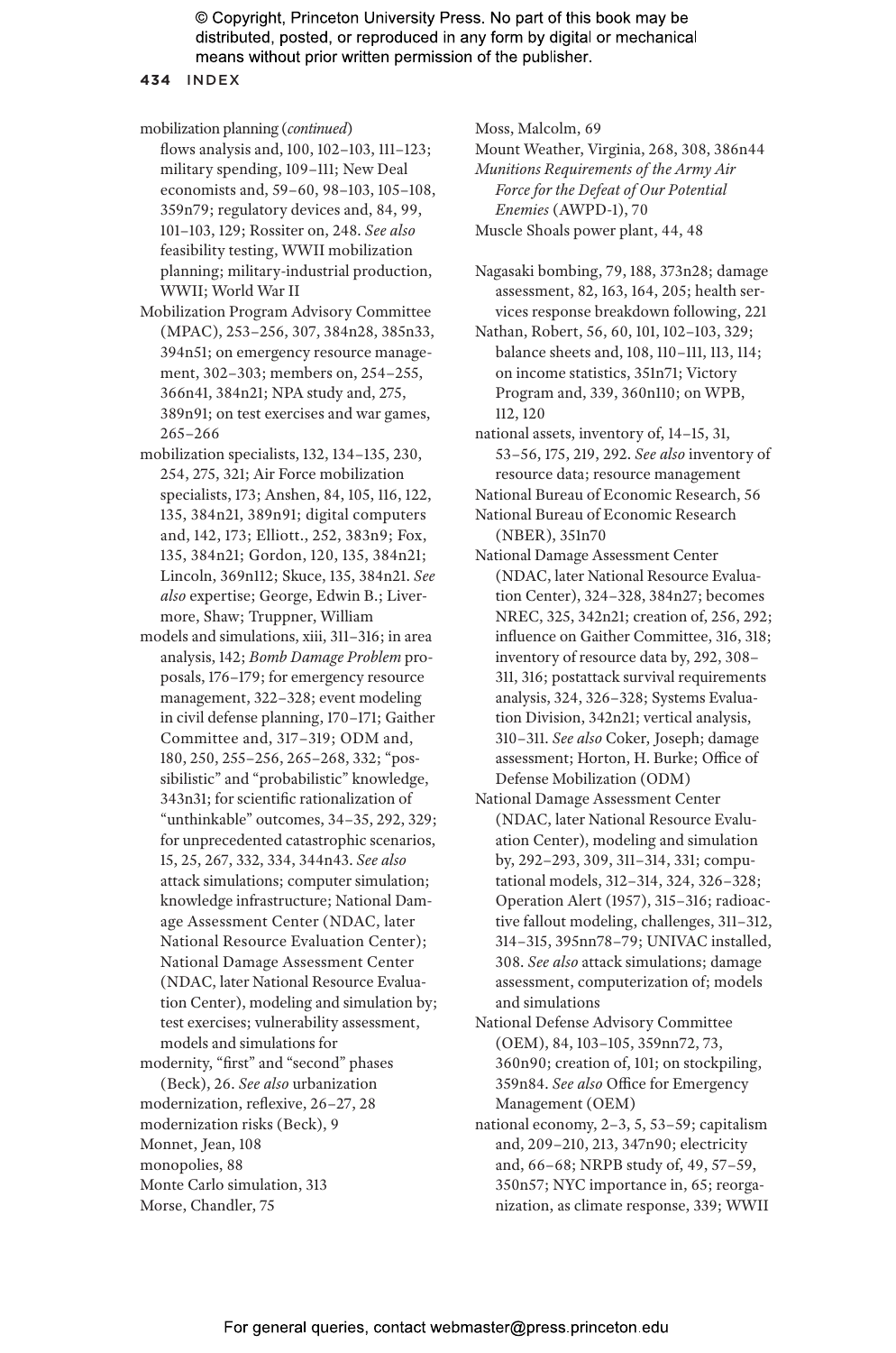mobilization planning (*continued*)
flows analysis and, 100, 102–103, 111–123; military spending, 109–111; New Deal economists and, 59–60, 98–103, 105–108, 359n79; regulatory devices and, 84, 99, 101–103, 129; Rossiter on, 248. *See also* feasibility testing, WWII mobilization planning; military-industrial production, WWII; World War II

Mobilization Program Advisory Committee (MPAC), 253–256, 307, 384n28, 385n33, 394n51; on emergency resource management, 302–303; members on, 254–255, 366n41, 384n21; NPA study and, 275, 389n91; on test exercises and war games, 265–266

mobilization specialists, 132, 134–135, 230, 254, 275, 321; Air Force mobilization specialists, 173; Anshen, 84, 105, 116, 122, 135, 384n21, 389n91; digital computers and, 142, 173; Elliott., 252, 383n9; Fox, 135, 384n21; Gordon, 120, 135, 384n21; Lincoln, 369n112; Skuce, 135, 384n21. *See also* expertise; George, Edwin B.; Livermore, Shaw; Truppner, William

models and simulations, xiii, 311–316; in area analysis, 142; *Bomb Damage Problem* proposals, 176–179; for emergency resource management, 322–328; event modeling in civil defense planning, 170–171; Gaither Committee and, 317–319; ODM and, 180, 250, 255–256, 265–268, 332; "possibilistic" and "probabilistic" knowledge, 343n31; for scientific rationalization of "unthinkable" outcomes, 34–35, 292, 329; for unprecedented catastrophic scenarios, 15, 25, 267, 332, 334, 344n43. *See also* attack simulations; computer simulation; knowledge infrastructure; National Damage Assessment Center (NDAC, later National Resource Evaluation Center); National Damage Assessment Center (NDAC, later National Resource Evaluation Center), modeling and simulation by; test exercises; vulnerability assessment, models and simulations for

modernity, "first" and "second" phases (Beck), 26. *See also* urbanization

modernization, reflexive, 26–27, 28

modernization risks (Beck), 9

Monnet, Jean, 108

monopolies, 88

Monte Carlo simulation, 313

Morse, Chandler, 75

Moss, Malcolm, 69

Mount Weather, Virginia, 268, 308, 386n44

*Munitions Requirements of the Army Air Force for the Defeat of Our Potential Enemies* (AWPD-1), 70

Muscle Shoals power plant, 44, 48

Nagasaki bombing, 79, 188, 373n28; damage assessment, 82, 163, 164, 205; health services response breakdown following, 221

Nathan, Robert, 56, 60, 101, 102–103, 329; balance sheets and, 108, 110–111, 113, 114; on income statistics, 351n71; Victory Program and, 339, 360n110; on WPB, 112, 120

national assets, inventory of, 14–15, 31, 53–56, 175, 219, 292. *See also* inventory of resource data; resource management

National Bureau of Economic Research, 56

National Bureau of Economic Research (NBER), 351n70

National Damage Assessment Center (NDAC, later National Resource Evaluation Center), 324–328, 384n27; becomes NREC, 325, 342n21; creation of, 256, 292; influence on Gaither Committee, 316, 318; inventory of resource data by, 292, 308–311, 316; postattack survival requirements analysis, 324, 326–328; Systems Evaluation Division, 342n21; vertical analysis, 310–311. *See also* Coker, Joseph; damage assessment; Horton, H. Burke; Office of Defense Mobilization (ODM)

National Damage Assessment Center (NDAC, later National Resource Evaluation Center), modeling and simulation by, 292–293, 309, 311–314, 331; computational models, 312–314, 324, 326–328; Operation Alert (1957), 315–316; radioactive fallout modeling, challenges, 311–312, 314–315, 395nn78–79; UNIVAC installed, 308. *See also* attack simulations; damage assessment, computerization of; models and simulations

National Defense Advisory Committee (OEM), 84, 103–105, 359n72, 73, 360n90; creation of, 101; on stockpiling, 359n84. *See also* Office for Emergency Management (OEM)

national economy, 2–3, 5, 53–59; capitalism and, 209–210, 213, 347n90; electricity and, 66–68; NRPB study of, 49, 57–59, 350n57; NYC importance in, 65; reorganization, as climate response, 339; WWII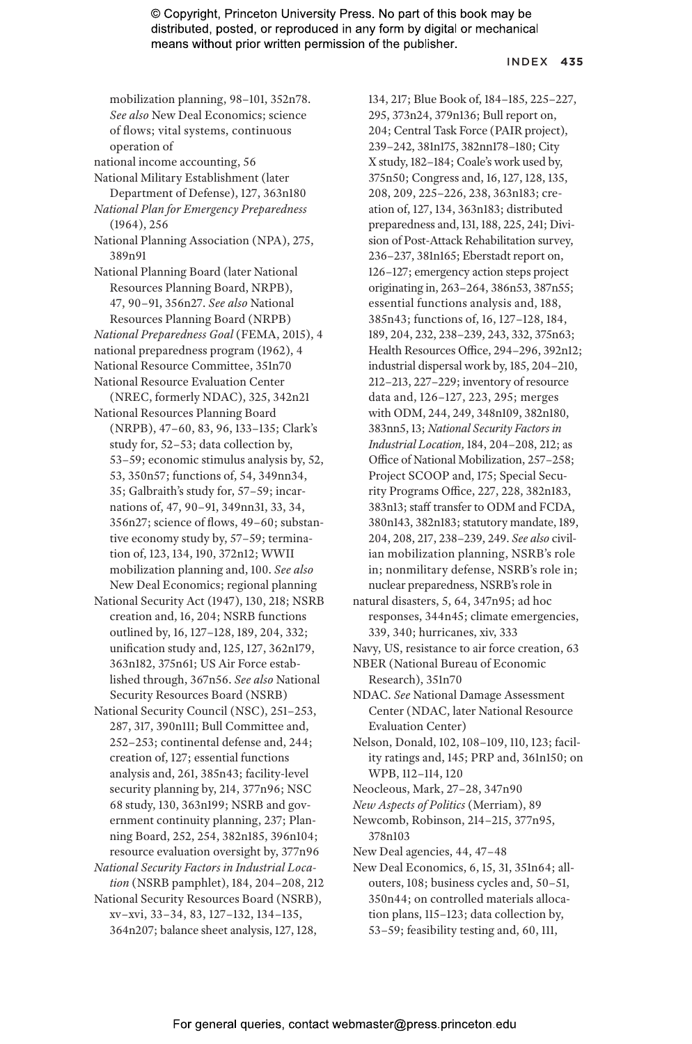mobilization planning, 98–101, 352n78. *See also* New Deal Economics; science of flows; vital systems, continuous operation of

national income accounting, 56

National Military Establishment (later Department of Defense), 127, 363n180

*National Plan for Emergency Preparedness* (1964), 256

National Planning Association (NPA), 275, 389n91

National Planning Board (later National Resources Planning Board, NRPB), 47, 90–91, 356n27. *See also* National Resources Planning Board (NRPB)

*National Preparedness Goal* (FEMA, 2015), 4

national preparedness program (1962), 4

National Resource Committee, 351n70

National Resource Evaluation Center (NREC, formerly NDAC), 325, 342n21

National Resources Planning Board (NRPB), 47–60, 83, 96, 133–135; Clark's study for, 52–53; data collection by, 53–59; economic stimulus analysis by, 52, 53, 350n57; functions of, 54, 349nn34, 35; Galbraith's study for, 57–59; incarnations of, 47, 90–91, 349nn31, 33, 34, 356n27; science of flows, 49–60; substantive economy study by, 57–59; termination of, 123, 134, 190, 372n12; WWII mobilization planning and, 100. *See also* New Deal Economics; regional planning

National Security Act (1947), 130, 218; NSRB creation and, 16, 204; NSRB functions outlined by, 16, 127–128, 189, 204, 332; unification study and, 125, 127, 362n179, 363n182, 375n61; US Air Force established through, 367n56. *See also* National Security Resources Board (NSRB)

National Security Council (NSC), 251–253, 287, 317, 390n111; Bull Committee and, 252–253; continental defense and, 244; creation of, 127; essential functions analysis and, 261, 385n43; facility-level security planning by, 214, 377n96; NSC 68 study, 130, 363n199; NSRB and government continuity planning, 237; Planning Board, 252, 254, 382n185, 396n104; resource evaluation oversight by, 377n96

*National Security Factors in Industrial Location* (NSRB pamphlet), 184, 204–208, 212

National Security Resources Board (NSRB), xv–xvi, 33–34, 83, 127–132, 134–135, 364n207; balance sheet analysis, 127, 128, 134, 217; Blue Book of, 184–185, 225–227, 295, 373n24, 379n136; Bull report on, 204; Central Task Force (PAIR project), 239–242, 381n175, 382nn178–180; City X study, 182–184; Coale's work used by, 375n50; Congress and, 16, 127, 128, 135, 208, 209, 225–226, 238, 363n183; creation of, 127, 134, 363n183; distributed preparedness and, 131, 188, 225, 241; Division of Post-Attack Rehabilitation survey, 236–237, 381n165; Eberstadt report on, 126–127; emergency action steps project originating in, 263–264, 386n53, 387n55; essential functions analysis and, 188, 385n43; functions of, 16, 127–128, 184, 189, 204, 232, 238–239, 243, 332, 375n63; Health Resources Office, 294–296, 392n12; industrial dispersal work by, 185, 204–210, 212–213, 227–229; inventory of resource data and, 126–127, 223, 295; merges with ODM, 244, 249, 348n109, 382n180, 383nn5, 13; *National Security Factors in Industrial Location,* 184, 204–208, 212; as Office of National Mobilization, 257–258; Project SCOOP and, 175; Special Security Programs Office, 227, 228, 382n183, 383n13; staff transfer to ODM and FCDA, 380n143, 382n183; statutory mandate, 189, 204, 208, 217, 238–239, 249. *See also* civilian mobilization planning, NSRB's role in; nonmilitary defense, NSRB's role in; nuclear preparedness, NSRB's role in

natural disasters, 5, 64, 347n95; ad hoc responses, 344n45; climate emergencies, 339, 340; hurricanes, xiv, 333

Navy, US, resistance to air force creation, 63

NBER (National Bureau of Economic Research), 351n70

NDAC. *See* National Damage Assessment Center (NDAC, later National Resource Evaluation Center)

Nelson, Donald, 102, 108–109, 110, 123; facility ratings and, 145; PRP and, 361n150; on WPB, 112–114, 120

Neocleous, Mark, 27–28, 347n90

*New Aspects of Politics* (Merriam), 89

Newcomb, Robinson, 214–215, 377n95, 378n103

New Deal agencies, 44, 47–48

New Deal Economics, 6, 15, 31, 351n64; allouters, 108; business cycles and, 50–51, 350n44; on controlled materials allocation plans, 115–123; data collection by, 53–59; feasibility testing and, 60, 111,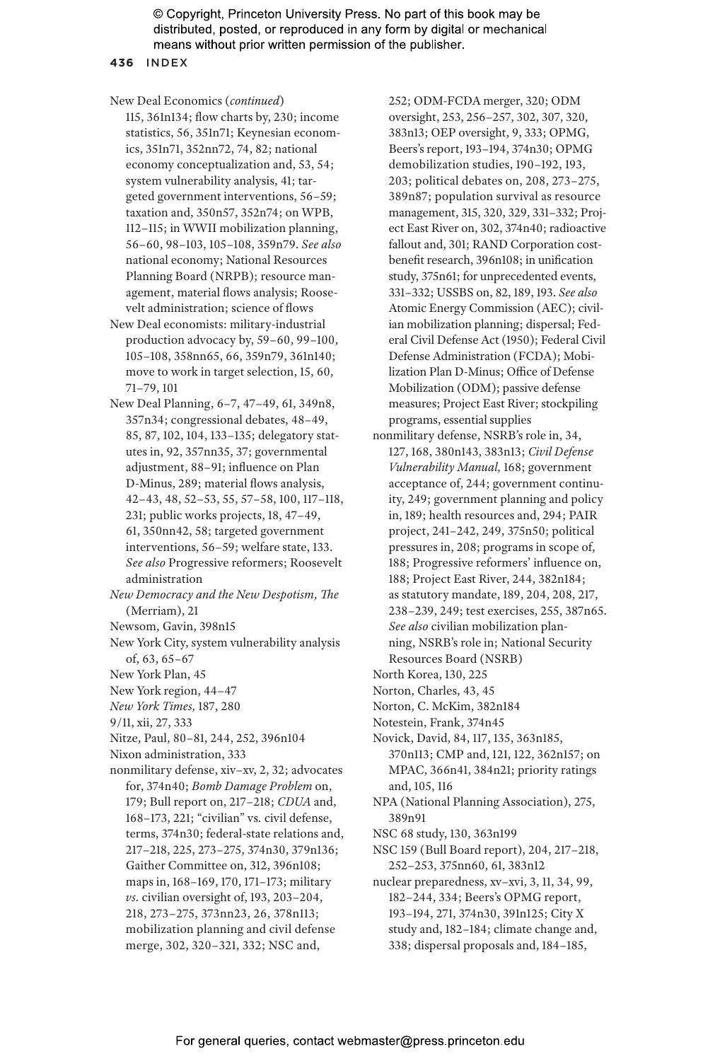© Copyright, Princeton University Press. No part of this book may be distributed, posted, or reproduced in any form by digital or mechanical means without prior written permission of the publisher.

New Deal Economics (*continued*) 115, 361n134; flow charts by, 230; income statistics, 56, 351n71; Keynesian economics, 351n71, 352nn72, 74, 82; national economy conceptualization and, 53, 54; system vulnerability analysis, 41; targeted government interventions, 56–59; taxation and, 350n57, 352n74; on WPB, 112–115; in WWII mobilization planning, 56–60, 98–103, 105–108, 359n79. *See also* national economy; National Resources Planning Board (NRPB); resource management, material flows analysis; Roosevelt administration; science of flows

New Deal economists: military-industrial production advocacy by, 59–60, 99–100, 105–108, 358nn65, 66, 359n79, 361n140; move to work in target selection, 15, 60, 71–79, 101

New Deal Planning, 6–7, 47–49, 61, 349n8, 357n34; congressional debates, 48–49, 85, 87, 102, 104, 133–135; delegatory statutes in, 92, 357nn35, 37; governmental adjustment, 88–91; influence on Plan D-Minus, 289; material flows analysis, 42–43, 48, 52–53, 55, 57–58, 100, 117–118, 231; public works projects, 18, 47–49, 61, 350nn42, 58; targeted government interventions, 56–59; welfare state, 133. *See also* Progressive reformers; Roosevelt administration

*New Democracy and the New Despotism, The* (Merriam), 21

Newsom, Gavin, 398n15

New York City, system vulnerability analysis of, 63, 65–67

New York Plan, 45

New York region, 44–47

*New York Times,* 187, 280

9/11, xii, 27, 333

Nitze, Paul, 80–81, 244, 252, 396n104

Nixon administration, 333

nonmilitary defense, xiv–xv, 2, 32; advocates for, 374n40; *Bomb Damage Problem* on, 179; Bull report on, 217–218; *CDUA* and, 168–173, 221; "civilian" vs. civil defense, terms, 374n30; federal-state relations and, 217–218, 225, 273–275, 374n30, 379n136; Gaither Committee on, 312, 396n108; maps in, 168–169, 170, 171–173; military *vs.* civilian oversight of, 193, 203–204, 218, 273–275, 373nn23, 26, 378n113; mobilization planning and civil defense merge, 302, 320–321, 332; NSC and, 252; ODM-FCDA merger, 320; ODM oversight, 253, 256–257, 302, 307, 320, 383n13; OEP oversight, 9, 333; OPMG, Beers's report, 193–194, 374n30; OPMG demobilization studies, 190–192, 193, 203; political debates on, 208, 273–275, 389n87; population survival as resource management, 315, 320, 329, 331–332; Project East River on, 302, 374n40; radioactive fallout and, 301; RAND Corporation cost-benefit research, 396n108; in unification study, 375n61; for unprecedented events, 331–332; USSBS on, 82, 189, 193. *See also* Atomic Energy Commission (AEC); civilian mobilization planning; dispersal; Federal Civil Defense Act (1950); Federal Civil Defense Administration (FCDA); Mobilization Plan D-Minus; Office of Defense Mobilization (ODM); passive defense measures; Project East River; stockpiling programs, essential supplies

nonmilitary defense, NSRB's role in, 34, 127, 168, 380n143, 383n13; *Civil Defense Vulnerability Manual,* 168; government acceptance of, 244; government continuity, 249; government planning and policy in, 189; health resources and, 294; PAIR project, 241–242, 249, 375n50; political pressures in, 208; programs in scope of, 188; Progressive reformers' influence on, 188; Project East River, 244, 382n184; as statutory mandate, 189, 204, 208, 217, 238–239, 249; test exercises, 255, 387n65. *See also* civilian mobilization planning, NSRB's role in; National Security Resources Board (NSRB)

North Korea, 130, 225

Norton, Charles, 43, 45

Norton, C. McKim, 382n184

Notestein, Frank, 374n45

Novick, David, 84, 117, 135, 363n185, 370n113; CMP and, 121, 122, 362n157; on MPAC, 366n41, 384n21; priority ratings and, 105, 116

NPA (National Planning Association), 275, 389n91

NSC 68 study, 130, 363n199

NSC 159 (Bull Board report), 204, 217–218, 252–253, 375nn60, 61, 383n12

nuclear preparedness, xv–xvi, 3, 11, 34, 99, 182–244, 334; Beers's OPMG report, 193–194, 271, 374n30, 391n125; City X study and, 182–184; climate change and, 338; dispersal proposals and, 184–185,

For general queries, contact webmaster@press.princeton.edu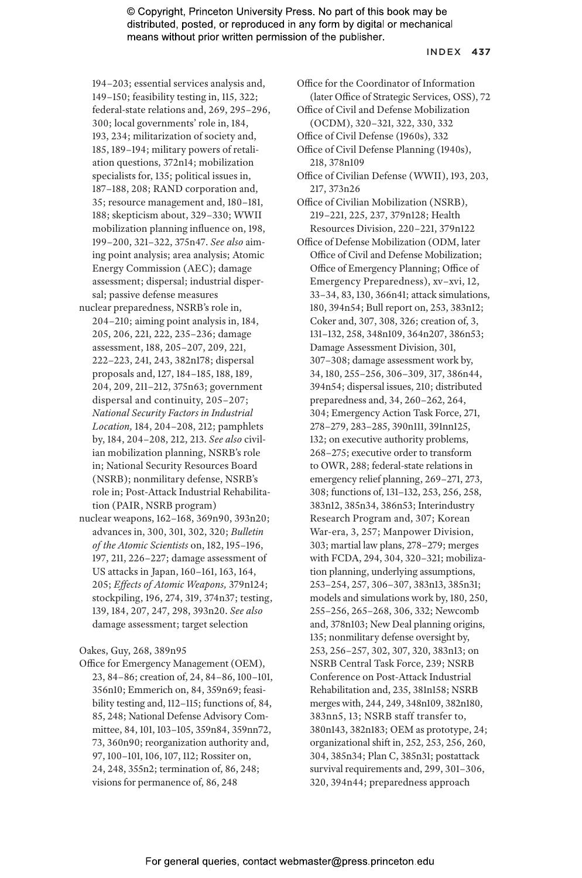194–203; essential services analysis and, 149–150; feasibility testing in, 115, 322; federal-state relations and, 269, 295–296, 300; local governments' role in, 184, 193, 234; militarization of society and, 185, 189–194; military powers of retaliation questions, 372n14; mobilization specialists for, 135; political issues in, 187–188, 208; RAND corporation and, 35; resource management and, 180–181, 188; skepticism about, 329–330; WWII mobilization planning influence on, 198, 199–200, 321–322, 375n47. *See also* aiming point analysis; area analysis; Atomic Energy Commission (AEC); damage assessment; dispersal; industrial dispersal; passive defense measures

nuclear preparedness, NSRB's role in, 204–210; aiming point analysis in, 184, 205, 206, 221, 222, 235–236; damage assessment, 188, 205–207, 209, 221, 222–223, 241, 243, 382n178; dispersal proposals and, 127, 184–185, 188, 189, 204, 209, 211–212, 375n63; government dispersal and continuity, 205–207; *National Security Factors in Industrial Location,* 184, 204–208, 212; pamphlets by, 184, 204–208, 212, 213. *See also* civilian mobilization planning, NSRB's role in; National Security Resources Board (NSRB); nonmilitary defense, NSRB's role in; Post-Attack Industrial Rehabilitation (PAIR, NSRB program)

nuclear weapons, 162–168, 369n90, 393n20; advances in, 300, 301, 302, 320; *Bulletin of the Atomic Scientists* on, 182, 195–196, 197, 211, 226–227; damage assessment of US attacks in Japan, 160–161, 163, 164, 205; *Effects of Atomic Weapons,* 379n124; stockpiling, 196, 274, 319, 374n37; testing, 139, 184, 207, 247, 298, 393n20. *See also* damage assessment; target selection

Oakes, Guy, 268, 389n95

Office for Emergency Management (OEM), 23, 84–86; creation of, 24, 84–86, 100–101, 356n10; Emmerich on, 84, 359n69; feasibility testing and, 112–115; functions of, 84, 85, 248; National Defense Advisory Committee, 84, 101, 103–105, 359n84, 359nn72, 73, 360n90; reorganization authority and, 97, 100–101, 106, 107, 112; Rossiter on, 24, 248, 355n2; termination of, 86, 248; visions for permanence of, 86, 248

Office for the Coordinator of Information (later Office of Strategic Services, OSS), 72

Office of Civil and Defense Mobilization (OCDM), 320–321, 322, 330, 332

Office of Civil Defense (1960s), 332

Office of Civil Defense Planning (1940s), 218, 378n109

Office of Civilian Defense (WWII), 193, 203, 217, 373n26

Office of Civilian Mobilization (NSRB), 219–221, 225, 237, 379n128; Health Resources Division, 220–221, 379n122

Office of Defense Mobilization (ODM, later Office of Civil and Defense Mobilization; Office of Emergency Planning; Office of Emergency Preparedness), xv–xvi, 12, 33–34, 83, 130, 366n41; attack simulations, 180, 394n54; Bull report on, 253, 383n12; Coker and, 307, 308, 326; creation of, 3, 131–132, 258, 348n109, 364n207, 386n53; Damage Assessment Division, 301, 307–308; damage assessment work by, 34, 180, 255–256, 306–309, 317, 386n44, 394n54; dispersal issues, 210; distributed preparedness and, 34, 260–262, 264, 304; Emergency Action Task Force, 271, 278–279, 283–285, 390n111, 391nn125, 132; on executive authority problems, 268–275; executive order to transform to OWR, 288; federal-state relations in emergency relief planning, 269–271, 273, 308; functions of, 131–132, 253, 256, 258, 383n12, 385n34, 386n53; Interindustry Research Program and, 307; Korean War-era, 3, 257; Manpower Division, 303; martial law plans, 278–279; merges with FCDA, 294, 304, 320–321; mobilization planning, underlying assumptions, 253–254, 257, 306–307, 383n13, 385n31; models and simulations work by, 180, 250, 255–256, 265–268, 306, 332; Newcomb and, 378n103; New Deal planning origins, 135; nonmilitary defense oversight by, 253, 256–257, 302, 307, 320, 383n13; on NSRB Central Task Force, 239; NSRB Conference on Post-Attack Industrial Rehabilitation and, 235, 381n158; NSRB merges with, 244, 249, 348n109, 382n180, 383nn5, 13; NSRB staff transfer to, 380n143, 382n183; OEM as prototype, 24; organizational shift in, 252, 253, 256, 260, 304, 385n34; Plan C, 385n31; postattack survival requirements and, 299, 301–306, 320, 394n44; preparedness approach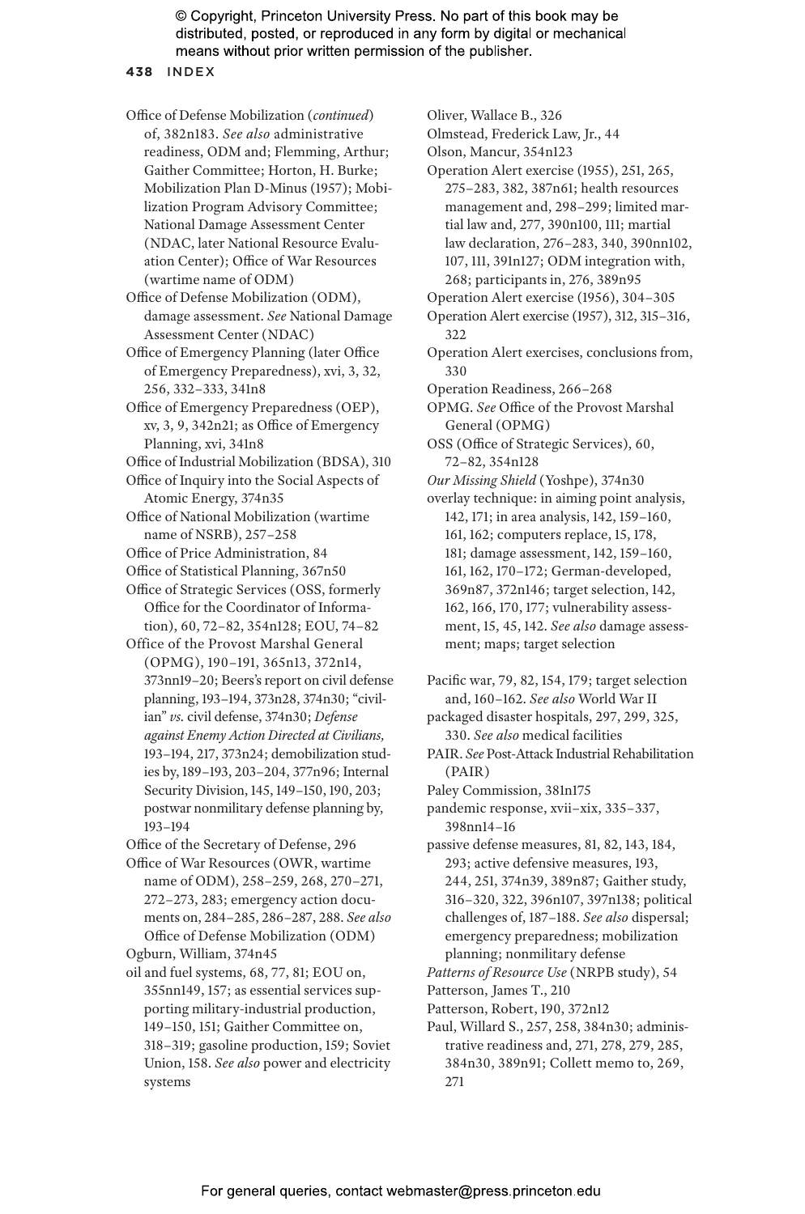Office of Defense Mobilization (*continued*) of, 382n183. *See also* administrative readiness, ODM and; Flemming, Arthur; Gaither Committee; Horton, H. Burke; Mobilization Plan D-Minus (1957); Mobilization Program Advisory Committee; National Damage Assessment Center (NDAC, later National Resource Evaluation Center); Office of War Resources (wartime name of ODM)

Office of Defense Mobilization (ODM), damage assessment. *See* National Damage Assessment Center (NDAC)

Office of Emergency Planning (later Office of Emergency Preparedness), xvi, 3, 32, 256, 332–333, 341n8

Office of Emergency Preparedness (OEP), xv, 3, 9, 342n21; as Office of Emergency Planning, xvi, 341n8

Office of Industrial Mobilization (BDSA), 310

Office of Inquiry into the Social Aspects of Atomic Energy, 374n35

Office of National Mobilization (wartime name of NSRB), 257–258

Office of Price Administration, 84

Office of Statistical Planning, 367n50

Office of Strategic Services (OSS, formerly Office for the Coordinator of Information), 60, 72–82, 354n128; EOU, 74–82

Office of the Provost Marshal General (OPMG), 190–191, 365n13, 372n14, 373nn19–20; Beers's report on civil defense planning, 193–194, 373n28, 374n30; "civilian" *vs.* civil defense, 374n30; *Defense against Enemy Action Directed at Civilians,* 193–194, 217, 373n24; demobilization studies by, 189–193, 203–204, 377n96; Internal Security Division, 145, 149–150, 190, 203; postwar nonmilitary defense planning by, 193–194

Office of the Secretary of Defense, 296

Office of War Resources (OWR, wartime name of ODM), 258–259, 268, 270–271, 272–273, 283; emergency action documents on, 284–285, 286–287, 288. *See also* Office of Defense Mobilization (ODM)

Ogburn, William, 374n45

oil and fuel systems, 68, 77, 81; EOU on, 355nn149, 157; as essential services supporting military-industrial production, 149–150, 151; Gaither Committee on, 318–319; gasoline production, 159; Soviet Union, 158. *See also* power and electricity systems

Oliver, Wallace B., 326

Olmstead, Frederick Law, Jr., 44

Olson, Mancur, 354n123

Operation Alert exercise (1955), 251, 265, 275–283, 382, 387n61; health resources management and, 298–299; limited martial law and, 277, 390n100, 111; martial law declaration, 276–283, 340, 390nn102, 107, 111, 391n127; ODM integration with, 268; participants in, 276, 389n95

Operation Alert exercise (1956), 304–305

Operation Alert exercise (1957), 312, 315–316, 322

Operation Alert exercises, conclusions from, 330

Operation Readiness, 266–268

OPMG. *See* Office of the Provost Marshal General (OPMG)

OSS (Office of Strategic Services), 60, 72–82, 354n128

*Our Missing Shield* (Yoshpe), 374n30

overlay technique: in aiming point analysis, 142, 171; in area analysis, 142, 159–160, 161, 162; computers replace, 15, 178, 181; damage assessment, 142, 159–160, 161, 162, 170–172; German-developed, 369n87, 372n146; target selection, 142, 162, 166, 170, 177; vulnerability assessment, 15, 45, 142. *See also* damage assessment; maps; target selection

Pacific war, 79, 82, 154, 179; target selection and, 160–162. *See also* World War II

packaged disaster hospitals, 297, 299, 325, 330. *See also* medical facilities

PAIR. *See* Post-Attack Industrial Rehabilitation (PAIR)

Paley Commission, 381n175

pandemic response, xvii–xix, 335–337, 398nn14–16

passive defense measures, 81, 82, 143, 184, 293; active defensive measures, 193, 244, 251, 374n39, 389n87; Gaither study, 316–320, 322, 396n107, 397n138; political challenges of, 187–188. *See also* dispersal; emergency preparedness; mobilization planning; nonmilitary defense

*Patterns of Resource Use* (NRPB study), 54

Patterson, James T., 210

Patterson, Robert, 190, 372n12

Paul, Willard S., 257, 258, 384n30; administrative readiness and, 271, 278, 279, 285, 384n30, 389n91; Collett memo to, 269, 271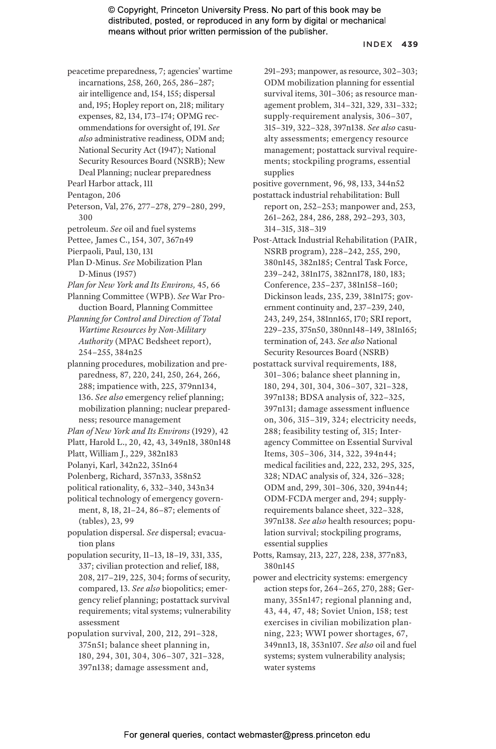peacetime preparedness, 7; agencies' wartime incarnations, 258, 260, 265, 286–287; air intelligence and, 154, 155; dispersal and, 195; Hopley report on, 218; military expenses, 82, 134, 173–174; OPMG recommendations for oversight of, 191. *See also* administrative readiness, ODM and; National Security Act (1947); National Security Resources Board (NSRB); New Deal Planning; nuclear preparedness

Pearl Harbor attack, 111

Pentagon, 206

Peterson, Val, 276, 277–278, 279–280, 299, 300

petroleum. *See* oil and fuel systems

Pettee, James C., 154, 307, 367n49

Pierpaoli, Paul, 130, 131

Plan D-Minus. *See* Mobilization Plan D-Minus (1957)

*Plan for New York and Its Environs,* 45, 66

Planning Committee (WPB). *See* War Production Board, Planning Committee

*Planning for Control and Direction of Total Wartime Resources by Non-Military Authority* (MPAC Bedsheet report), 254–255, 384n25

planning procedures, mobilization and preparedness, 87, 220, 241, 250, 264, 266, 288; impatience with, 225, 379nn134, 136. *See also* emergency relief planning; mobilization planning; nuclear preparedness; resource management

*Plan of New York and Its Environs* (1929), 42

Platt, Harold L., 20, 42, 43, 349n18, 380n148

Platt, William J., 229, 382n183

Polanyi, Karl, 342n22, 351n64

Polenberg, Richard, 357n33, 358n52

political rationality, 6, 332–340, 343n34

political technology of emergency government, 8, 18, 21–24, 86–87; elements of (tables), 23, 99

population dispersal. *See* dispersal; evacuation plans

population security, 11–13, 18–19, 331, 335, 337; civilian protection and relief, 188, 208, 217–219, 225, 304; forms of security, compared, 13. *See also* biopolitics; emergency relief planning; postattack survival requirements; vital systems; vulnerability assessment

population survival, 200, 212, 291–328, 375n51; balance sheet planning in, 180, 294, 301, 304, 306–307, 321–328, 397n138; damage assessment and, 291–293; manpower, as resource, 302–303; ODM mobilization planning for essential survival items, 301–306; as resource management problem, 314–321, 329, 331–332; supply-requirement analysis, 306–307, 315–319, 322–328, 397n138. *See also* casualty assessments; emergency resource management; postattack survival requirements; stockpiling programs, essential supplies

positive government, 96, 98, 133, 344n52

postattack industrial rehabilitation: Bull report on, 252–253; manpower and, 253, 261–262, 284, 286, 288, 292–293, 303, 314–315, 318–319

Post-Attack Industrial Rehabilitation (PAIR, NSRB program), 228–242, 255, 290, 380n145, 382n185; Central Task Force, 239–242, 381n175, 382nn178, 180, 183; Conference, 235–237, 381n158–160; Dickinson leads, 235, 239, 381n175; government continuity and, 237–239, 240, 243, 249, 254, 381nn165, 170; SRI report, 229–235, 375n50, 380nn148–149, 381n165; termination of, 243. *See also* National Security Resources Board (NSRB)

postattack survival requirements, 188, 301–306; balance sheet planning in, 180, 294, 301, 304, 306–307, 321–328, 397n138; BDSA analysis of, 322–325, 397n131; damage assessment influence on, 306, 315–319, 324; electricity needs, 288; feasibility testing of, 315; Interagency Committee on Essential Survival Items, 305–306, 314, 322, 394n44; medical facilities and, 222, 232, 295, 325, 328; NDAC analysis of, 324, 326–328; ODM and, 299, 301–306, 320, 394n44; ODM-FCDA merger and, 294; supply-requirements balance sheet, 322–328, 397n138. *See also* health resources; population survival; stockpiling programs, essential supplies

Potts, Ramsay, 213, 227, 228, 238, 377n83, 380n145

power and electricity systems: emergency action steps for, 264–265, 270, 288; Germany, 355n147; regional planning and, 43, 44, 47, 48; Soviet Union, 158; test exercises in civilian mobilization planning, 223; WWI power shortages, 67, 349nn13, 18, 353n107. *See also* oil and fuel systems; system vulnerability analysis; water systems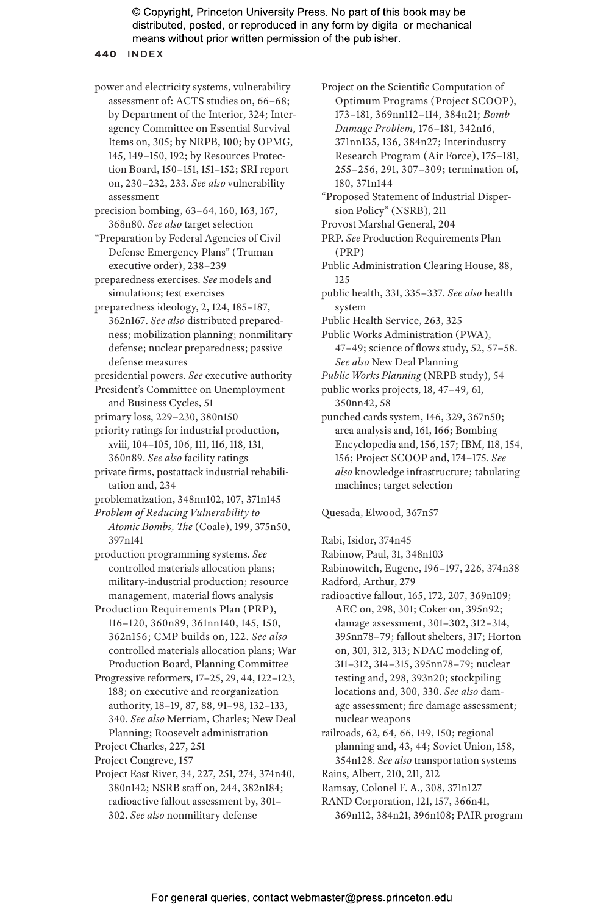power and electricity systems, vulnerability assessment of: ACTS studies on, 66–68; by Department of the Interior, 324; Interagency Committee on Essential Survival Items on, 305; by NRPB, 100; by OPMG, 145, 149–150, 192; by Resources Protection Board, 150–151, 151–152; SRI report on, 230–232, 233. *See also* vulnerability assessment

precision bombing, 63–64, 160, 163, 167, 368n80. *See also* target selection

"Preparation by Federal Agencies of Civil Defense Emergency Plans" (Truman executive order), 238–239

preparedness exercises. *See* models and simulations; test exercises

preparedness ideology, 2, 124, 185–187, 362n167. *See also* distributed preparedness; mobilization planning; nonmilitary defense; nuclear preparedness; passive defense measures

presidential powers. *See* executive authority

President's Committee on Unemployment and Business Cycles, 51

primary loss, 229–230, 380n150

priority ratings for industrial production, xviii, 104–105, 106, 111, 116, 118, 131, 360n89. *See also* facility ratings

private firms, postattack industrial rehabilitation and, 234

problematization, 348nn102, 107, 371n145

*Problem of Reducing Vulnerability to Atomic Bombs, The* (Coale), 199, 375n50, 397n141

production programming systems. *See* controlled materials allocation plans; military-industrial production; resource management, material flows analysis

Production Requirements Plan (PRP), 116–120, 360n89, 361nn140, 145, 150, 362n156; CMP builds on, 122. *See also* controlled materials allocation plans; War Production Board, Planning Committee

Progressive reformers, 17–25, 29, 44, 122–123, 188; on executive and reorganization authority, 18–19, 87, 88, 91–98, 132–133, 340. *See also* Merriam, Charles; New Deal Planning; Roosevelt administration

Project Charles, 227, 251

Project Congreve, 157

Project East River, 34, 227, 251, 274, 374n40, 380n142; NSRB staff on, 244, 382n184; radioactive fallout assessment by, 301–302. *See also* nonmilitary defense

Project on the Scientific Computation of Optimum Programs (Project SCOOP), 173–181, 369nn112–114, 384n21; *Bomb Damage Problem,* 176–181, 342n16, 371nn135, 136, 384n27; Interindustry Research Program (Air Force), 175–181, 255–256, 291, 307–309; termination of, 180, 371n144

"Proposed Statement of Industrial Dispersion Policy" (NSRB), 211

Provost Marshal General, 204

PRP. *See* Production Requirements Plan (PRP)

Public Administration Clearing House, 88, 125

public health, 331, 335–337. *See also* health system

Public Health Service, 263, 325

Public Works Administration (PWA), 47–49; science of flows study, 52, 57–58. *See also* New Deal Planning

*Public Works Planning* (NRPB study), 54

public works projects, 18, 47–49, 61, 350nn42, 58

punched cards system, 146, 329, 367n50; area analysis and, 161, 166; Bombing Encyclopedia and, 156, 157; IBM, 118, 154, 156; Project SCOOP and, 174–175. *See also* knowledge infrastructure; tabulating machines; target selection

Quesada, Elwood, 367n57

Rabi, Isidor, 374n45

Rabinow, Paul, 31, 348n103

Rabinowitch, Eugene, 196–197, 226, 374n38

Radford, Arthur, 279

radioactive fallout, 165, 172, 207, 369n109; AEC on, 298, 301; Coker on, 395n92; damage assessment, 301–302, 312–314, 395nn78–79; fallout shelters, 317; Horton on, 301, 312, 313; NDAC modeling of, 311–312, 314–315, 395nn78–79; nuclear testing and, 298, 393n20; stockpiling locations and, 300, 330. *See also* damage assessment; fire damage assessment; nuclear weapons

railroads, 62, 64, 66, 149, 150; regional planning and, 43, 44; Soviet Union, 158, 354n128. *See also* transportation systems

Rains, Albert, 210, 211, 212

Ramsay, Colonel F. A., 308, 371n127

RAND Corporation, 121, 157, 366n41, 369n112, 384n21, 396n108; PAIR program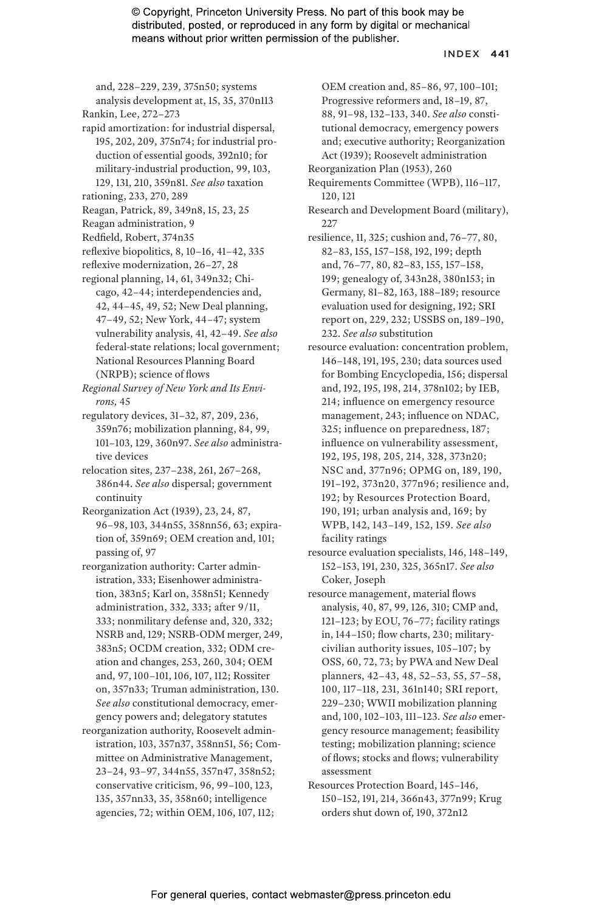and, 228–229, 239, 375n50; systems analysis development at, 15, 35, 370n113

Rankin, Lee, 272–273

rapid amortization: for industrial dispersal, 195, 202, 209, 375n74; for industrial production of essential goods, 392n10; for military-industrial production, 99, 103, 129, 131, 210, 359n81. *See also* taxation

rationing, 233, 270, 289

Reagan, Patrick, 89, 349n8, 15, 23, 25

Reagan administration, 9

Redfield, Robert, 374n35

reflexive biopolitics, 8, 10–16, 41–42, 335

reflexive modernization, 26–27, 28

regional planning, 14, 61, 349n32; Chicago, 42–44; interdependencies and, 42, 44–45, 49, 52; New Deal planning, 47–49, 52; New York, 44–47; system vulnerability analysis, 41, 42–49. *See also* federal-state relations; local government; National Resources Planning Board (NRPB); science of flows

*Regional Survey of New York and Its Environs,* 45

regulatory devices, 31–32, 87, 209, 236, 359n76; mobilization planning, 84, 99, 101–103, 129, 360n97. *See also* administrative devices

relocation sites, 237–238, 261, 267–268, 386n44. *See also* dispersal; government continuity

Reorganization Act (1939), 23, 24, 87, 96–98, 103, 344n55, 358nn56, 63; expiration of, 359n69; OEM creation and, 101; passing of, 97

reorganization authority: Carter administration, 333; Eisenhower administration, 383n5; Karl on, 358n51; Kennedy administration, 332, 333; after 9/11, 333; nonmilitary defense and, 320, 332; NSRB and, 129; NSRB-ODM merger, 249, 383n5; OCDM creation, 332; ODM creation and changes, 253, 260, 304; OEM and, 97, 100–101, 106, 107, 112; Rossiter on, 357n33; Truman administration, 130. *See also* constitutional democracy, emergency powers and; delegatory statutes

reorganization authority, Roosevelt administration, 103, 357n37, 358nn51, 56; Committee on Administrative Management, 23–24, 93–97, 344n55, 357n47, 358n52; conservative criticism, 96, 99–100, 123, 135, 357nn33, 35, 358n60; intelligence agencies, 72; within OEM, 106, 107, 112; OEM creation and, 85–86, 97, 100–101; Progressive reformers and, 18–19, 87, 88, 91–98, 132–133, 340. *See also* constitutional democracy, emergency powers and; executive authority; Reorganization Act (1939); Roosevelt administration

Reorganization Plan (1953), 260

Requirements Committee (WPB), 116–117, 120, 121

Research and Development Board (military), 227

resilience, 11, 325; cushion and, 76–77, 80, 82–83, 155, 157–158, 192, 199; depth and, 76–77, 80, 82–83, 155, 157–158, 199; genealogy of, 343n28, 380n153; in Germany, 81–82, 163, 188–189; resource evaluation used for designing, 192; SRI report on, 229, 232; USSBS on, 189–190, 232. *See also* substitution

resource evaluation: concentration problem, 146–148, 191, 195, 230; data sources used for Bombing Encyclopedia, 156; dispersal and, 192, 195, 198, 214, 378n102; by IEB, 214; influence on emergency resource management, 243; influence on NDAC, 325; influence on preparedness, 187; influence on vulnerability assessment, 192, 195, 198, 205, 214, 328, 373n20; NSC and, 377n96; OPMG on, 189, 190, 191–192, 373n20, 377n96; resilience and, 192; by Resources Protection Board, 190, 191; urban analysis and, 169; by WPB, 142, 143–149, 152, 159. *See also* facility ratings

resource evaluation specialists, 146, 148–149, 152–153, 191, 230, 325, 365n17. *See also* Coker, Joseph

resource management, material flows analysis, 40, 87, 99, 126, 310; CMP and, 121–123; by EOU, 76–77; facility ratings in, 144–150; flow charts, 230; military-civilian authority issues, 105–107; by OSS, 60, 72, 73; by PWA and New Deal planners, 42–43, 48, 52–53, 55, 57–58, 100, 117–118, 231, 361n140; SRI report, 229–230; WWII mobilization planning and, 100, 102–103, 111–123. *See also* emergency resource management; feasibility testing; mobilization planning; science of flows; stocks and flows; vulnerability assessment

Resources Protection Board, 145–146, 150–152, 191, 214, 366n43, 377n99; Krug orders shut down of, 190, 372n12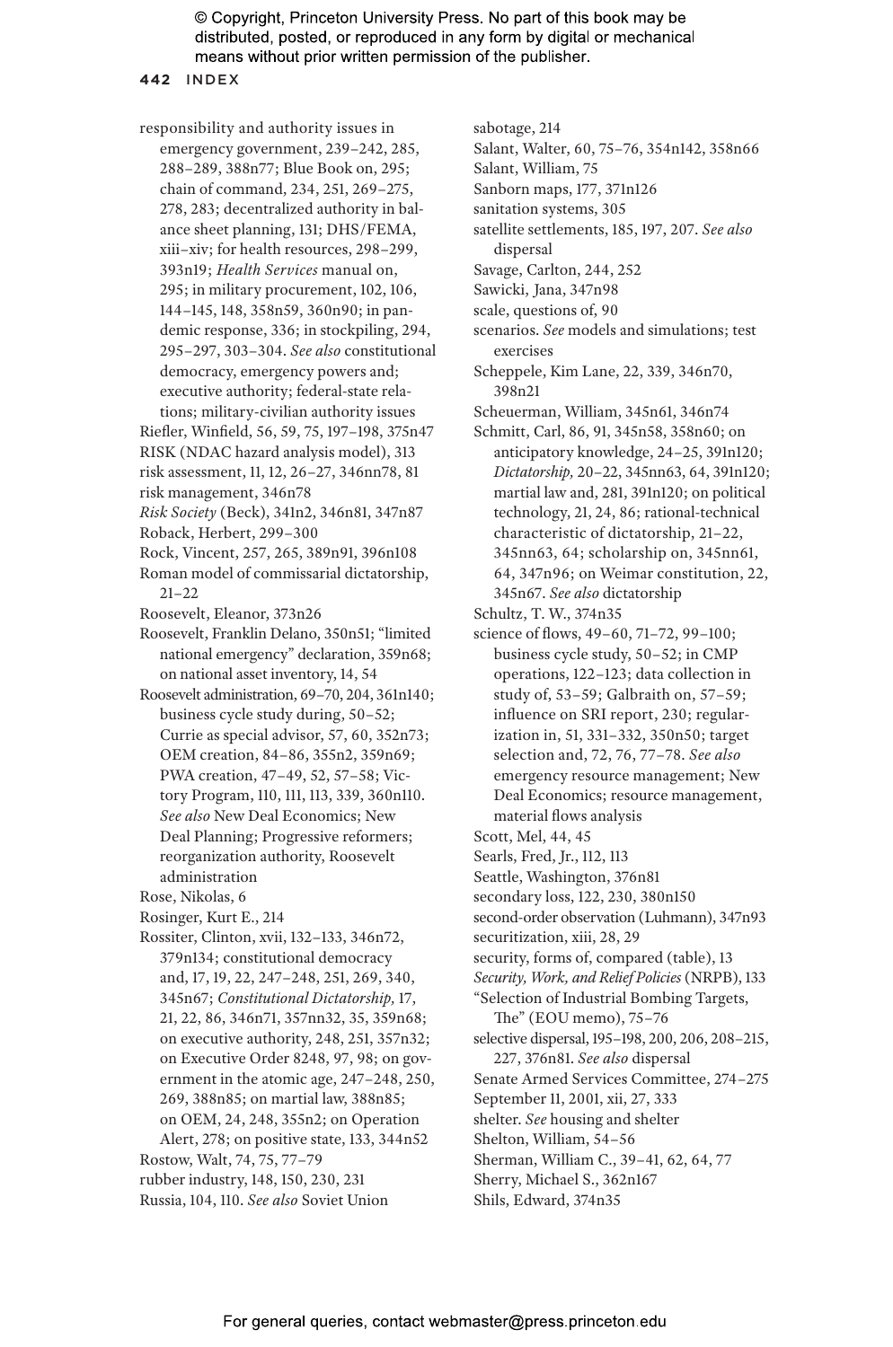responsibility and authority issues in emergency government, 239–242, 285, 288–289, 388n77; Blue Book on, 295; chain of command, 234, 251, 269–275, 278, 283; decentralized authority in balance sheet planning, 131; DHS/FEMA, xiii–xiv; for health resources, 298–299, 393n19; *Health Services* manual on, 295; in military procurement, 102, 106, 144–145, 148, 358n59, 360n90; in pandemic response, 336; in stockpiling, 294, 295–297, 303–304. *See also* constitutional democracy, emergency powers and; executive authority; federal-state relations; military-civilian authority issues

Riefler, Winfield, 56, 59, 75, 197–198, 375n47

RISK (NDAC hazard analysis model), 313

risk assessment, 11, 12, 26–27, 346nn78, 81

risk management, 346n78

*Risk Society* (Beck), 341n2, 346n81, 347n87

Roback, Herbert, 299–300

Rock, Vincent, 257, 265, 389n91, 396n108

Roman model of commissarial dictatorship, 21–22

Roosevelt, Eleanor, 373n26

Roosevelt, Franklin Delano, 350n51; "limited national emergency" declaration, 359n68; on national asset inventory, 14, 54

Roosevelt administration, 69–70, 204, 361n140; business cycle study during, 50–52; Currie as special advisor, 57, 60, 352n73; OEM creation, 84–86, 355n2, 359n69; PWA creation, 47–49, 52, 57–58; Victory Program, 110, 111, 113, 339, 360n110. *See also* New Deal Economics; New Deal Planning; Progressive reformers; reorganization authority, Roosevelt administration

Rose, Nikolas, 6

Rosinger, Kurt E., 214

Rossiter, Clinton, xvii, 132–133, 346n72, 379n134; constitutional democracy and, 17, 19, 22, 247–248, 251, 269, 340, 345n67; *Constitutional Dictatorship,* 17, 21, 22, 86, 346n71, 357nn32, 35, 359n68; on executive authority, 248, 251, 357n32; on Executive Order 8248, 97, 98; on government in the atomic age, 247–248, 250, 269, 388n85; on martial law, 388n85; on OEM, 24, 248, 355n2; on Operation Alert, 278; on positive state, 133, 344n52

Rostow, Walt, 74, 75, 77–79

rubber industry, 148, 150, 230, 231

Russia, 104, 110. *See also* Soviet Union

sabotage, 214

Salant, Walter, 60, 75–76, 354n142, 358n66

Salant, William, 75

Sanborn maps, 177, 371n126

sanitation systems, 305

satellite settlements, 185, 197, 207. *See also* dispersal

Savage, Carlton, 244, 252

Sawicki, Jana, 347n98

scale, questions of, 90

scenarios. *See* models and simulations; test exercises

Scheppele, Kim Lane, 22, 339, 346n70, 398n21

Scheuerman, William, 345n61, 346n74

Schmitt, Carl, 86, 91, 345n58, 358n60; on anticipatory knowledge, 24–25, 391n120; *Dictatorship,* 20–22, 345nn63, 64, 391n120; martial law and, 281, 391n120; on political technology, 21, 24, 86; rational-technical characteristic of dictatorship, 21–22, 345nn63, 64; scholarship on, 345nn61, 64, 347n96; on Weimar constitution, 22, 345n67. *See also* dictatorship

Schultz, T. W., 374n35

science of flows, 49–60, 71–72, 99–100; business cycle study, 50–52; in CMP operations, 122–123; data collection in study of, 53–59; Galbraith on, 57–59; influence on SRI report, 230; regularization in, 51, 331–332, 350n50; target selection and, 72, 76, 77–78. *See also* emergency resource management; New Deal Economics; resource management, material flows analysis

Scott, Mel, 44, 45

Searls, Fred, Jr., 112, 113

Seattle, Washington, 376n81

secondary loss, 122, 230, 380n150

second-order observation (Luhmann), 347n93

securitization, xiii, 28, 29

security, forms of, compared (table), 13

*Security, Work, and Relief Policies* (NRPB), 133

"Selection of Industrial Bombing Targets, The" (EOU memo), 75–76

selective dispersal, 195–198, 200, 206, 208–215, 227, 376n81. *See also* dispersal

Senate Armed Services Committee, 274–275

September 11, 2001, xii, 27, 333

shelter. *See* housing and shelter

Shelton, William, 54–56

Sherman, William C., 39–41, 62, 64, 77

Sherry, Michael S., 362n167

Shils, Edward, 374n35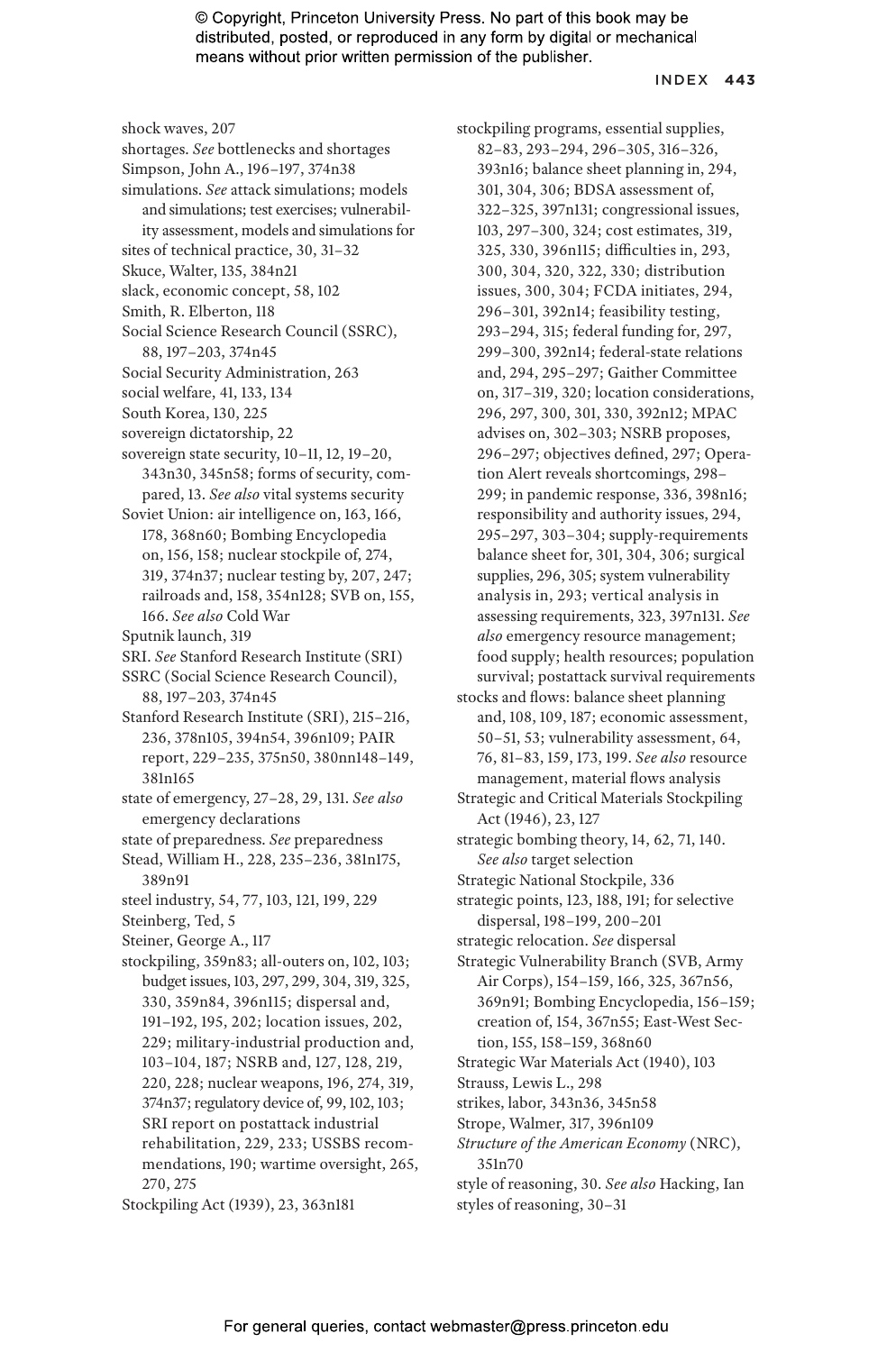shock waves, 207
shortages. *See* bottlenecks and shortages
Simpson, John A., 196–197, 374n38
simulations. *See* attack simulations; models and simulations; test exercises; vulnerability assessment, models and simulations for
sites of technical practice, 30, 31–32
Skuce, Walter, 135, 384n21
slack, economic concept, 58, 102
Smith, R. Elberton, 118
Social Science Research Council (SSRC), 88, 197–203, 374n45
Social Security Administration, 263
social welfare, 41, 133, 134
South Korea, 130, 225
sovereign dictatorship, 22
sovereign state security, 10–11, 12, 19–20, 343n30, 345n58; forms of security, compared, 13. *See also* vital systems security
Soviet Union: air intelligence on, 163, 166, 178, 368n60; Bombing Encyclopedia on, 156, 158; nuclear stockpile of, 274, 319, 374n37; nuclear testing by, 207, 247; railroads and, 158, 354n128; SVB on, 155, 166. *See also* Cold War
Sputnik launch, 319
SRI. *See* Stanford Research Institute (SRI)
SSRC (Social Science Research Council), 88, 197–203, 374n45
Stanford Research Institute (SRI), 215–216, 236, 378n105, 394n54, 396n109; PAIR report, 229–235, 375n50, 380nn148–149, 381n165
state of emergency, 27–28, 29, 131. *See also* emergency declarations
state of preparedness. *See* preparedness
Stead, William H., 228, 235–236, 381n175, 389n91
steel industry, 54, 77, 103, 121, 199, 229
Steinberg, Ted, 5
Steiner, George A., 117
stockpiling, 359n83; all-outers on, 102, 103; budget issues, 103, 297, 299, 304, 319, 325, 330, 359n84, 396n115; dispersal and, 191–192, 195, 202; location issues, 202, 229; military-industrial production and, 103–104, 187; NSRB and, 127, 128, 219, 220, 228; nuclear weapons, 196, 274, 319, 374n37; regulatory device of, 99, 102, 103; SRI report on postattack industrial rehabilitation, 229, 233; USSBS recommendations, 190; wartime oversight, 265, 270, 275
Stockpiling Act (1939), 23, 363n181
stockpiling programs, essential supplies, 82–83, 293–294, 296–305, 316–326, 393n16; balance sheet planning in, 294, 301, 304, 306; BDSA assessment of, 322–325, 397n131; congressional issues, 103, 297–300, 324; cost estimates, 319, 325, 330, 396n115; difficulties in, 293, 300, 304, 320, 322, 330; distribution issues, 300, 304; FCDA initiates, 294, 296–301, 392n14; feasibility testing, 293–294, 315; federal funding for, 297, 299–300, 392n14; federal-state relations and, 294, 295–297; Gaither Committee on, 317–319, 320; location considerations, 296, 297, 300, 301, 330, 392n12; MPAC advises on, 302–303; NSRB proposes, 296–297; objectives defined, 297; Operation Alert reveals shortcomings, 298–299; in pandemic response, 336, 398n16; responsibility and authority issues, 294, 295–297, 303–304; supply-requirements balance sheet for, 301, 304, 306; surgical supplies, 296, 305; system vulnerability analysis in, 293; vertical analysis in assessing requirements, 323, 397n131. *See also* emergency resource management; food supply; health resources; population survival; postattack survival requirements
stocks and flows: balance sheet planning and, 108, 109, 187; economic assessment, 50–51, 53; vulnerability assessment, 64, 76, 81–83, 159, 173, 199. *See also* resource management, material flows analysis
Strategic and Critical Materials Stockpiling Act (1946), 23, 127
strategic bombing theory, 14, 62, 71, 140. *See also* target selection
Strategic National Stockpile, 336
strategic points, 123, 188, 191; for selective dispersal, 198–199, 200–201
strategic relocation. *See* dispersal
Strategic Vulnerability Branch (SVB, Army Air Corps), 154–159, 166, 325, 367n56, 369n91; Bombing Encyclopedia, 156–159; creation of, 154, 367n55; East-West Section, 155, 158–159, 368n60
Strategic War Materials Act (1940), 103
Strauss, Lewis L., 298
strikes, labor, 343n36, 345n58
Strope, Walmer, 317, 396n109
*Structure of the American Economy* (NRC), 351n70
style of reasoning, 30. *See also* Hacking, Ian
styles of reasoning, 30–31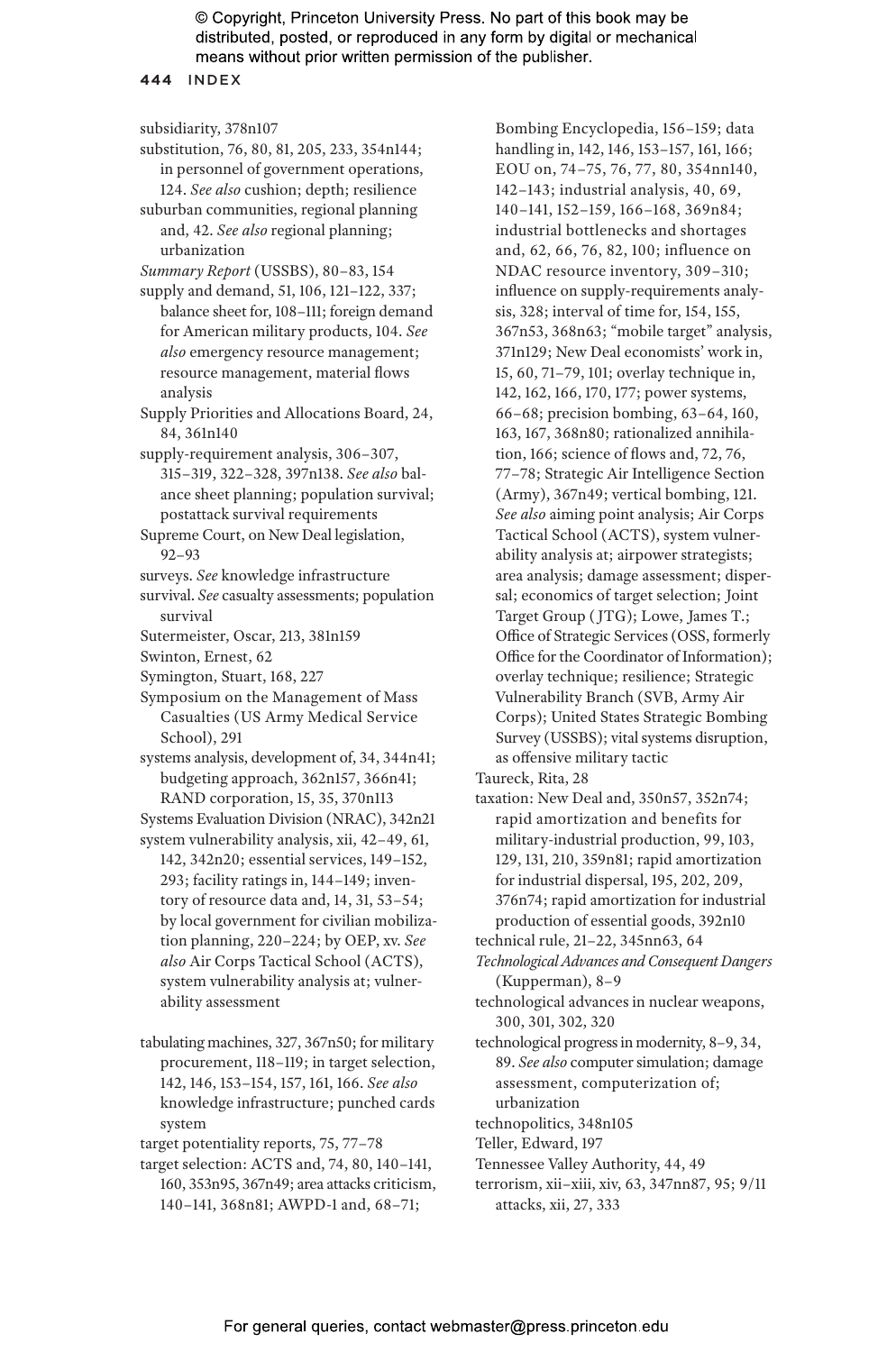subsidiarity, 378n107

substitution, 76, 80, 81, 205, 233, 354n144; in personnel of government operations, 124. *See also* cushion; depth; resilience

suburban communities, regional planning and, 42. *See also* regional planning; urbanization

*Summary Report* (USSBS), 80–83, 154

supply and demand, 51, 106, 121–122, 337; balance sheet for, 108–111; foreign demand for American military products, 104. *See also* emergency resource management; resource management, material flows analysis

Supply Priorities and Allocations Board, 24, 84, 361n140

supply-requirement analysis, 306–307, 315–319, 322–328, 397n138. *See also* balance sheet planning; population survival; postattack survival requirements

Supreme Court, on New Deal legislation, 92–93

surveys. *See* knowledge infrastructure

survival. *See* casualty assessments; population survival

Sutermeister, Oscar, 213, 381n159

Swinton, Ernest, 62

Symington, Stuart, 168, 227

Symposium on the Management of Mass Casualties (US Army Medical Service School), 291

systems analysis, development of, 34, 344n41; budgeting approach, 362n157, 366n41; RAND corporation, 15, 35, 370n113

Systems Evaluation Division (NRAC), 342n21

system vulnerability analysis, xii, 42–49, 61, 142, 342n20; essential services, 149–152, 293; facility ratings in, 144–149; inventory of resource data and, 14, 31, 53–54; by local government for civilian mobilization planning, 220–224; by OEP, xv. *See also* Air Corps Tactical School (ACTS), system vulnerability analysis at; vulnerability assessment

tabulating machines, 327, 367n50; for military procurement, 118–119; in target selection, 142, 146, 153–154, 157, 161, 166. *See also* knowledge infrastructure; punched cards system

target potentiality reports, 75, 77–78

target selection: ACTS and, 74, 80, 140–141, 160, 353n95, 367n49; area attacks criticism, 140–141, 368n81; AWPD-1 and, 68–71; Bombing Encyclopedia, 156–159; data handling in, 142, 146, 153–157, 161, 166; EOU on, 74–75, 76, 77, 80, 354nn140, 142–143; industrial analysis, 40, 69, 140–141, 152–159, 166–168, 369n84; industrial bottlenecks and shortages and, 62, 66, 76, 82, 100; influence on NDAC resource inventory, 309–310; influence on supply-requirements analysis, 328; interval of time for, 154, 155, 367n53, 368n63; "mobile target" analysis, 371n129; New Deal economists' work in, 15, 60, 71–79, 101; overlay technique in, 142, 162, 166, 170, 177; power systems, 66–68; precision bombing, 63–64, 160, 163, 167, 368n80; rationalized annihilation, 166; science of flows and, 72, 76, 77–78; Strategic Air Intelligence Section (Army), 367n49; vertical bombing, 121. *See also* aiming point analysis; Air Corps Tactical School (ACTS), system vulnerability analysis at; airpower strategists; area analysis; damage assessment; dispersal; economics of target selection; Joint Target Group (JTG); Lowe, James T.; Office of Strategic Services (OSS, formerly Office for the Coordinator of Information); overlay technique; resilience; Strategic Vulnerability Branch (SVB, Army Air Corps); United States Strategic Bombing Survey (USSBS); vital systems disruption, as offensive military tactic

Taureck, Rita, 28

taxation: New Deal and, 350n57, 352n74; rapid amortization and benefits for military-industrial production, 99, 103, 129, 131, 210, 359n81; rapid amortization for industrial dispersal, 195, 202, 209, 376n74; rapid amortization for industrial production of essential goods, 392n10

technical rule, 21–22, 345nn63, 64

*Technological Advances and Consequent Dangers* (Kupperman), 8–9

technological advances in nuclear weapons, 300, 301, 302, 320

technological progress in modernity, 8–9, 34, 89. *See also* computer simulation; damage assessment, computerization of; urbanization

technopolitics, 348n105

Teller, Edward, 197

Tennessee Valley Authority, 44, 49

terrorism, xii–xiii, xiv, 63, 347nn87, 95; 9/11 attacks, xii, 27, 333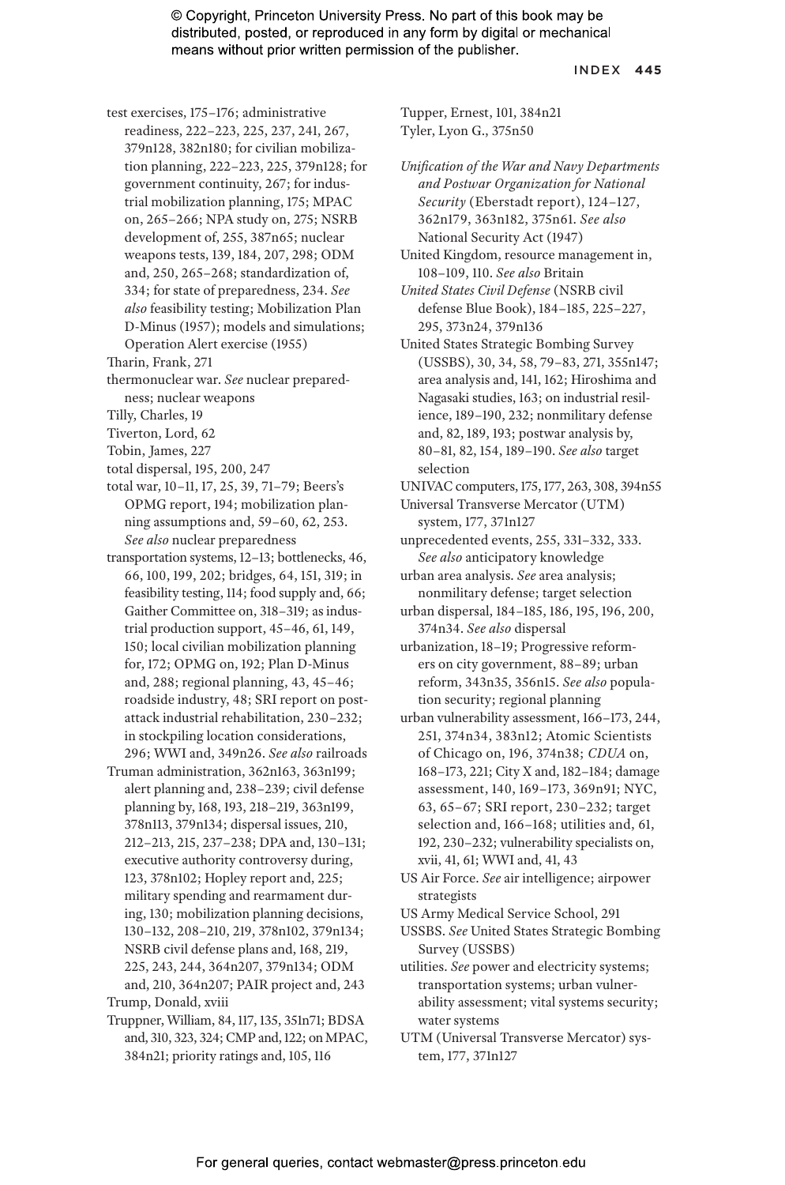test exercises, 175–176; administrative readiness, 222–223, 225, 237, 241, 267, 379n128, 382n180; for civilian mobilization planning, 222–223, 225, 379n128; for government continuity, 267; for industrial mobilization planning, 175; MPAC on, 265–266; NPA study on, 275; NSRB development of, 255, 387n65; nuclear weapons tests, 139, 184, 207, 298; ODM and, 250, 265–268; standardization of, 334; for state of preparedness, 234. *See also* feasibility testing; Mobilization Plan D-Minus (1957); models and simulations; Operation Alert exercise (1955)

Tharin, Frank, 271

thermonuclear war. *See* nuclear preparedness; nuclear weapons

Tilly, Charles, 19

Tiverton, Lord, 62

Tobin, James, 227

total dispersal, 195, 200, 247

total war, 10–11, 17, 25, 39, 71–79; Beers's OPMG report, 194; mobilization planning assumptions and, 59–60, 62, 253. *See also* nuclear preparedness

transportation systems, 12–13; bottlenecks, 46, 66, 100, 199, 202; bridges, 64, 151, 319; in feasibility testing, 114; food supply and, 66; Gaither Committee on, 318–319; as industrial production support, 45–46, 61, 149, 150; local civilian mobilization planning for, 172; OPMG on, 192; Plan D-Minus and, 288; regional planning, 43, 45–46; roadside industry, 48; SRI report on postattack industrial rehabilitation, 230–232; in stockpiling location considerations, 296; WWI and, 349n26. *See also* railroads

Truman administration, 362n163, 363n199; alert planning and, 238–239; civil defense planning by, 168, 193, 218–219, 363n199, 378n113, 379n134; dispersal issues, 210, 212–213, 215, 237–238; DPA and, 130–131; executive authority controversy during, 123, 378n102; Hopley report and, 225; military spending and rearmament during, 130; mobilization planning decisions, 130–132, 208–210, 219, 378n102, 379n134; NSRB civil defense plans and, 168, 219, 225, 243, 244, 364n207, 379n134; ODM and, 210, 364n207; PAIR project and, 243

Trump, Donald, xviii

Truppner, William, 84, 117, 135, 351n71; BDSA and, 310, 323, 324; CMP and, 122; on MPAC, 384n21; priority ratings and, 105, 116

Tupper, Ernest, 101, 384n21

Tyler, Lyon G., 375n50

*Unification of the War and Navy Departments and Postwar Organization for National Security* (Eberstadt report), 124–127, 362n179, 363n182, 375n61. *See also* National Security Act (1947)

United Kingdom, resource management in, 108–109, 110. *See also* Britain

*United States Civil Defense* (NSRB civil defense Blue Book), 184–185, 225–227, 295, 373n24, 379n136

United States Strategic Bombing Survey (USSBS), 30, 34, 58, 79–83, 271, 355n147; area analysis and, 141, 162; Hiroshima and Nagasaki studies, 163; on industrial resilience, 189–190, 232; nonmilitary defense and, 82, 189, 193; postwar analysis by, 80–81, 82, 154, 189–190. *See also* target selection

UNIVAC computers, 175, 177, 263, 308, 394n55

Universal Transverse Mercator (UTM) system, 177, 371n127

unprecedented events, 255, 331–332, 333. *See also* anticipatory knowledge

urban area analysis. *See* area analysis; nonmilitary defense; target selection

urban dispersal, 184–185, 186, 195, 196, 200, 374n34. *See also* dispersal

urbanization, 18–19; Progressive reformers on city government, 88–89; urban reform, 343n35, 356n15. *See also* population security; regional planning

urban vulnerability assessment, 166–173, 244, 251, 374n34, 383n12; Atomic Scientists of Chicago on, 196, 374n38; *CDUA* on, 168–173, 221; City X and, 182–184; damage assessment, 140, 169–173, 369n91; NYC, 63, 65–67; SRI report, 230–232; target selection and, 166–168; utilities and, 61, 192, 230–232; vulnerability specialists on, xvii, 41, 61; WWI and, 41, 43

US Air Force. *See* air intelligence; airpower strategists

US Army Medical Service School, 291

USSBS. *See* United States Strategic Bombing Survey (USSBS)

utilities. *See* power and electricity systems; transportation systems; urban vulnerability assessment; vital systems security; water systems

UTM (Universal Transverse Mercator) system, 177, 371n127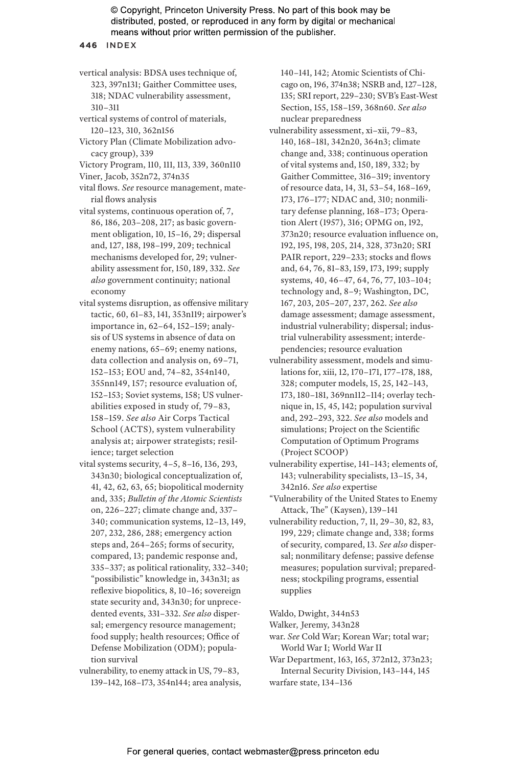vertical analysis: BDSA uses technique of, 323, 397n131; Gaither Committee uses, 318; NDAC vulnerability assessment, 310–311

vertical systems of control of materials, 120–123, 310, 362n156

Victory Plan (Climate Mobilization advocacy group), 339

Victory Program, 110, 111, 113, 339, 360n110

Viner, Jacob, 352n72, 374n35

vital flows. *See* resource management, material flows analysis

vital systems, continuous operation of, 7, 86, 186, 203–208, 217; as basic government obligation, 10, 15–16, 29; dispersal and, 127, 188, 198–199, 209; technical mechanisms developed for, 29; vulnerability assessment for, 150, 189, 332. *See also* government continuity; national economy

vital systems disruption, as offensive military tactic, 60, 61–83, 141, 353n119; airpower's importance in, 62–64, 152–159; analysis of US systems in absence of data on enemy nations, 65–69; enemy nations, data collection and analysis on, 69–71, 152–153; EOU and, 74–82, 354n140, 355nn149, 157; resource evaluation of, 152–153; Soviet systems, 158; US vulnerabilities exposed in study of, 79–83, 158–159. *See also* Air Corps Tactical School (ACTS), system vulnerability analysis at; airpower strategists; resilience; target selection

vital systems security, 4–5, 8–16, 136, 293, 343n30; biological conceptualization of, 41, 42, 62, 63, 65; biopolitical modernity and, 335; *Bulletin of the Atomic Scientists* on, 226–227; climate change and, 337–340; communication systems, 12–13, 149, 207, 232, 286, 288; emergency action steps and, 264–265; forms of security, compared, 13; pandemic response and, 335–337; as political rationality, 332–340; "possibilistic" knowledge in, 343n31; as reflexive biopolitics, 8, 10–16; sovereign state security and, 343n30; for unprecedented events, 331–332. *See also* dispersal; emergency resource management; food supply; health resources; Office of Defense Mobilization (ODM); population survival

vulnerability, to enemy attack in US, 79–83, 139–142, 168–173, 354n144; area analysis, 140–141, 142; Atomic Scientists of Chicago on, 196, 374n38; NSRB and, 127–128, 135; SRI report, 229–230; SVB's East-West Section, 155, 158–159, 368n60. *See also* nuclear preparedness

vulnerability assessment, xi–xii, 79–83, 140, 168–181, 342n20, 364n3; climate change and, 338; continuous operation of vital systems and, 150, 189, 332; by Gaither Committee, 316–319; inventory of resource data, 14, 31, 53–54, 168–169, 173, 176–177; NDAC and, 310; nonmilitary defense planning, 168–173; Operation Alert (1957), 316; OPMG on, 192, 373n20; resource evaluation influence on, 192, 195, 198, 205, 214, 328, 373n20; SRI PAIR report, 229–233; stocks and flows and, 64, 76, 81–83, 159, 173, 199; supply systems, 40, 46–47, 64, 76, 77, 103–104; technology and, 8–9; Washington, DC, 167, 203, 205–207, 237, 262. *See also* damage assessment; damage assessment, industrial vulnerability; dispersal; industrial vulnerability assessment; interdependencies; resource evaluation

vulnerability assessment, models and simulations for, xiii, 12, 170–171, 177–178, 188, 328; computer models, 15, 25, 142–143, 173, 180–181, 369nn112–114; overlay technique in, 15, 45, 142; population survival and, 292–293, 322. *See also* models and simulations; Project on the Scientific Computation of Optimum Programs (Project SCOOP)

vulnerability expertise, 141–143; elements of, 143; vulnerability specialists, 13–15, 34, 342n16. *See also* expertise

"Vulnerability of the United States to Enemy Attack, The" (Kaysen), 139–141

vulnerability reduction, 7, 11, 29–30, 82, 83, 199, 229; climate change and, 338; forms of security, compared, 13. *See also* dispersal; nonmilitary defense; passive defense measures; population survival; preparedness; stockpiling programs, essential supplies

Waldo, Dwight, 344n53

Walker, Jeremy, 343n28

war. *See* Cold War; Korean War; total war; World War I; World War II

War Department, 163, 165, 372n12, 373n23; Internal Security Division, 143–144, 145

warfare state, 134–136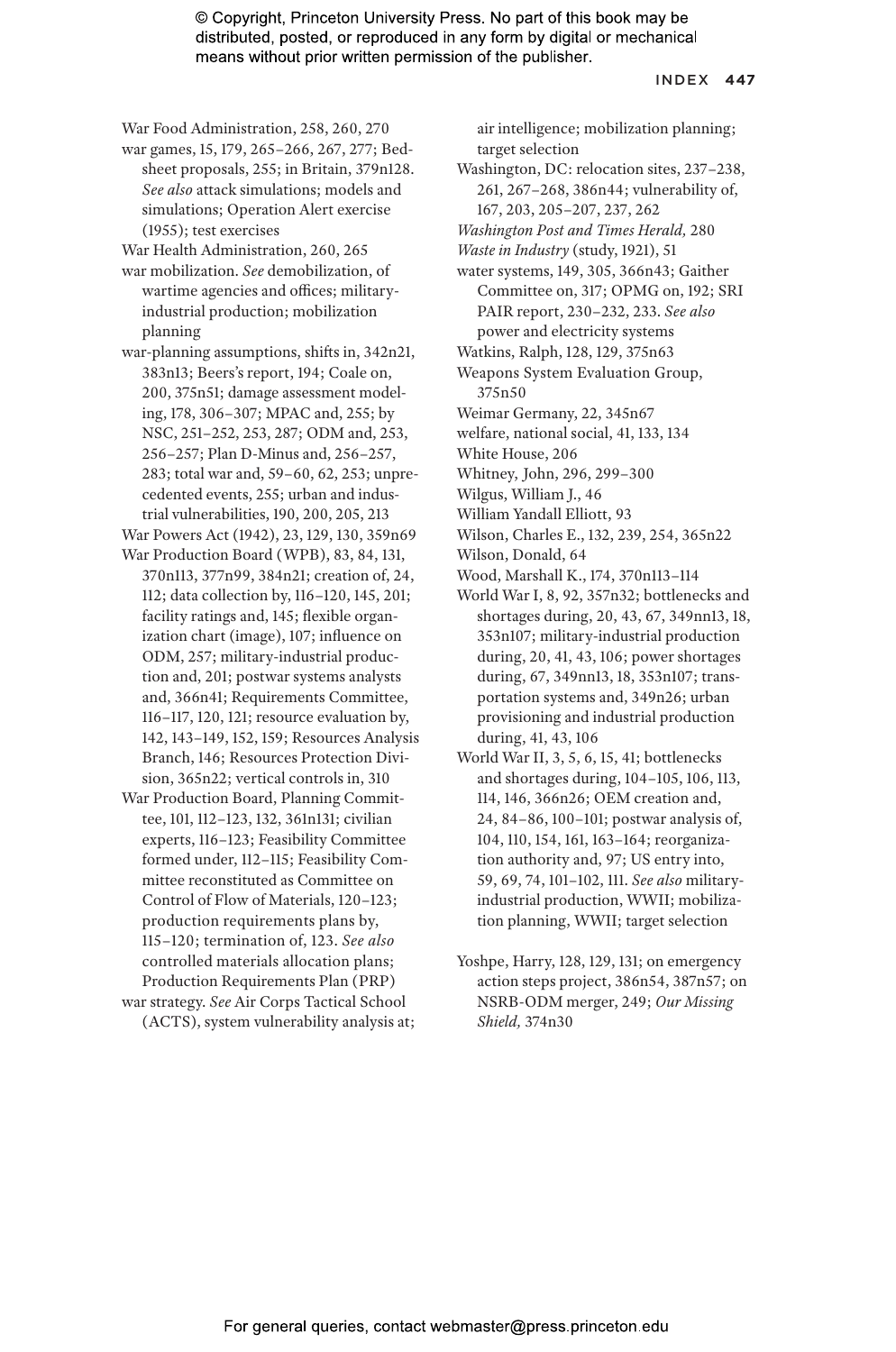War Food Administration, 258, 260, 270

war games, 15, 179, 265–266, 267, 277; Bedsheet proposals, 255; in Britain, 379n128. *See also* attack simulations; models and simulations; Operation Alert exercise (1955); test exercises

War Health Administration, 260, 265

war mobilization. *See* demobilization, of wartime agencies and offices; military-industrial production; mobilization planning

war-planning assumptions, shifts in, 342n21, 383n13; Beers's report, 194; Coale on, 200, 375n51; damage assessment modeling, 178, 306–307; MPAC and, 255; by NSC, 251–252, 253, 287; ODM and, 253, 256–257; Plan D-Minus and, 256–257, 283; total war and, 59–60, 62, 253; unprecedented events, 255; urban and industrial vulnerabilities, 190, 200, 205, 213

War Powers Act (1942), 23, 129, 130, 359n69

War Production Board (WPB), 83, 84, 131, 370n113, 377n99, 384n21; creation of, 24, 112; data collection by, 116–120, 145, 201; facility ratings and, 145; flexible organization chart (image), 107; influence on ODM, 257; military-industrial production and, 201; postwar systems analysts and, 366n41; Requirements Committee, 116–117, 120, 121; resource evaluation by, 142, 143–149, 152, 159; Resources Analysis Branch, 146; Resources Protection Division, 365n22; vertical controls in, 310

War Production Board, Planning Committee, 101, 112–123, 132, 361n131; civilian experts, 116–123; Feasibility Committee formed under, 112–115; Feasibility Committee reconstituted as Committee on Control of Flow of Materials, 120–123; production requirements plans by, 115–120; termination of, 123. *See also* controlled materials allocation plans; Production Requirements Plan (PRP)

war strategy. *See* Air Corps Tactical School (ACTS), system vulnerability analysis at; air intelligence; mobilization planning; target selection

Washington, DC: relocation sites, 237–238, 261, 267–268, 386n44; vulnerability of, 167, 203, 205–207, 237, 262

*Washington Post and Times Herald,* 280

*Waste in Industry* (study, 1921), 51

water systems, 149, 305, 366n43; Gaither Committee on, 317; OPMG on, 192; SRI PAIR report, 230–232, 233. *See also* power and electricity systems

Watkins, Ralph, 128, 129, 375n63

Weapons System Evaluation Group, 375n50

Weimar Germany, 22, 345n67

welfare, national social, 41, 133, 134

White House, 206

Whitney, John, 296, 299–300

Wilgus, William J., 46

William Yandall Elliott, 93

Wilson, Charles E., 132, 239, 254, 365n22

Wilson, Donald, 64

Wood, Marshall K., 174, 370n113–114

World War I, 8, 92, 357n32; bottlenecks and shortages during, 20, 43, 67, 349nn13, 18, 353n107; military-industrial production during, 20, 41, 43, 106; power shortages during, 67, 349nn13, 18, 353n107; transportation systems and, 349n26; urban provisioning and industrial production during, 41, 43, 106

World War II, 3, 5, 6, 15, 41; bottlenecks and shortages during, 104–105, 106, 113, 114, 146, 366n26; OEM creation and, 24, 84–86, 100–101; postwar analysis of, 104, 110, 154, 161, 163–164; reorganization authority and, 97; US entry into, 59, 69, 74, 101–102, 111. *See also* military-industrial production, WWII; mobilization planning, WWII; target selection

Yoshpe, Harry, 128, 129, 131; on emergency action steps project, 386n54, 387n57; on NSRB-ODM merger, 249; *Our Missing Shield,* 374n30